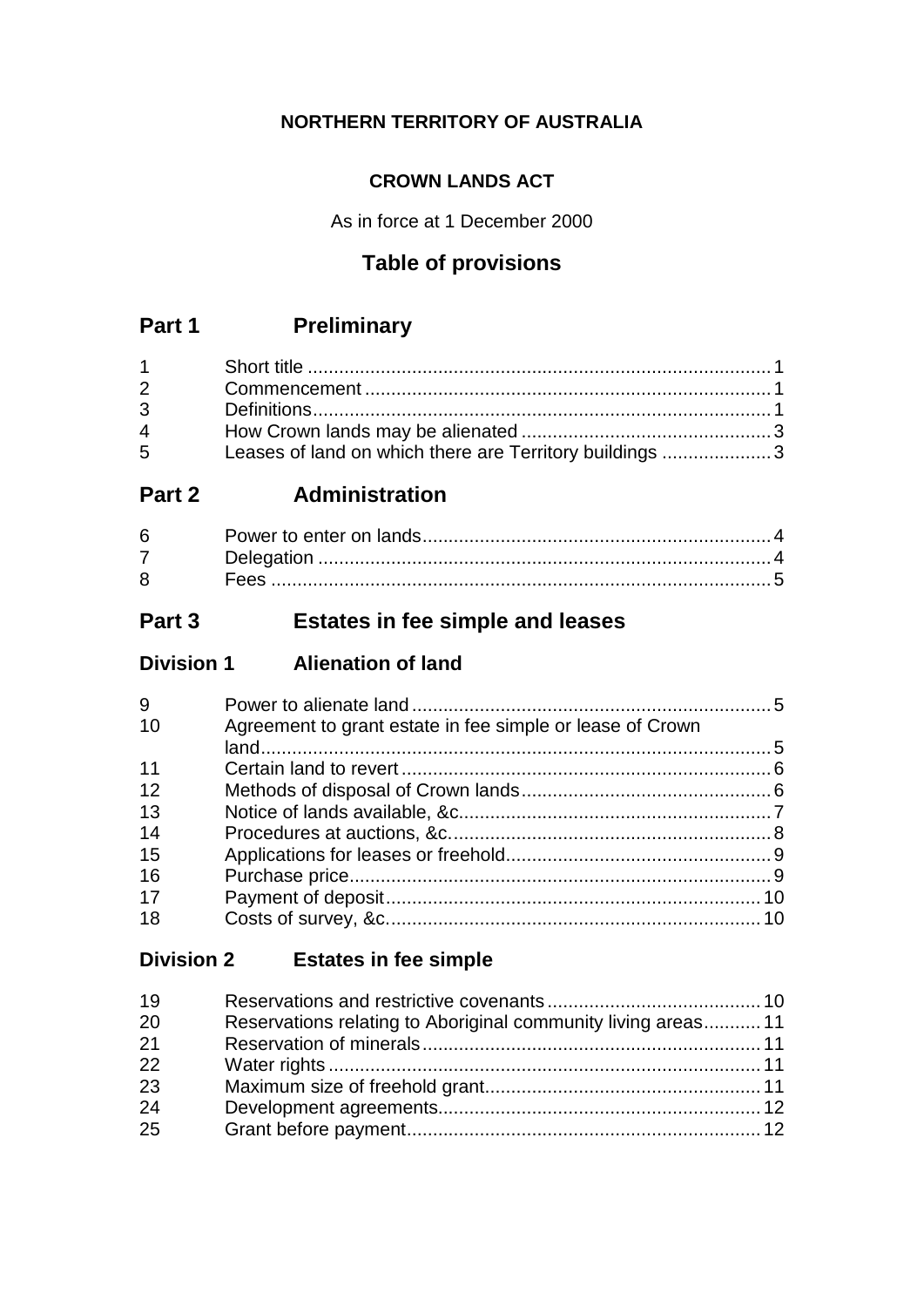**NORTHERN TERRITORY OF AUSTRALIA**

**CROWN LANDS ACT**

As in force at 1 December 2000

## Table of provisions

## Part 1 Preliminary

| | | |
|---|---|---|
| 1 | Short title | 1 |
| 2 | Commencement | 1 |
| 3 | Definitions | 1 |
| 4 | How Crown lands may be alienated | 3 |
| 5 | Leases of land on which there are Territory buildings | 3 |

## Part 2 Administration

| | | |
|---|---|---|
| 6 | Power to enter on lands | 4 |
| 7 | Delegation | 4 |
| 8 | Fees | 5 |

## Part 3 Estates in fee simple and leases

### Division 1 Alienation of land

| | | |
|---|---|---|
| 9 | Power to alienate land | 5 |
| 10 | Agreement to grant estate in fee simple or lease of Crown land | 5 |
| 11 | Certain land to revert | 6 |
| 12 | Methods of disposal of Crown lands | 6 |
| 13 | Notice of lands available, &c. | 7 |
| 14 | Procedures at auctions, &c. | 8 |
| 15 | Applications for leases or freehold | 9 |
| 16 | Purchase price | 9 |
| 17 | Payment of deposit | 10 |
| 18 | Costs of survey, &c. | 10 |

### Division 2 Estates in fee simple

| | | |
|---|---|---|
| 19 | Reservations and restrictive covenants | 10 |
| 20 | Reservations relating to Aboriginal community living areas | 11 |
| 21 | Reservation of minerals | 11 |
| 22 | Water rights | 11 |
| 23 | Maximum size of freehold grant | 11 |
| 24 | Development agreements | 12 |
| 25 | Grant before payment | 12 |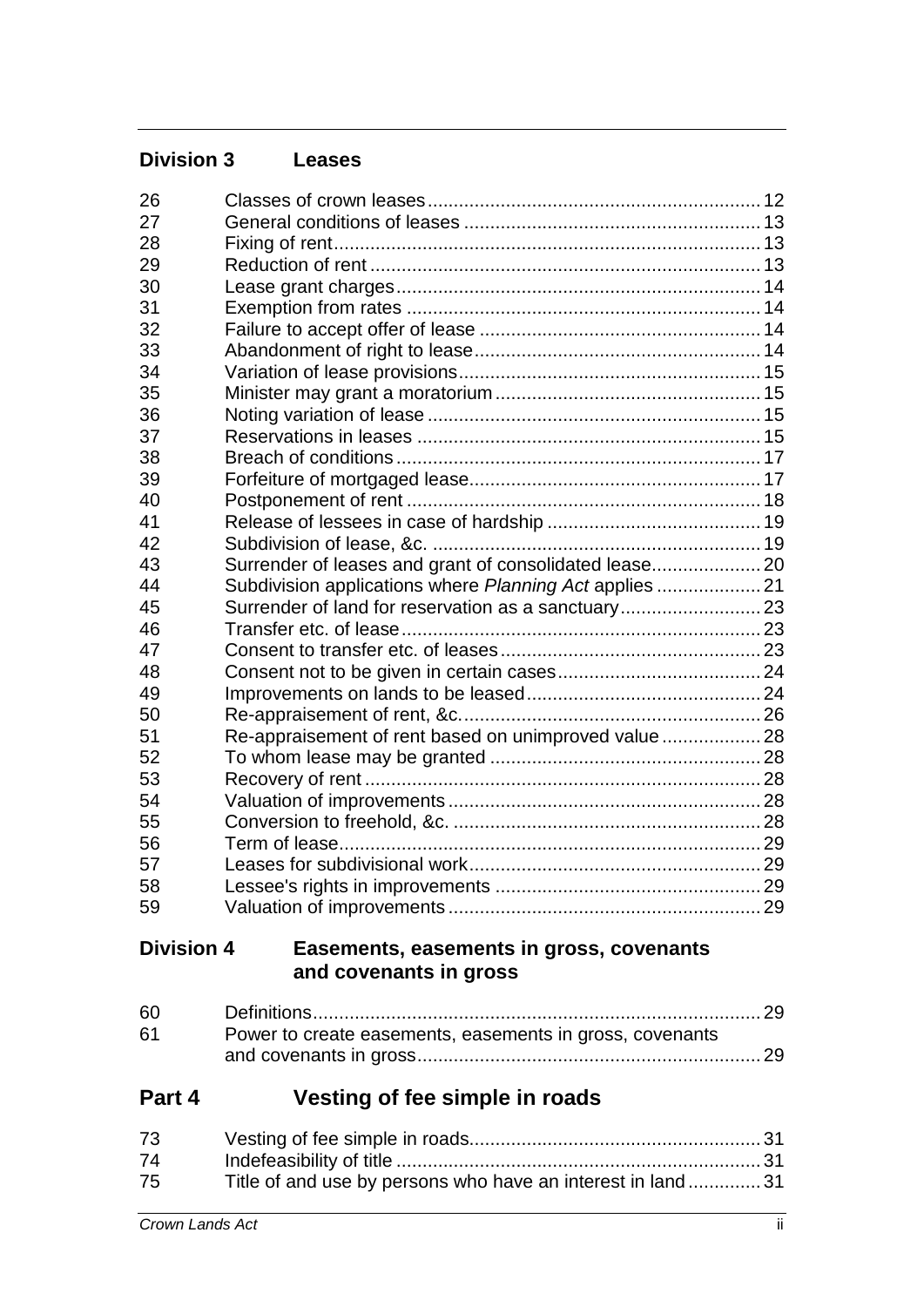### Division 3 Leases

| | | |
|---|---|---|
| 26 | Classes of crown leases | 12 |
| 27 | General conditions of leases | 13 |
| 28 | Fixing of rent | 13 |
| 29 | Reduction of rent | 13 |
| 30 | Lease grant charges | 14 |
| 31 | Exemption from rates | 14 |
| 32 | Failure to accept offer of lease | 14 |
| 33 | Abandonment of right to lease | 14 |
| 34 | Variation of lease provisions | 15 |
| 35 | Minister may grant a moratorium | 15 |
| 36 | Noting variation of lease | 15 |
| 37 | Reservations in leases | 15 |
| 38 | Breach of conditions | 17 |
| 39 | Forfeiture of mortgaged lease | 17 |
| 40 | Postponement of rent | 18 |
| 41 | Release of lessees in case of hardship | 19 |
| 42 | Subdivision of lease, &c. | 19 |
| 43 | Surrender of leases and grant of consolidated lease | 20 |
| 44 | Subdivision applications where *Planning Act* applies | 21 |
| 45 | Surrender of land for reservation as a sanctuary | 23 |
| 46 | Transfer etc. of lease | 23 |
| 47 | Consent to transfer etc. of leases | 23 |
| 48 | Consent not to be given in certain cases | 24 |
| 49 | Improvements on lands to be leased | 24 |
| 50 | Re-appraisement of rent, &c. | 26 |
| 51 | Re-appraisement of rent based on unimproved value | 28 |
| 52 | To whom lease may be granted | 28 |
| 53 | Recovery of rent | 28 |
| 54 | Valuation of improvements | 28 |
| 55 | Conversion to freehold, &c. | 28 |
| 56 | Term of lease | 29 |
| 57 | Leases for subdivisional work | 29 |
| 58 | Lessee's rights in improvements | 29 |
| 59 | Valuation of improvements | 29 |

### Division 4 Easements, easements in gross, covenants and covenants in gross

| | | |
|---|---|---|
| 60 | Definitions | 29 |
| 61 | Power to create easements, easements in gross, covenants and covenants in gross | 29 |

## Part 4 Vesting of fee simple in roads

| | | |
|---|---|---|
| 73 | Vesting of fee simple in roads | 31 |
| 74 | Indefeasibility of title | 31 |
| 75 | Title of and use by persons who have an interest in land | 31 |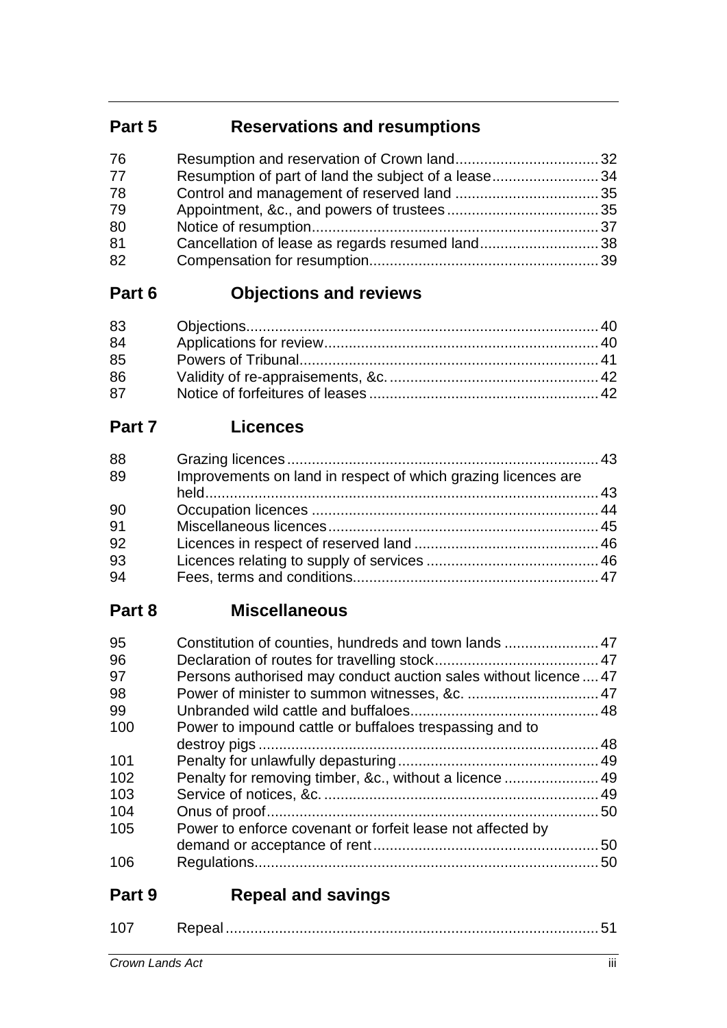## Part 5 Reservations and resumptions

| | | |
|---|---|---|
| 76 | Resumption and reservation of Crown land | 32 |
| 77 | Resumption of part of land the subject of a lease | 34 |
| 78 | Control and management of reserved land | 35 |
| 79 | Appointment, &c., and powers of trustees | 35 |
| 80 | Notice of resumption | 37 |
| 81 | Cancellation of lease as regards resumed land | 38 |
| 82 | Compensation for resumption | 39 |

## Part 6 Objections and reviews

| | | |
|---|---|---|
| 83 | Objections | 40 |
| 84 | Applications for review | 40 |
| 85 | Powers of Tribunal | 41 |
| 86 | Validity of re-appraisements, &c. | 42 |
| 87 | Notice of forfeitures of leases | 42 |

## Part 7 Licences

| | | |
|---|---|---|
| 88 | Grazing licences | 43 |
| 89 | Improvements on land in respect of which grazing licences are held | 43 |
| 90 | Occupation licences | 44 |
| 91 | Miscellaneous licences | 45 |
| 92 | Licences in respect of reserved land | 46 |
| 93 | Licences relating to supply of services | 46 |
| 94 | Fees, terms and conditions | 47 |

## Part 8 Miscellaneous

| | | |
|---|---|---|
| 95 | Constitution of counties, hundreds and town lands | 47 |
| 96 | Declaration of routes for travelling stock | 47 |
| 97 | Persons authorised may conduct auction sales without licence | 47 |
| 98 | Power of minister to summon witnesses, &c. | 47 |
| 99 | Unbranded wild cattle and buffaloes | 48 |
| 100 | Power to impound cattle or buffaloes trespassing and to destroy pigs | 48 |
| 101 | Penalty for unlawfully depasturing | 49 |
| 102 | Penalty for removing timber, &c., without a licence | 49 |
| 103 | Service of notices, &c. | 49 |
| 104 | Onus of proof | 50 |
| 105 | Power to enforce covenant or forfeit lease not affected by demand or acceptance of rent | 50 |
| 106 | Regulations | 50 |

## Part 9 Repeal and savings

| | | |
|---|---|---|
| 107 | Repeal | 51 |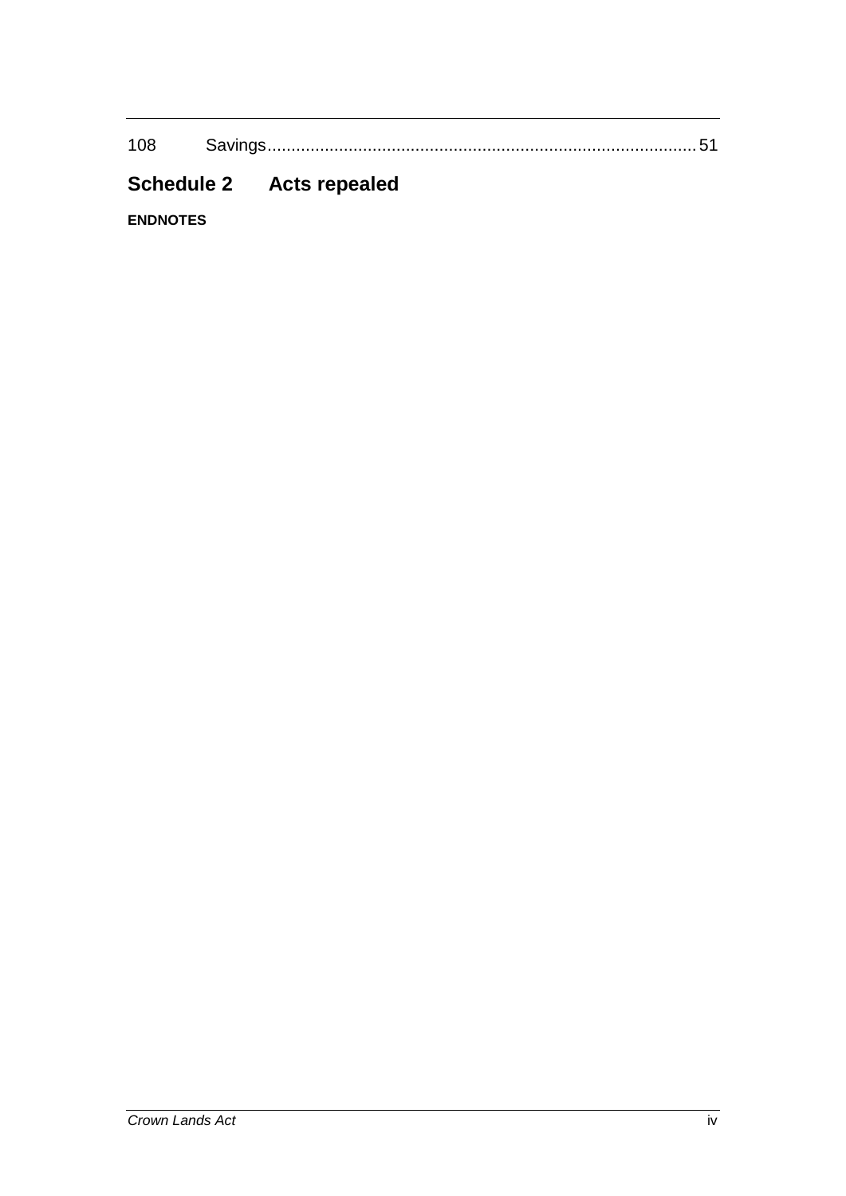108 Savings 51

## Schedule 2 Acts repealed

**ENDNOTES**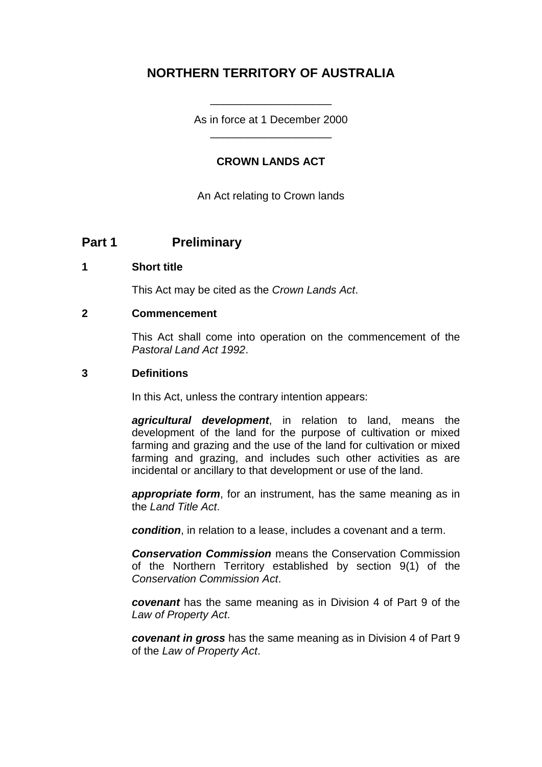# NORTHERN TERRITORY OF AUSTRALIA

As in force at 1 December 2000

## CROWN LANDS ACT

An Act relating to Crown lands

## Part 1 Preliminary

### 1 Short title

This Act may be cited as the *Crown Lands Act*.

### 2 Commencement

This Act shall come into operation on the commencement of the *Pastoral Land Act 1992*.

### 3 Definitions

In this Act, unless the contrary intention appears:

***agricultural development***, in relation to land, means the development of the land for the purpose of cultivation or mixed farming and grazing and the use of the land for cultivation or mixed farming and grazing, and includes such other activities as are incidental or ancillary to that development or use of the land.

***appropriate form***, for an instrument, has the same meaning as in the *Land Title Act*.

***condition***, in relation to a lease, includes a covenant and a term.

***Conservation Commission*** means the Conservation Commission of the Northern Territory established by section 9(1) of the *Conservation Commission Act*.

***covenant*** has the same meaning as in Division 4 of Part 9 of the *Law of Property Act*.

***covenant in gross*** has the same meaning as in Division 4 of Part 9 of the *Law of Property Act*.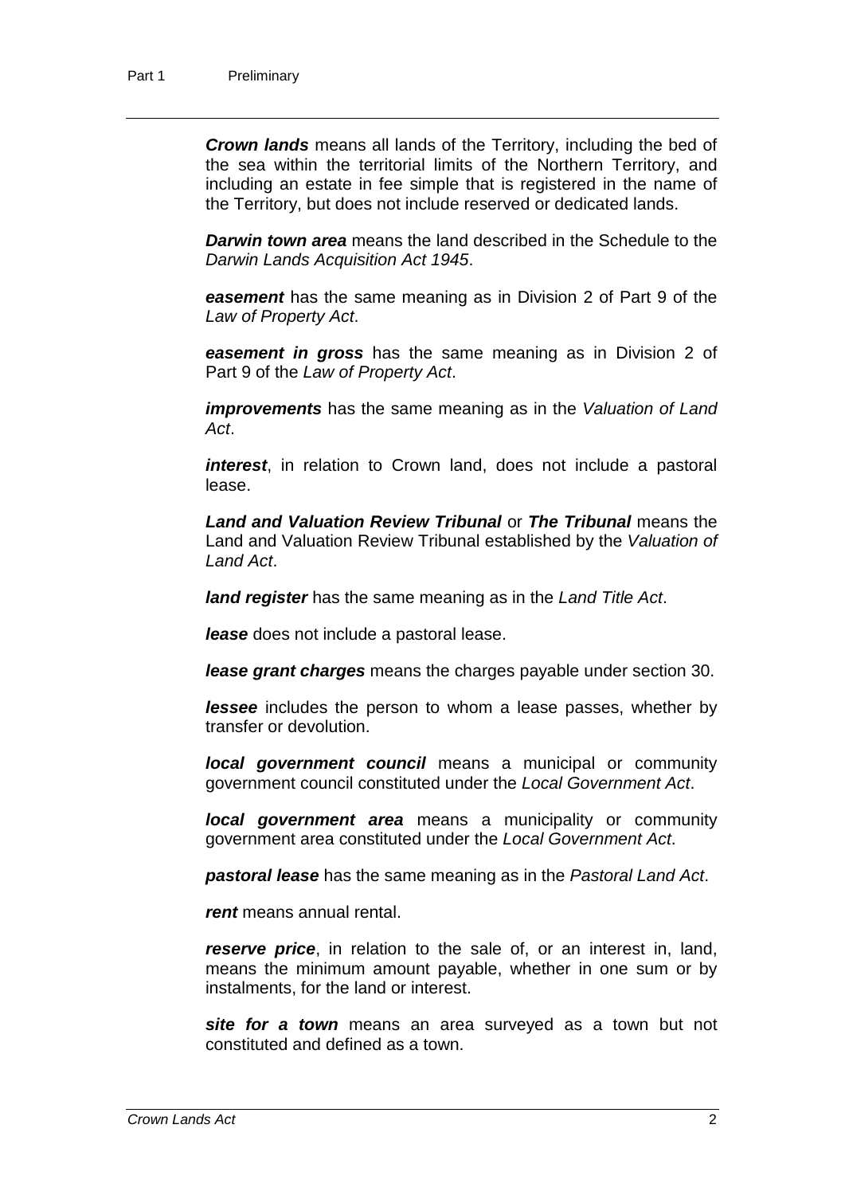***Crown lands*** means all lands of the Territory, including the bed of the sea within the territorial limits of the Northern Territory, and including an estate in fee simple that is registered in the name of the Territory, but does not include reserved or dedicated lands.

***Darwin town area*** means the land described in the Schedule to the *Darwin Lands Acquisition Act 1945*.

***easement*** has the same meaning as in Division 2 of Part 9 of the *Law of Property Act*.

***easement in gross*** has the same meaning as in Division 2 of Part 9 of the *Law of Property Act*.

***improvements*** has the same meaning as in the *Valuation of Land Act*.

***interest***, in relation to Crown land, does not include a pastoral lease.

***Land and Valuation Review Tribunal*** or ***The Tribunal*** means the Land and Valuation Review Tribunal established by the *Valuation of Land Act*.

***land register*** has the same meaning as in the *Land Title Act*.

***lease*** does not include a pastoral lease.

***lease grant charges*** means the charges payable under section 30.

***lessee*** includes the person to whom a lease passes, whether by transfer or devolution.

***local government council*** means a municipal or community government council constituted under the *Local Government Act*.

***local government area*** means a municipality or community government area constituted under the *Local Government Act*.

***pastoral lease*** has the same meaning as in the *Pastoral Land Act*.

***rent*** means annual rental.

***reserve price***, in relation to the sale of, or an interest in, land, means the minimum amount payable, whether in one sum or by instalments, for the land or interest.

***site for a town*** means an area surveyed as a town but not constituted and defined as a town.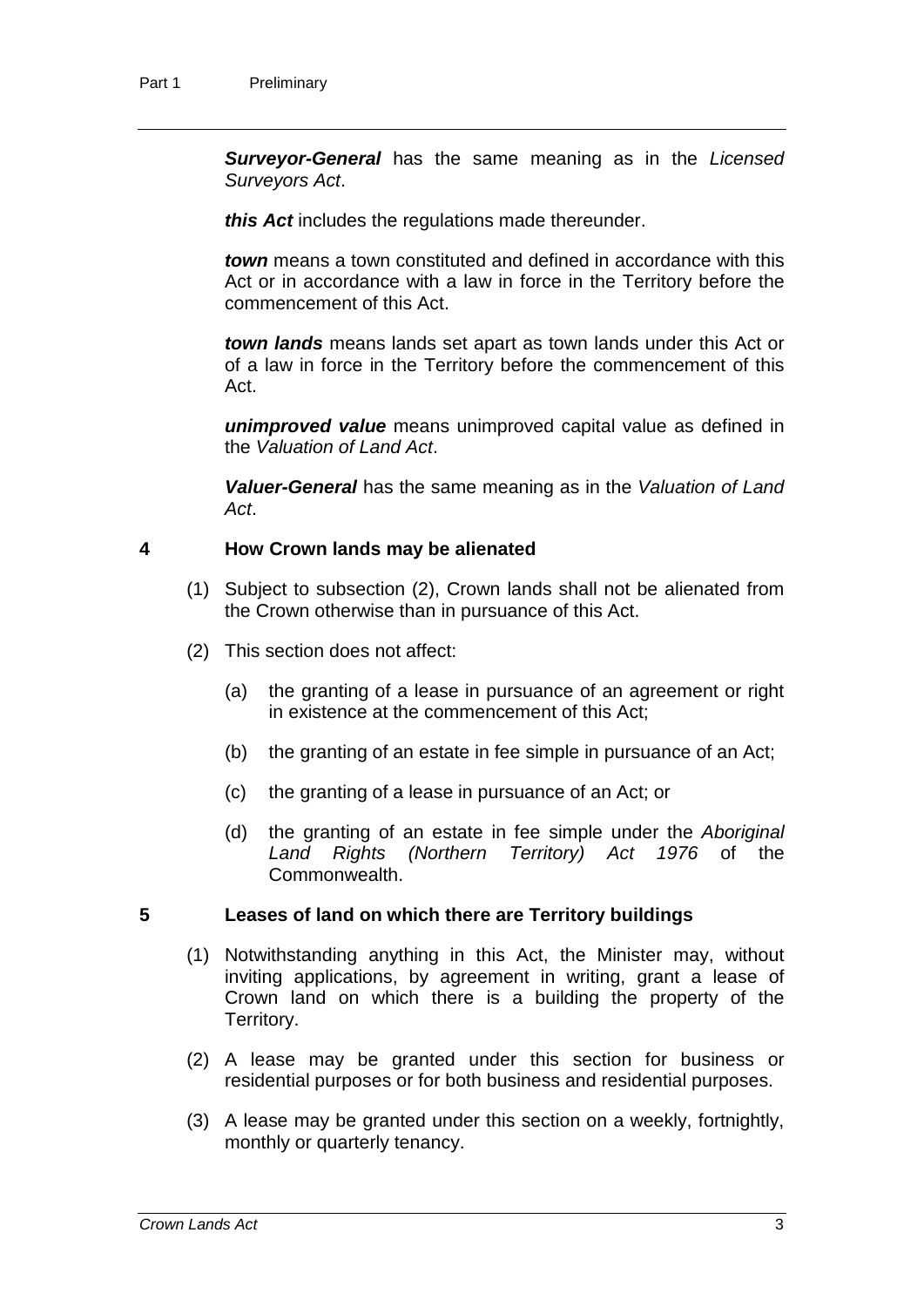***Surveyor-General*** has the same meaning as in the *Licensed Surveyors Act*.

***this Act*** includes the regulations made thereunder.

***town*** means a town constituted and defined in accordance with this Act or in accordance with a law in force in the Territory before the commencement of this Act.

***town lands*** means lands set apart as town lands under this Act or of a law in force in the Territory before the commencement of this Act.

***unimproved value*** means unimproved capital value as defined in the *Valuation of Land Act*.

***Valuer-General*** has the same meaning as in the *Valuation of Land Act*.

### 4 How Crown lands may be alienated

(1) Subject to subsection (2), Crown lands shall not be alienated from the Crown otherwise than in pursuance of this Act.

(2) This section does not affect:

(a) the granting of a lease in pursuance of an agreement or right in existence at the commencement of this Act;

(b) the granting of an estate in fee simple in pursuance of an Act;

(c) the granting of a lease in pursuance of an Act; or

(d) the granting of an estate in fee simple under the *Aboriginal Land Rights (Northern Territory) Act 1976* of the Commonwealth.

### 5 Leases of land on which there are Territory buildings

(1) Notwithstanding anything in this Act, the Minister may, without inviting applications, by agreement in writing, grant a lease of Crown land on which there is a building the property of the Territory.

(2) A lease may be granted under this section for business or residential purposes or for both business and residential purposes.

(3) A lease may be granted under this section on a weekly, fortnightly, monthly or quarterly tenancy.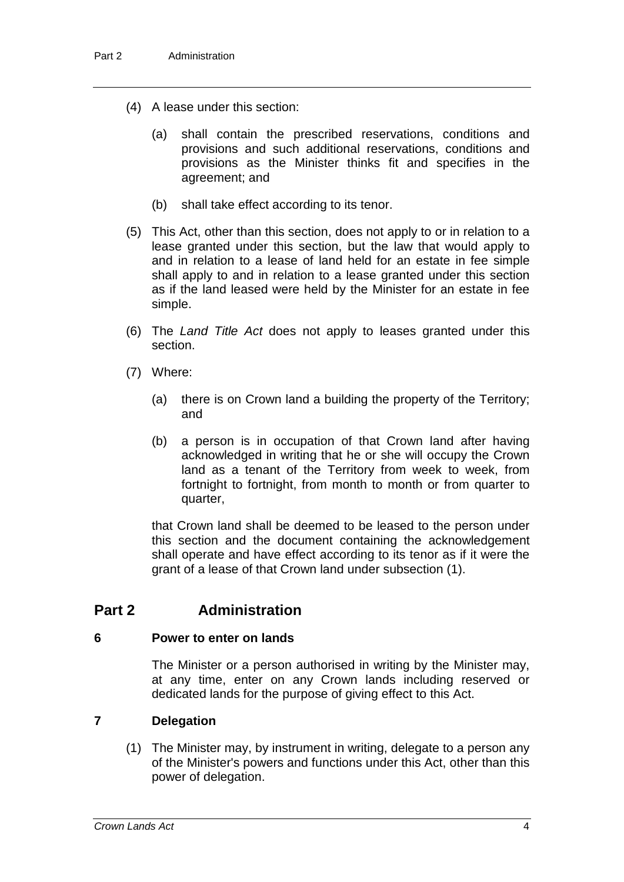(4) A lease under this section:

(a) shall contain the prescribed reservations, conditions and provisions and such additional reservations, conditions and provisions as the Minister thinks fit and specifies in the agreement; and

(b) shall take effect according to its tenor.

(5) This Act, other than this section, does not apply to or in relation to a lease granted under this section, but the law that would apply to and in relation to a lease of land held for an estate in fee simple shall apply to and in relation to a lease granted under this section as if the land leased were held by the Minister for an estate in fee simple.

(6) The *Land Title Act* does not apply to leases granted under this section.

(7) Where:

(a) there is on Crown land a building the property of the Territory; and

(b) a person is in occupation of that Crown land after having acknowledged in writing that he or she will occupy the Crown land as a tenant of the Territory from week to week, from fortnight to fortnight, from month to month or from quarter to quarter,

that Crown land shall be deemed to be leased to the person under this section and the document containing the acknowledgement shall operate and have effect according to its tenor as if it were the grant of a lease of that Crown land under subsection (1).

## Part 2 Administration

### 6 Power to enter on lands

The Minister or a person authorised in writing by the Minister may, at any time, enter on any Crown lands including reserved or dedicated lands for the purpose of giving effect to this Act.

### 7 Delegation

(1) The Minister may, by instrument in writing, delegate to a person any of the Minister's powers and functions under this Act, other than this power of delegation.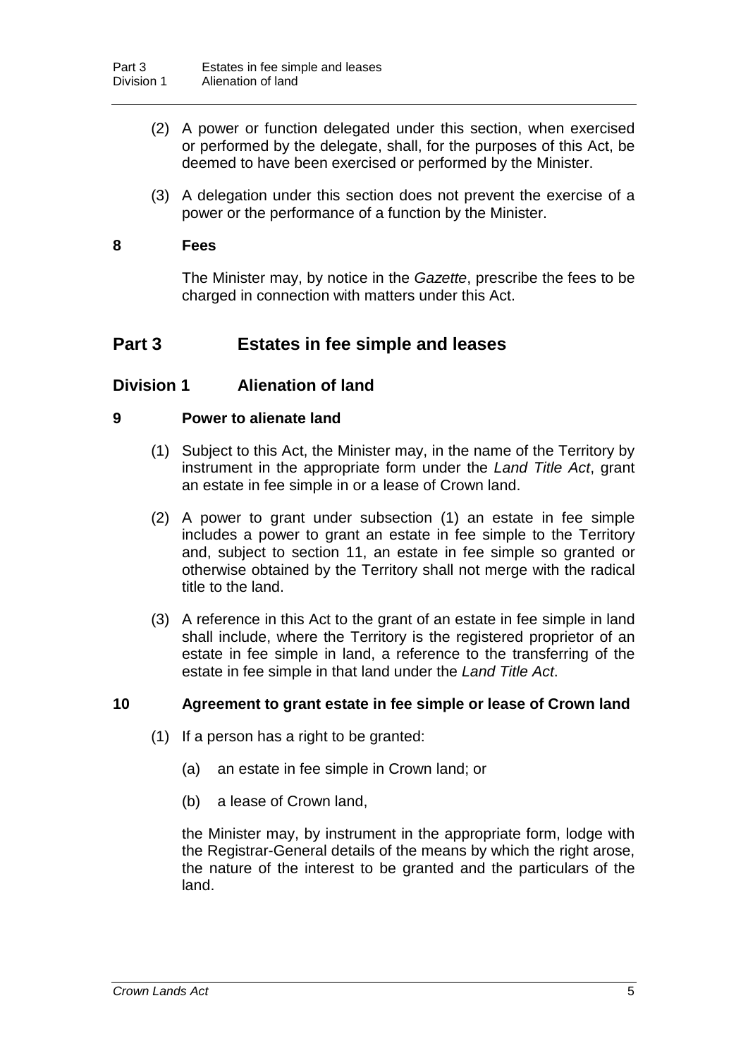(2) A power or function delegated under this section, when exercised or performed by the delegate, shall, for the purposes of this Act, be deemed to have been exercised or performed by the Minister.

(3) A delegation under this section does not prevent the exercise of a power or the performance of a function by the Minister.

### 8 Fees

The Minister may, by notice in the *Gazette*, prescribe the fees to be charged in connection with matters under this Act.

## Part 3 Estates in fee simple and leases

## Division 1 Alienation of land

### 9 Power to alienate land

(1) Subject to this Act, the Minister may, in the name of the Territory by instrument in the appropriate form under the *Land Title Act*, grant an estate in fee simple in or a lease of Crown land.

(2) A power to grant under subsection (1) an estate in fee simple includes a power to grant an estate in fee simple to the Territory and, subject to section 11, an estate in fee simple so granted or otherwise obtained by the Territory shall not merge with the radical title to the land.

(3) A reference in this Act to the grant of an estate in fee simple in land shall include, where the Territory is the registered proprietor of an estate in fee simple in land, a reference to the transferring of the estate in fee simple in that land under the *Land Title Act*.

### 10 Agreement to grant estate in fee simple or lease of Crown land

(1) If a person has a right to be granted:

(a) an estate in fee simple in Crown land; or

(b) a lease of Crown land,

the Minister may, by instrument in the appropriate form, lodge with the Registrar-General details of the means by which the right arose, the nature of the interest to be granted and the particulars of the land.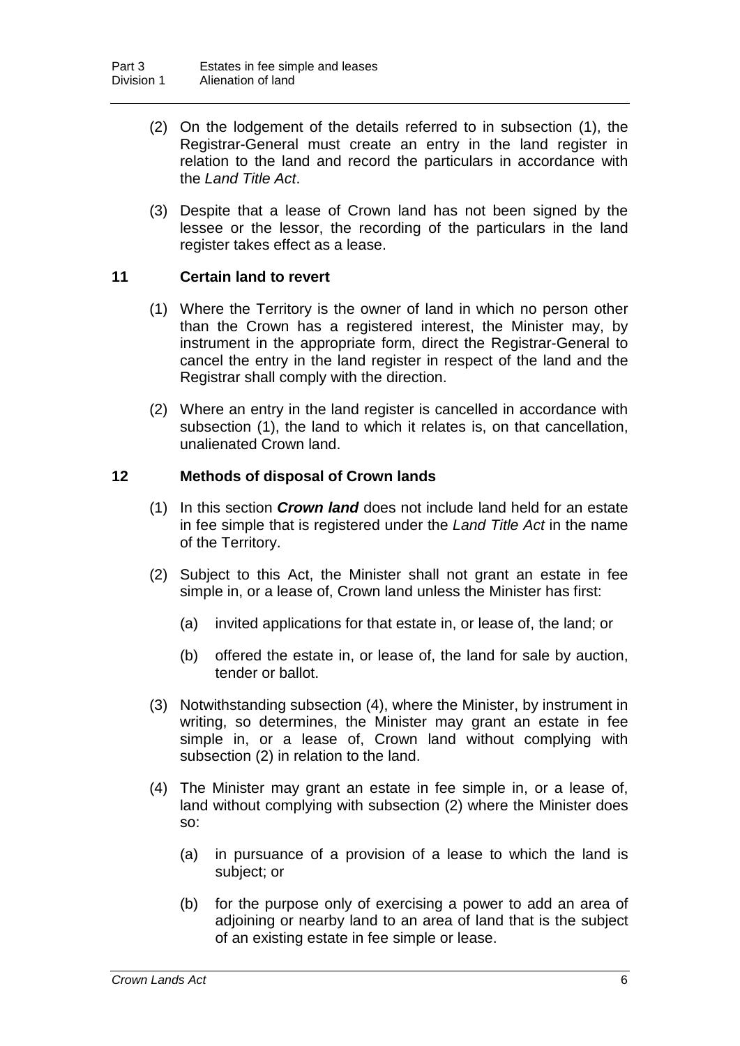(2) On the lodgement of the details referred to in subsection (1), the Registrar-General must create an entry in the land register in relation to the land and record the particulars in accordance with the *Land Title Act*.

(3) Despite that a lease of Crown land has not been signed by the lessee or the lessor, the recording of the particulars in the land register takes effect as a lease.

### 11 Certain land to revert

(1) Where the Territory is the owner of land in which no person other than the Crown has a registered interest, the Minister may, by instrument in the appropriate form, direct the Registrar-General to cancel the entry in the land register in respect of the land and the Registrar shall comply with the direction.

(2) Where an entry in the land register is cancelled in accordance with subsection (1), the land to which it relates is, on that cancellation, unalienated Crown land.

### 12 Methods of disposal of Crown lands

(1) In this section ***Crown land*** does not include land held for an estate in fee simple that is registered under the *Land Title Act* in the name of the Territory.

(2) Subject to this Act, the Minister shall not grant an estate in fee simple in, or a lease of, Crown land unless the Minister has first:

(a) invited applications for that estate in, or lease of, the land; or

(b) offered the estate in, or lease of, the land for sale by auction, tender or ballot.

(3) Notwithstanding subsection (4), where the Minister, by instrument in writing, so determines, the Minister may grant an estate in fee simple in, or a lease of, Crown land without complying with subsection (2) in relation to the land.

(4) The Minister may grant an estate in fee simple in, or a lease of, land without complying with subsection (2) where the Minister does so:

(a) in pursuance of a provision of a lease to which the land is subject; or

(b) for the purpose only of exercising a power to add an area of adjoining or nearby land to an area of land that is the subject of an existing estate in fee simple or lease.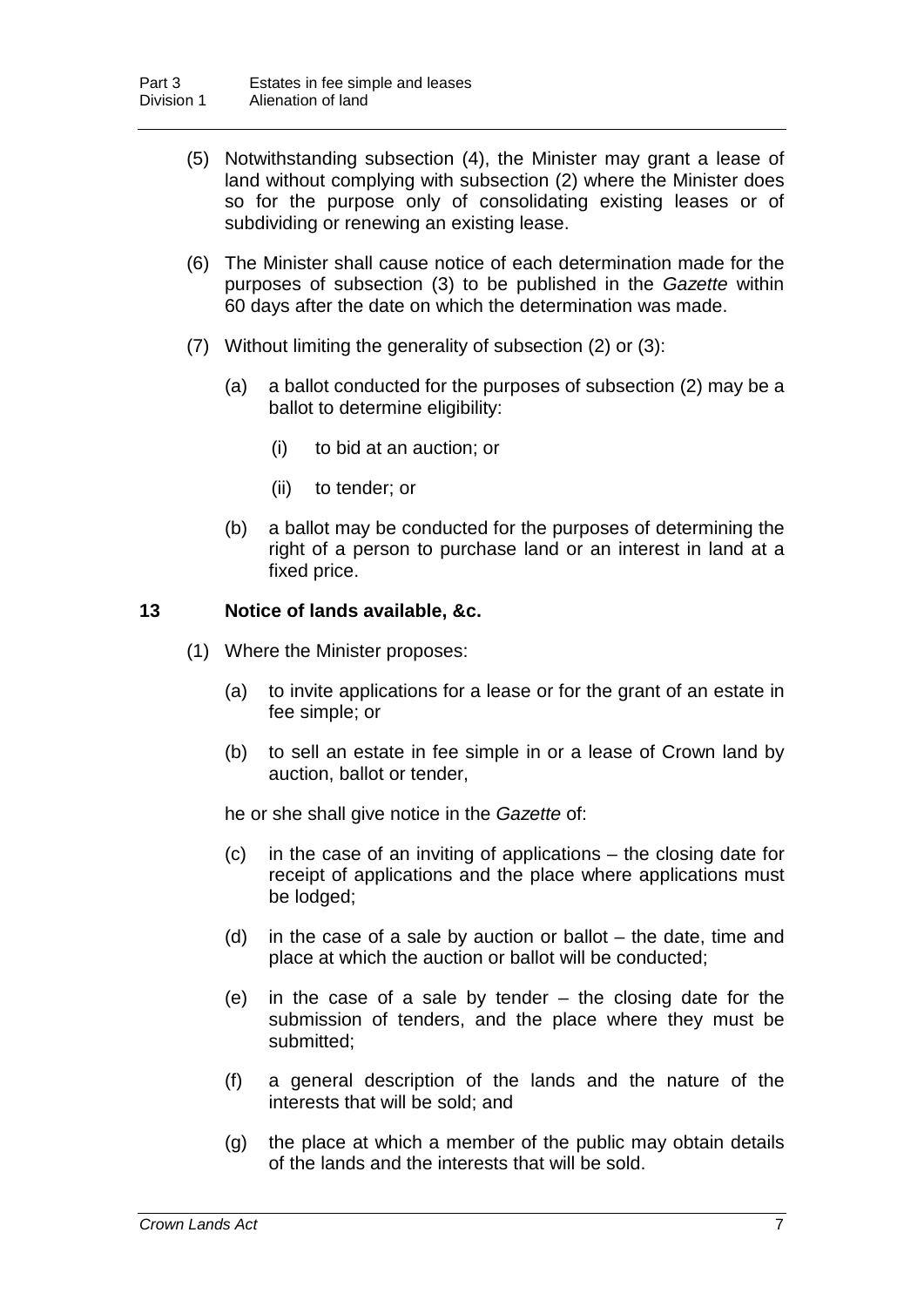(5) Notwithstanding subsection (4), the Minister may grant a lease of land without complying with subsection (2) where the Minister does so for the purpose only of consolidating existing leases or of subdividing or renewing an existing lease.

(6) The Minister shall cause notice of each determination made for the purposes of subsection (3) to be published in the *Gazette* within 60 days after the date on which the determination was made.

(7) Without limiting the generality of subsection (2) or (3):

- (a) a ballot conducted for the purposes of subsection (2) may be a ballot to determine eligibility:
  - (i) to bid at an auction; or
  - (ii) to tender; or
- (b) a ballot may be conducted for the purposes of determining the right of a person to purchase land or an interest in land at a fixed price.

### 13 Notice of lands available, &c.

(1) Where the Minister proposes:

- (a) to invite applications for a lease or for the grant of an estate in fee simple; or
- (b) to sell an estate in fee simple in or a lease of Crown land by auction, ballot or tender,

he or she shall give notice in the *Gazette* of:

- (c) in the case of an inviting of applications – the closing date for receipt of applications and the place where applications must be lodged;
- (d) in the case of a sale by auction or ballot – the date, time and place at which the auction or ballot will be conducted;
- (e) in the case of a sale by tender – the closing date for the submission of tenders, and the place where they must be submitted;
- (f) a general description of the lands and the nature of the interests that will be sold; and
- (g) the place at which a member of the public may obtain details of the lands and the interests that will be sold.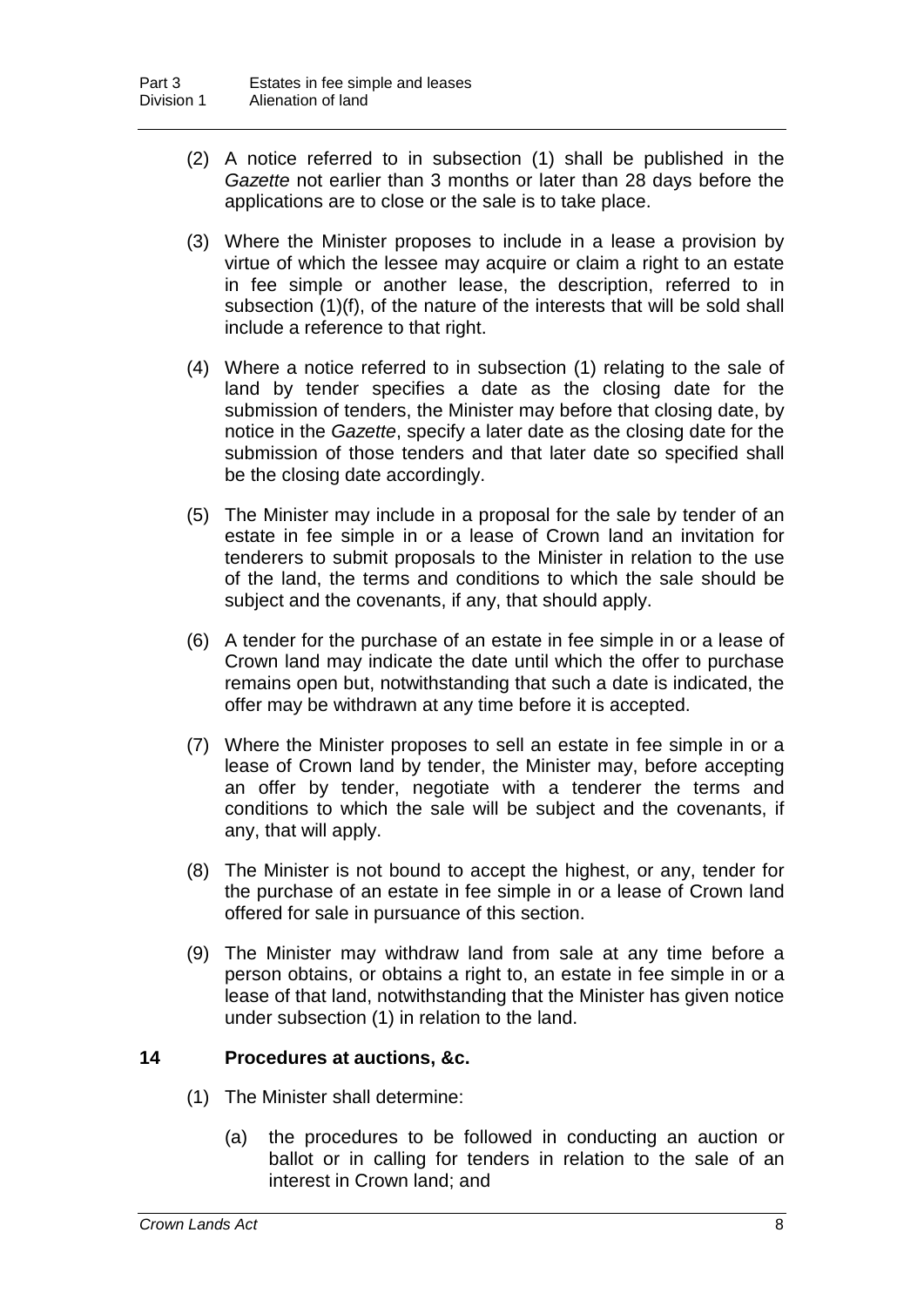(2) A notice referred to in subsection (1) shall be published in the *Gazette* not earlier than 3 months or later than 28 days before the applications are to close or the sale is to take place.

(3) Where the Minister proposes to include in a lease a provision by virtue of which the lessee may acquire or claim a right to an estate in fee simple or another lease, the description, referred to in subsection (1)(f), of the nature of the interests that will be sold shall include a reference to that right.

(4) Where a notice referred to in subsection (1) relating to the sale of land by tender specifies a date as the closing date for the submission of tenders, the Minister may before that closing date, by notice in the *Gazette*, specify a later date as the closing date for the submission of those tenders and that later date so specified shall be the closing date accordingly.

(5) The Minister may include in a proposal for the sale by tender of an estate in fee simple in or a lease of Crown land an invitation for tenderers to submit proposals to the Minister in relation to the use of the land, the terms and conditions to which the sale should be subject and the covenants, if any, that should apply.

(6) A tender for the purchase of an estate in fee simple in or a lease of Crown land may indicate the date until which the offer to purchase remains open but, notwithstanding that such a date is indicated, the offer may be withdrawn at any time before it is accepted.

(7) Where the Minister proposes to sell an estate in fee simple in or a lease of Crown land by tender, the Minister may, before accepting an offer by tender, negotiate with a tenderer the terms and conditions to which the sale will be subject and the covenants, if any, that will apply.

(8) The Minister is not bound to accept the highest, or any, tender for the purchase of an estate in fee simple in or a lease of Crown land offered for sale in pursuance of this section.

(9) The Minister may withdraw land from sale at any time before a person obtains, or obtains a right to, an estate in fee simple in or a lease of that land, notwithstanding that the Minister has given notice under subsection (1) in relation to the land.

## 14 Procedures at auctions, &c.

(1) The Minister shall determine:

(a) the procedures to be followed in conducting an auction or ballot or in calling for tenders in relation to the sale of an interest in Crown land; and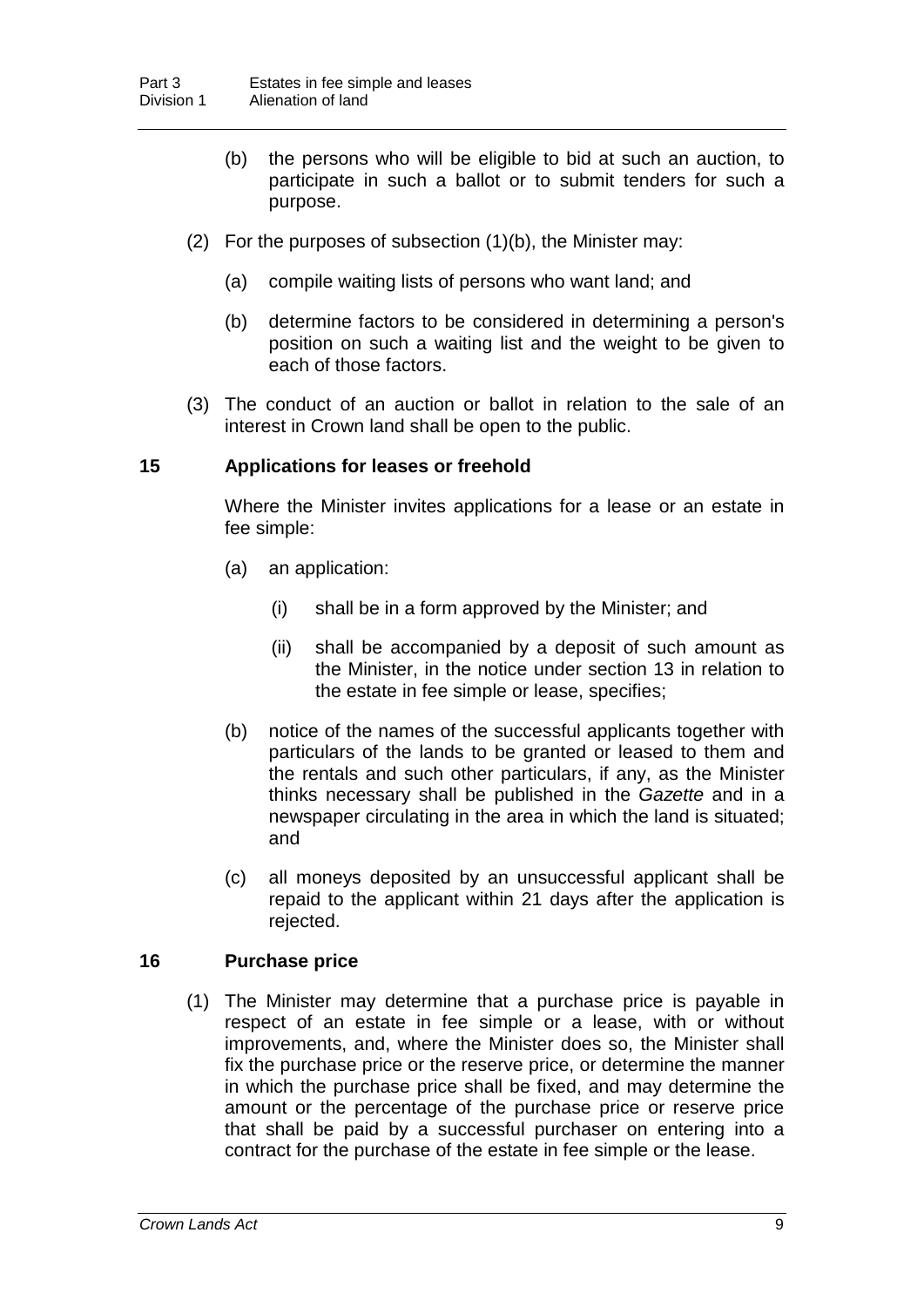(b) the persons who will be eligible to bid at such an auction, to participate in such a ballot or to submit tenders for such a purpose.

(2) For the purposes of subsection (1)(b), the Minister may:

(a) compile waiting lists of persons who want land; and

(b) determine factors to be considered in determining a person's position on such a waiting list and the weight to be given to each of those factors.

(3) The conduct of an auction or ballot in relation to the sale of an interest in Crown land shall be open to the public.

### 15 Applications for leases or freehold

Where the Minister invites applications for a lease or an estate in fee simple:

(a) an application:

(i) shall be in a form approved by the Minister; and

(ii) shall be accompanied by a deposit of such amount as the Minister, in the notice under section 13 in relation to the estate in fee simple or lease, specifies;

(b) notice of the names of the successful applicants together with particulars of the lands to be granted or leased to them and the rentals and such other particulars, if any, as the Minister thinks necessary shall be published in the *Gazette* and in a newspaper circulating in the area in which the land is situated; and

(c) all moneys deposited by an unsuccessful applicant shall be repaid to the applicant within 21 days after the application is rejected.

### 16 Purchase price

(1) The Minister may determine that a purchase price is payable in respect of an estate in fee simple or a lease, with or without improvements, and, where the Minister does so, the Minister shall fix the purchase price or the reserve price, or determine the manner in which the purchase price shall be fixed, and may determine the amount or the percentage of the purchase price or reserve price that shall be paid by a successful purchaser on entering into a contract for the purchase of the estate in fee simple or the lease.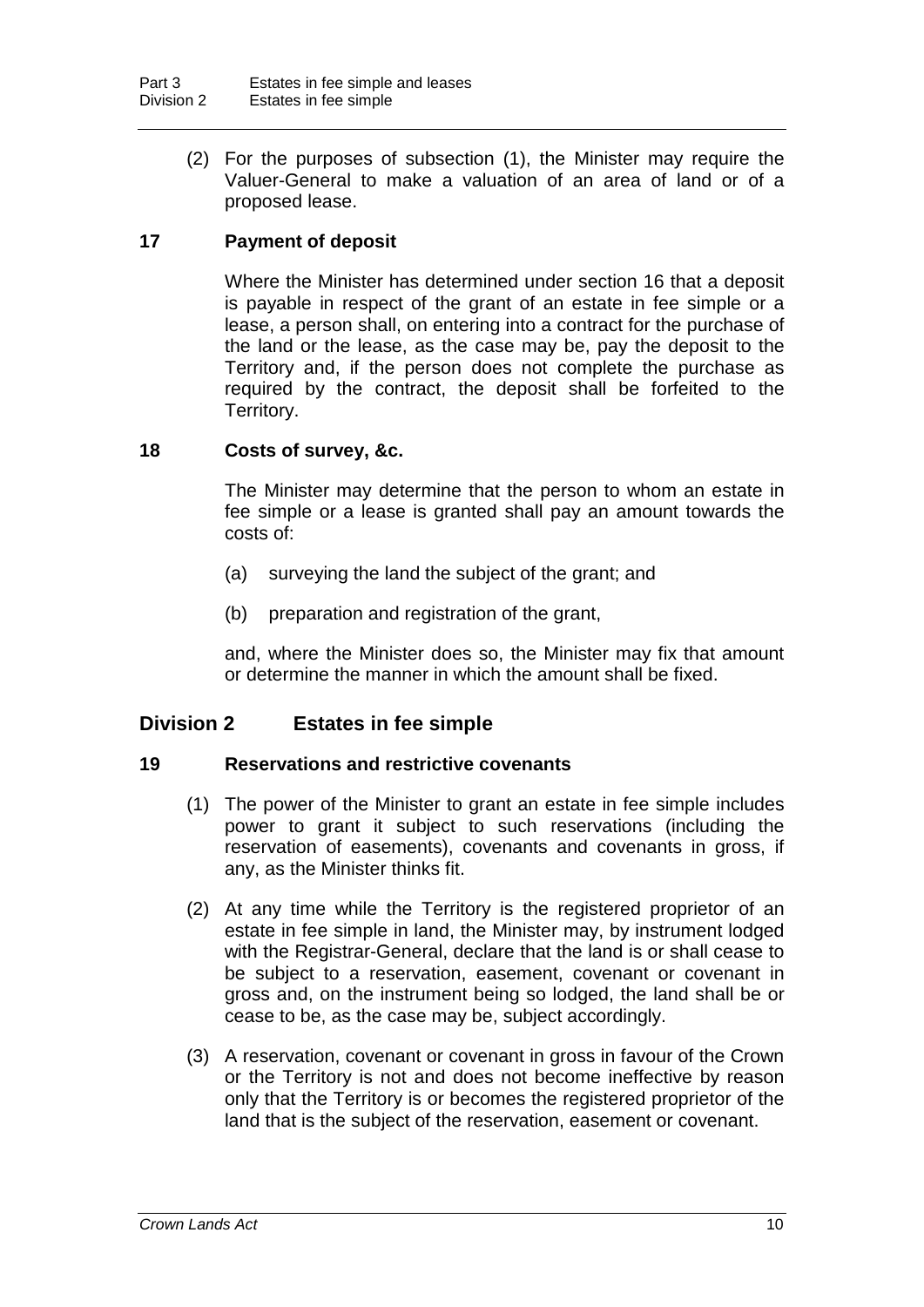(2) For the purposes of subsection (1), the Minister may require the Valuer-General to make a valuation of an area of land or of a proposed lease.

### 17 Payment of deposit

Where the Minister has determined under section 16 that a deposit is payable in respect of the grant of an estate in fee simple or a lease, a person shall, on entering into a contract for the purchase of the land or the lease, as the case may be, pay the deposit to the Territory and, if the person does not complete the purchase as required by the contract, the deposit shall be forfeited to the Territory.

### 18 Costs of survey, &c.

The Minister may determine that the person to whom an estate in fee simple or a lease is granted shall pay an amount towards the costs of:

(a) surveying the land the subject of the grant; and

(b) preparation and registration of the grant,

and, where the Minister does so, the Minister may fix that amount or determine the manner in which the amount shall be fixed.

## Division 2 Estates in fee simple

### 19 Reservations and restrictive covenants

(1) The power of the Minister to grant an estate in fee simple includes power to grant it subject to such reservations (including the reservation of easements), covenants and covenants in gross, if any, as the Minister thinks fit.

(2) At any time while the Territory is the registered proprietor of an estate in fee simple in land, the Minister may, by instrument lodged with the Registrar-General, declare that the land is or shall cease to be subject to a reservation, easement, covenant or covenant in gross and, on the instrument being so lodged, the land shall be or cease to be, as the case may be, subject accordingly.

(3) A reservation, covenant or covenant in gross in favour of the Crown or the Territory is not and does not become ineffective by reason only that the Territory is or becomes the registered proprietor of the land that is the subject of the reservation, easement or covenant.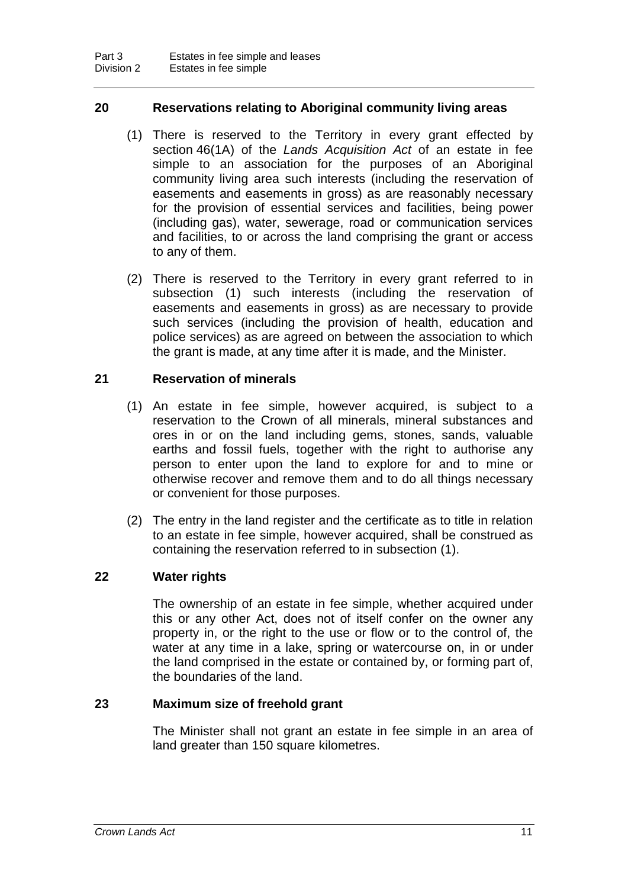## 20 Reservations relating to Aboriginal community living areas

(1) There is reserved to the Territory in every grant effected by section 46(1A) of the *Lands Acquisition Act* of an estate in fee simple to an association for the purposes of an Aboriginal community living area such interests (including the reservation of easements and easements in gross) as are reasonably necessary for the provision of essential services and facilities, being power (including gas), water, sewerage, road or communication services and facilities, to or across the land comprising the grant or access to any of them.

(2) There is reserved to the Territory in every grant referred to in subsection (1) such interests (including the reservation of easements and easements in gross) as are necessary to provide such services (including the provision of health, education and police services) as are agreed on between the association to which the grant is made, at any time after it is made, and the Minister.

## 21 Reservation of minerals

(1) An estate in fee simple, however acquired, is subject to a reservation to the Crown of all minerals, mineral substances and ores in or on the land including gems, stones, sands, valuable earths and fossil fuels, together with the right to authorise any person to enter upon the land to explore for and to mine or otherwise recover and remove them and to do all things necessary or convenient for those purposes.

(2) The entry in the land register and the certificate as to title in relation to an estate in fee simple, however acquired, shall be construed as containing the reservation referred to in subsection (1).

## 22 Water rights

The ownership of an estate in fee simple, whether acquired under this or any other Act, does not of itself confer on the owner any property in, or the right to the use or flow or to the control of, the water at any time in a lake, spring or watercourse on, in or under the land comprised in the estate or contained by, or forming part of, the boundaries of the land.

## 23 Maximum size of freehold grant

The Minister shall not grant an estate in fee simple in an area of land greater than 150 square kilometres.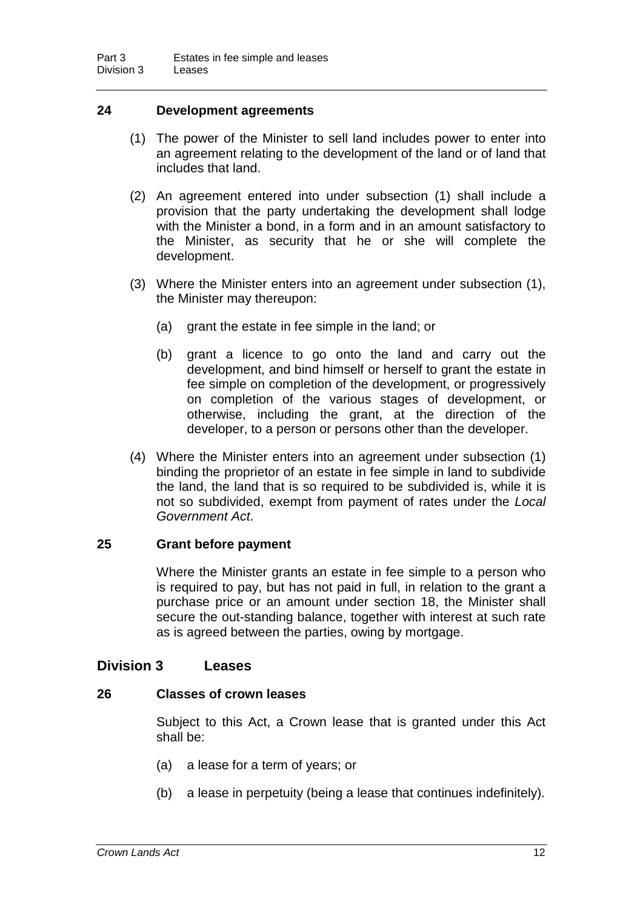### 24 Development agreements

(1) The power of the Minister to sell land includes power to enter into an agreement relating to the development of the land or of land that includes that land.

(2) An agreement entered into under subsection (1) shall include a provision that the party undertaking the development shall lodge with the Minister a bond, in a form and in an amount satisfactory to the Minister, as security that he or she will complete the development.

(3) Where the Minister enters into an agreement under subsection (1), the Minister may thereupon:

(a) grant the estate in fee simple in the land; or

(b) grant a licence to go onto the land and carry out the development, and bind himself or herself to grant the estate in fee simple on completion of the development, or progressively on completion of the various stages of development, or otherwise, including the grant, at the direction of the developer, to a person or persons other than the developer.

(4) Where the Minister enters into an agreement under subsection (1) binding the proprietor of an estate in fee simple in land to subdivide the land, the land that is so required to be subdivided is, while it is not so subdivided, exempt from payment of rates under the *Local Government Act*.

### 25 Grant before payment

Where the Minister grants an estate in fee simple to a person who is required to pay, but has not paid in full, in relation to the grant a purchase price or an amount under section 18, the Minister shall secure the out-standing balance, together with interest at such rate as is agreed between the parties, owing by mortgage.

## Division 3 Leases

### 26 Classes of crown leases

Subject to this Act, a Crown lease that is granted under this Act shall be:

(a) a lease for a term of years; or

(b) a lease in perpetuity (being a lease that continues indefinitely).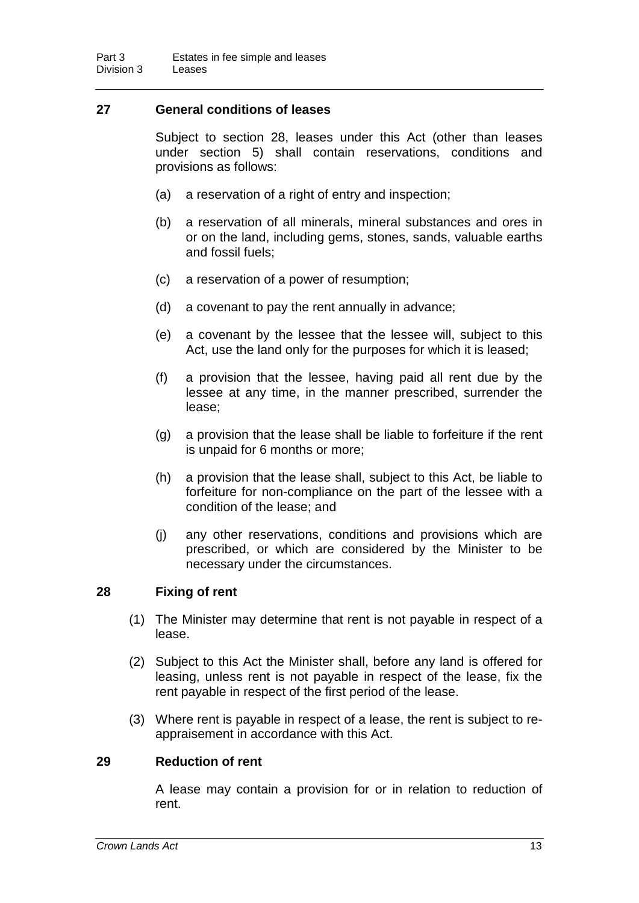## 27 General conditions of leases

Subject to section 28, leases under this Act (other than leases under section 5) shall contain reservations, conditions and provisions as follows:

(a) a reservation of a right of entry and inspection;

(b) a reservation of all minerals, mineral substances and ores in or on the land, including gems, stones, sands, valuable earths and fossil fuels;

(c) a reservation of a power of resumption;

(d) a covenant to pay the rent annually in advance;

(e) a covenant by the lessee that the lessee will, subject to this Act, use the land only for the purposes for which it is leased;

(f) a provision that the lessee, having paid all rent due by the lessee at any time, in the manner prescribed, surrender the lease;

(g) a provision that the lease shall be liable to forfeiture if the rent is unpaid for 6 months or more;

(h) a provision that the lease shall, subject to this Act, be liable to forfeiture for non-compliance on the part of the lessee with a condition of the lease; and

(j) any other reservations, conditions and provisions which are prescribed, or which are considered by the Minister to be necessary under the circumstances.

## 28 Fixing of rent

(1) The Minister may determine that rent is not payable in respect of a lease.

(2) Subject to this Act the Minister shall, before any land is offered for leasing, unless rent is not payable in respect of the lease, fix the rent payable in respect of the first period of the lease.

(3) Where rent is payable in respect of a lease, the rent is subject to re-appraisement in accordance with this Act.

## 29 Reduction of rent

A lease may contain a provision for or in relation to reduction of rent.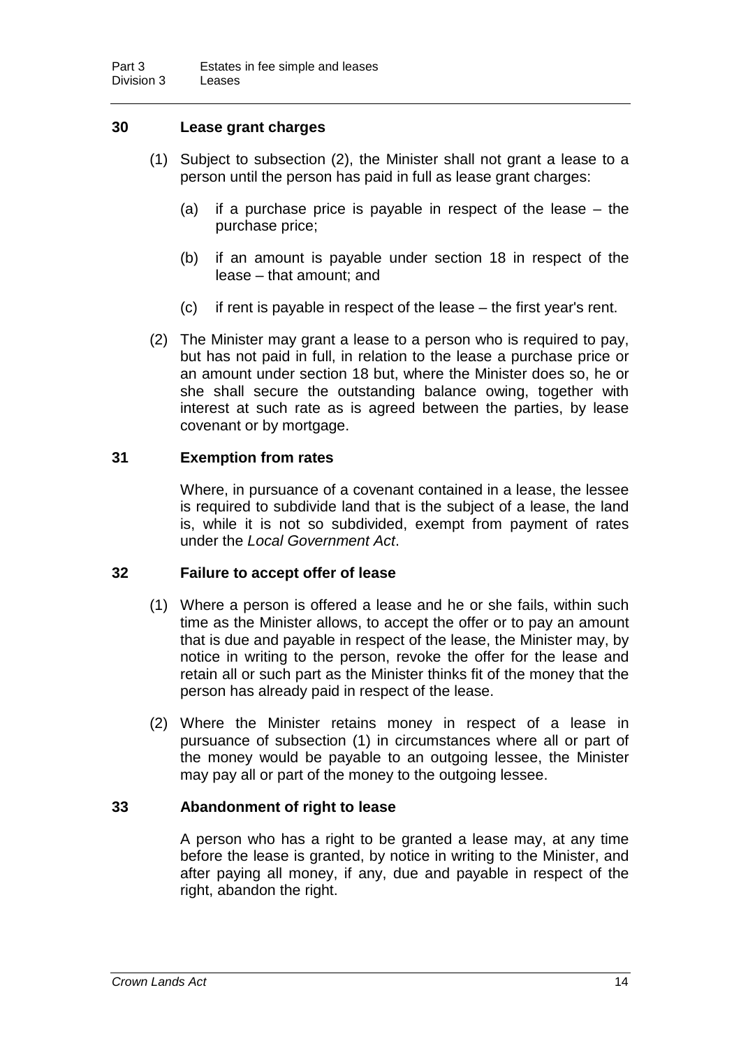## 30 Lease grant charges

(1) Subject to subsection (2), the Minister shall not grant a lease to a person until the person has paid in full as lease grant charges:

(a) if a purchase price is payable in respect of the lease – the purchase price;

(b) if an amount is payable under section 18 in respect of the lease – that amount; and

(c) if rent is payable in respect of the lease – the first year's rent.

(2) The Minister may grant a lease to a person who is required to pay, but has not paid in full, in relation to the lease a purchase price or an amount under section 18 but, where the Minister does so, he or she shall secure the outstanding balance owing, together with interest at such rate as is agreed between the parties, by lease covenant or by mortgage.

## 31 Exemption from rates

Where, in pursuance of a covenant contained in a lease, the lessee is required to subdivide land that is the subject of a lease, the land is, while it is not so subdivided, exempt from payment of rates under the *Local Government Act*.

## 32 Failure to accept offer of lease

(1) Where a person is offered a lease and he or she fails, within such time as the Minister allows, to accept the offer or to pay an amount that is due and payable in respect of the lease, the Minister may, by notice in writing to the person, revoke the offer for the lease and retain all or such part as the Minister thinks fit of the money that the person has already paid in respect of the lease.

(2) Where the Minister retains money in respect of a lease in pursuance of subsection (1) in circumstances where all or part of the money would be payable to an outgoing lessee, the Minister may pay all or part of the money to the outgoing lessee.

## 33 Abandonment of right to lease

A person who has a right to be granted a lease may, at any time before the lease is granted, by notice in writing to the Minister, and after paying all money, if any, due and payable in respect of the right, abandon the right.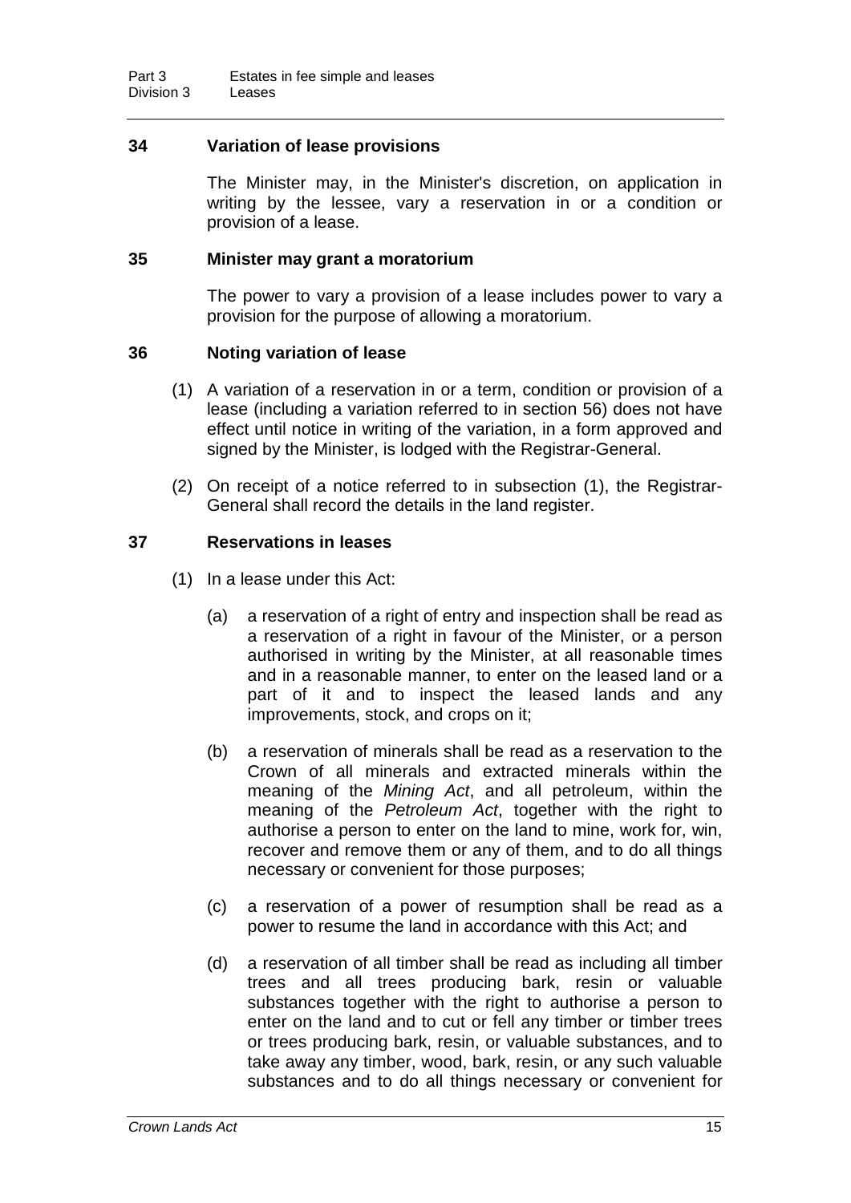### 34 Variation of lease provisions

The Minister may, in the Minister's discretion, on application in writing by the lessee, vary a reservation in or a condition or provision of a lease.

### 35 Minister may grant a moratorium

The power to vary a provision of a lease includes power to vary a provision for the purpose of allowing a moratorium.

### 36 Noting variation of lease

(1) A variation of a reservation in or a term, condition or provision of a lease (including a variation referred to in section 56) does not have effect until notice in writing of the variation, in a form approved and signed by the Minister, is lodged with the Registrar-General.

(2) On receipt of a notice referred to in subsection (1), the Registrar-General shall record the details in the land register.

### 37 Reservations in leases

(1) In a lease under this Act:

(a) a reservation of a right of entry and inspection shall be read as a reservation of a right in favour of the Minister, or a person authorised in writing by the Minister, at all reasonable times and in a reasonable manner, to enter on the leased land or a part of it and to inspect the leased lands and any improvements, stock, and crops on it;

(b) a reservation of minerals shall be read as a reservation to the Crown of all minerals and extracted minerals within the meaning of the *Mining Act*, and all petroleum, within the meaning of the *Petroleum Act*, together with the right to authorise a person to enter on the land to mine, work for, win, recover and remove them or any of them, and to do all things necessary or convenient for those purposes;

(c) a reservation of a power of resumption shall be read as a power to resume the land in accordance with this Act; and

(d) a reservation of all timber shall be read as including all timber trees and all trees producing bark, resin or valuable substances together with the right to authorise a person to enter on the land and to cut or fell any timber or timber trees or trees producing bark, resin, or valuable substances, and to take away any timber, wood, bark, resin, or any such valuable substances and to do all things necessary or convenient for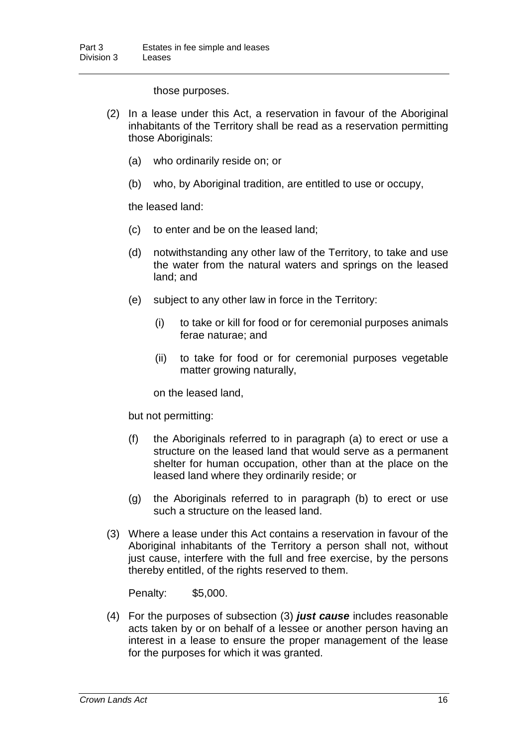those purposes.

(2) In a lease under this Act, a reservation in favour of the Aboriginal inhabitants of the Territory shall be read as a reservation permitting those Aboriginals:

(a) who ordinarily reside on; or

(b) who, by Aboriginal tradition, are entitled to use or occupy,

the leased land:

(c) to enter and be on the leased land;

(d) notwithstanding any other law of the Territory, to take and use the water from the natural waters and springs on the leased land; and

(e) subject to any other law in force in the Territory:

(i) to take or kill for food or for ceremonial purposes animals ferae naturae; and

(ii) to take for food or for ceremonial purposes vegetable matter growing naturally,

on the leased land,

but not permitting:

(f) the Aboriginals referred to in paragraph (a) to erect or use a structure on the leased land that would serve as a permanent shelter for human occupation, other than at the place on the leased land where they ordinarily reside; or

(g) the Aboriginals referred to in paragraph (b) to erect or use such a structure on the leased land.

(3) Where a lease under this Act contains a reservation in favour of the Aboriginal inhabitants of the Territory a person shall not, without just cause, interfere with the full and free exercise, by the persons thereby entitled, of the rights reserved to them.

Penalty: $5,000.

(4) For the purposes of subsection (3) ***just cause*** includes reasonable acts taken by or on behalf of a lessee or another person having an interest in a lease to ensure the proper management of the lease for the purposes for which it was granted.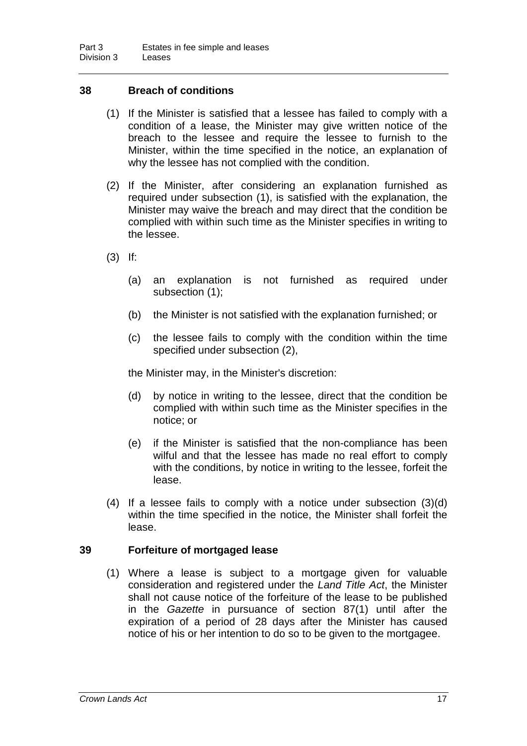### 38 Breach of conditions

(1) If the Minister is satisfied that a lessee has failed to comply with a condition of a lease, the Minister may give written notice of the breach to the lessee and require the lessee to furnish to the Minister, within the time specified in the notice, an explanation of why the lessee has not complied with the condition.

(2) If the Minister, after considering an explanation furnished as required under subsection (1), is satisfied with the explanation, the Minister may waive the breach and may direct that the condition be complied with within such time as the Minister specifies in writing to the lessee.

(3) If:

- (a) an explanation is not furnished as required under subsection (1);
- (b) the Minister is not satisfied with the explanation furnished; or
- (c) the lessee fails to comply with the condition within the time specified under subsection (2),

the Minister may, in the Minister's discretion:

- (d) by notice in writing to the lessee, direct that the condition be complied with within such time as the Minister specifies in the notice; or
- (e) if the Minister is satisfied that the non-compliance has been wilful and that the lessee has made no real effort to comply with the conditions, by notice in writing to the lessee, forfeit the lease.

(4) If a lessee fails to comply with a notice under subsection (3)(d) within the time specified in the notice, the Minister shall forfeit the lease.

### 39 Forfeiture of mortgaged lease

(1) Where a lease is subject to a mortgage given for valuable consideration and registered under the *Land Title Act*, the Minister shall not cause notice of the forfeiture of the lease to be published in the *Gazette* in pursuance of section 87(1) until after the expiration of a period of 28 days after the Minister has caused notice of his or her intention to do so to be given to the mortgagee.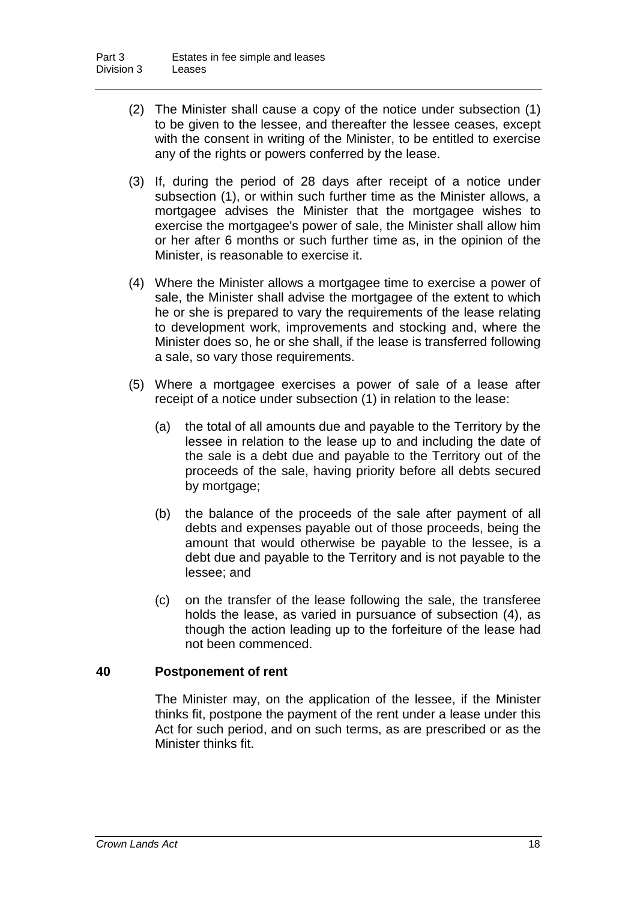(2) The Minister shall cause a copy of the notice under subsection (1) to be given to the lessee, and thereafter the lessee ceases, except with the consent in writing of the Minister, to be entitled to exercise any of the rights or powers conferred by the lease.

(3) If, during the period of 28 days after receipt of a notice under subsection (1), or within such further time as the Minister allows, a mortgagee advises the Minister that the mortgagee wishes to exercise the mortgagee's power of sale, the Minister shall allow him or her after 6 months or such further time as, in the opinion of the Minister, is reasonable to exercise it.

(4) Where the Minister allows a mortgagee time to exercise a power of sale, the Minister shall advise the mortgagee of the extent to which he or she is prepared to vary the requirements of the lease relating to development work, improvements and stocking and, where the Minister does so, he or she shall, if the lease is transferred following a sale, so vary those requirements.

(5) Where a mortgagee exercises a power of sale of a lease after receipt of a notice under subsection (1) in relation to the lease:

(a) the total of all amounts due and payable to the Territory by the lessee in relation to the lease up to and including the date of the sale is a debt due and payable to the Territory out of the proceeds of the sale, having priority before all debts secured by mortgage;

(b) the balance of the proceeds of the sale after payment of all debts and expenses payable out of those proceeds, being the amount that would otherwise be payable to the lessee, is a debt due and payable to the Territory and is not payable to the lessee; and

(c) on the transfer of the lease following the sale, the transferee holds the lease, as varied in pursuance of subsection (4), as though the action leading up to the forfeiture of the lease had not been commenced.

### 40 Postponement of rent

The Minister may, on the application of the lessee, if the Minister thinks fit, postpone the payment of the rent under a lease under this Act for such period, and on such terms, as are prescribed or as the Minister thinks fit.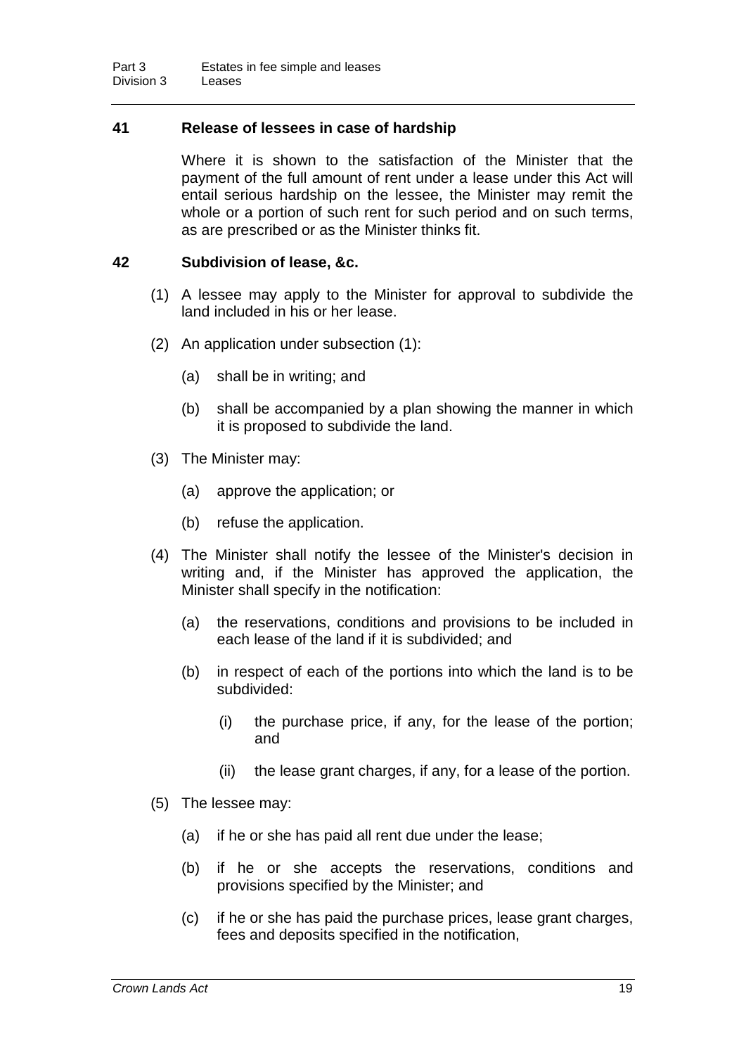### 41 Release of lessees in case of hardship

Where it is shown to the satisfaction of the Minister that the payment of the full amount of rent under a lease under this Act will entail serious hardship on the lessee, the Minister may remit the whole or a portion of such rent for such period and on such terms, as are prescribed or as the Minister thinks fit.

### 42 Subdivision of lease, &c.

(1) A lessee may apply to the Minister for approval to subdivide the land included in his or her lease.

(2) An application under subsection (1):

(a) shall be in writing; and

(b) shall be accompanied by a plan showing the manner in which it is proposed to subdivide the land.

(3) The Minister may:

(a) approve the application; or

(b) refuse the application.

(4) The Minister shall notify the lessee of the Minister's decision in writing and, if the Minister has approved the application, the Minister shall specify in the notification:

(a) the reservations, conditions and provisions to be included in each lease of the land if it is subdivided; and

(b) in respect of each of the portions into which the land is to be subdivided:

(i) the purchase price, if any, for the lease of the portion; and

(ii) the lease grant charges, if any, for a lease of the portion.

(5) The lessee may:

(a) if he or she has paid all rent due under the lease;

(b) if he or she accepts the reservations, conditions and provisions specified by the Minister; and

(c) if he or she has paid the purchase prices, lease grant charges, fees and deposits specified in the notification,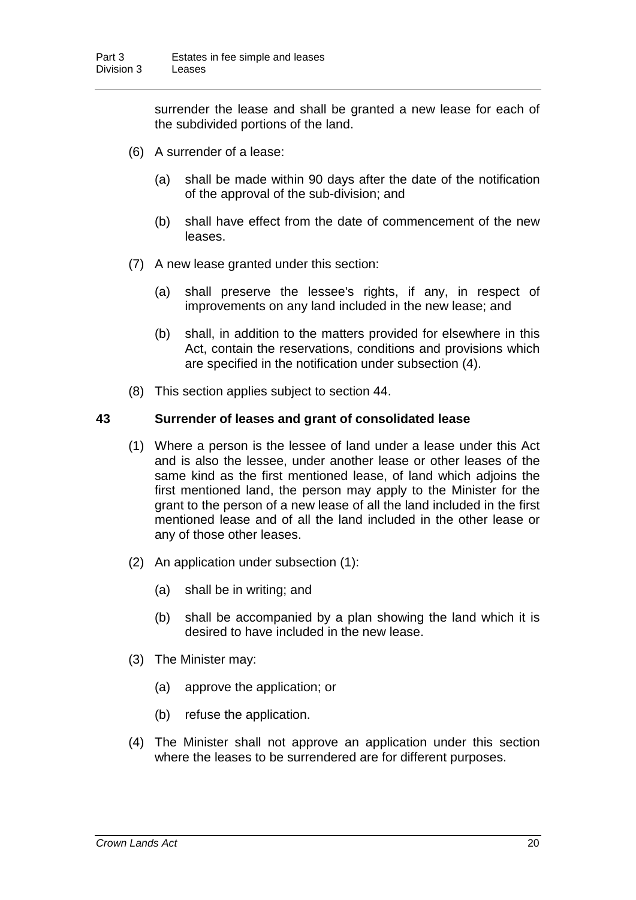surrender the lease and shall be granted a new lease for each of the subdivided portions of the land.

(6) A surrender of a lease:

(a) shall be made within 90 days after the date of the notification of the approval of the sub-division; and

(b) shall have effect from the date of commencement of the new leases.

(7) A new lease granted under this section:

(a) shall preserve the lessee's rights, if any, in respect of improvements on any land included in the new lease; and

(b) shall, in addition to the matters provided for elsewhere in this Act, contain the reservations, conditions and provisions which are specified in the notification under subsection (4).

(8) This section applies subject to section 44.

### 43 Surrender of leases and grant of consolidated lease

(1) Where a person is the lessee of land under a lease under this Act and is also the lessee, under another lease or other leases of the same kind as the first mentioned lease, of land which adjoins the first mentioned land, the person may apply to the Minister for the grant to the person of a new lease of all the land included in the first mentioned lease and of all the land included in the other lease or any of those other leases.

(2) An application under subsection (1):

(a) shall be in writing; and

(b) shall be accompanied by a plan showing the land which it is desired to have included in the new lease.

(3) The Minister may:

(a) approve the application; or

(b) refuse the application.

(4) The Minister shall not approve an application under this section where the leases to be surrendered are for different purposes.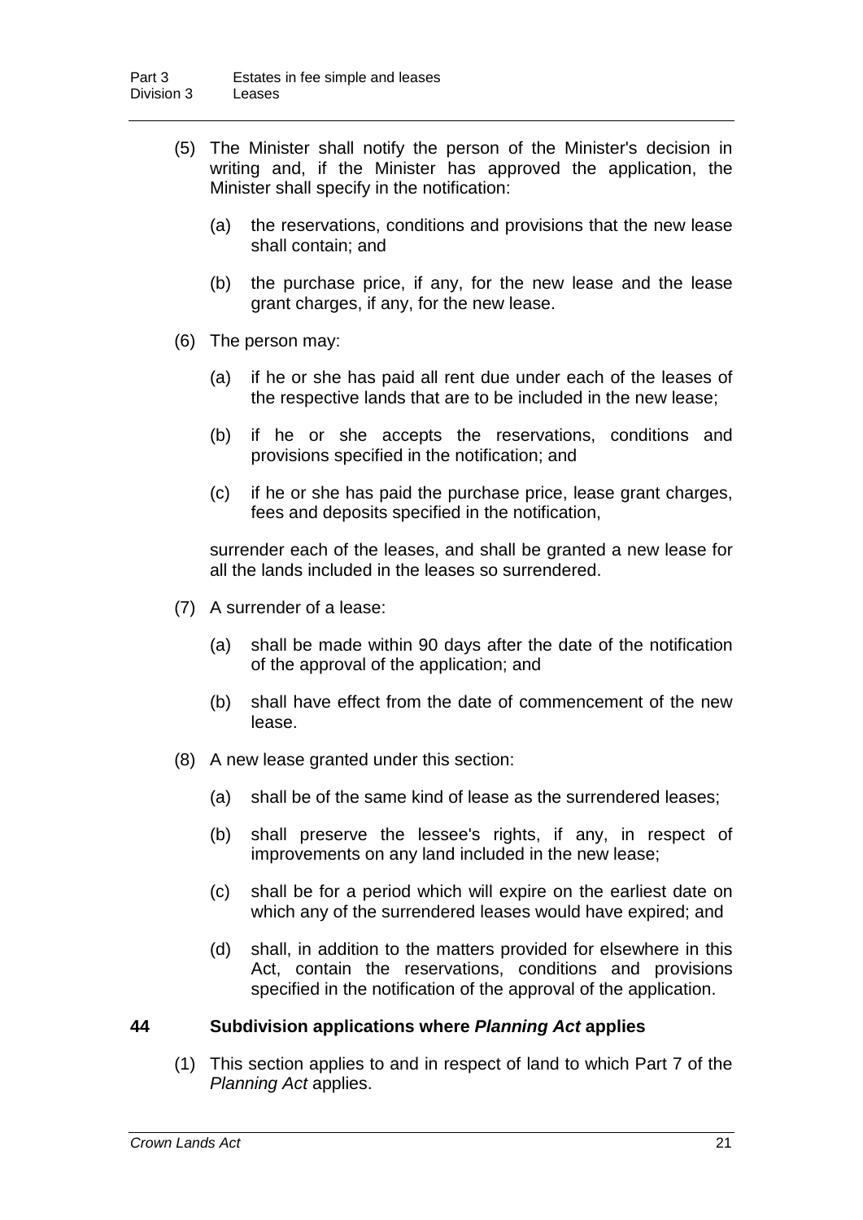(5) The Minister shall notify the person of the Minister's decision in writing and, if the Minister has approved the application, the Minister shall specify in the notification:

(a) the reservations, conditions and provisions that the new lease shall contain; and

(b) the purchase price, if any, for the new lease and the lease grant charges, if any, for the new lease.

(6) The person may:

(a) if he or she has paid all rent due under each of the leases of the respective lands that are to be included in the new lease;

(b) if he or she accepts the reservations, conditions and provisions specified in the notification; and

(c) if he or she has paid the purchase price, lease grant charges, fees and deposits specified in the notification,

surrender each of the leases, and shall be granted a new lease for all the lands included in the leases so surrendered.

(7) A surrender of a lease:

(a) shall be made within 90 days after the date of the notification of the approval of the application; and

(b) shall have effect from the date of commencement of the new lease.

(8) A new lease granted under this section:

(a) shall be of the same kind of lease as the surrendered leases;

(b) shall preserve the lessee's rights, if any, in respect of improvements on any land included in the new lease;

(c) shall be for a period which will expire on the earliest date on which any of the surrendered leases would have expired; and

(d) shall, in addition to the matters provided for elsewhere in this Act, contain the reservations, conditions and provisions specified in the notification of the approval of the application.

### 44 Subdivision applications where *Planning Act* applies

(1) This section applies to and in respect of land to which Part 7 of the *Planning Act* applies.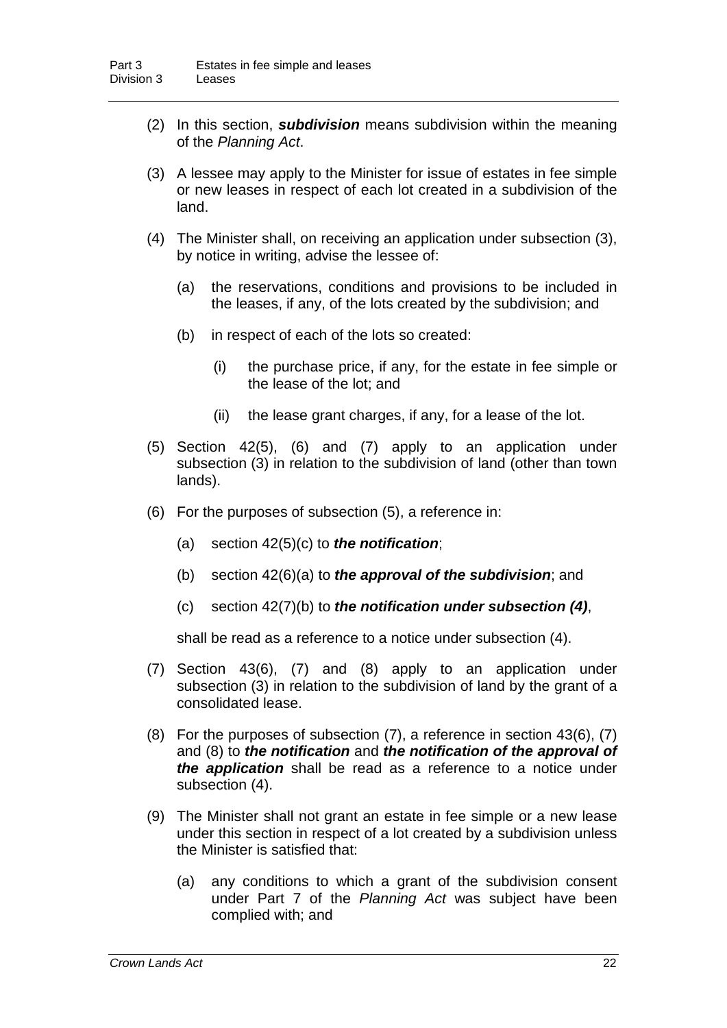(2) In this section, ***subdivision*** means subdivision within the meaning of the *Planning Act*.

(3) A lessee may apply to the Minister for issue of estates in fee simple or new leases in respect of each lot created in a subdivision of the land.

(4) The Minister shall, on receiving an application under subsection (3), by notice in writing, advise the lessee of:

   (a) the reservations, conditions and provisions to be included in the leases, if any, of the lots created by the subdivision; and

   (b) in respect of each of the lots so created:

      (i) the purchase price, if any, for the estate in fee simple or the lease of the lot; and

      (ii) the lease grant charges, if any, for a lease of the lot.

(5) Section 42(5), (6) and (7) apply to an application under subsection (3) in relation to the subdivision of land (other than town lands).

(6) For the purposes of subsection (5), a reference in:

   (a) section 42(5)(c) to ***the notification***;

   (b) section 42(6)(a) to ***the approval of the subdivision***; and

   (c) section 42(7)(b) to ***the notification under subsection (4)***,

   shall be read as a reference to a notice under subsection (4).

(7) Section 43(6), (7) and (8) apply to an application under subsection (3) in relation to the subdivision of land by the grant of a consolidated lease.

(8) For the purposes of subsection (7), a reference in section 43(6), (7) and (8) to ***the notification*** and ***the notification of the approval of the application*** shall be read as a reference to a notice under subsection (4).

(9) The Minister shall not grant an estate in fee simple or a new lease under this section in respect of a lot created by a subdivision unless the Minister is satisfied that:

   (a) any conditions to which a grant of the subdivision consent under Part 7 of the *Planning Act* was subject have been complied with; and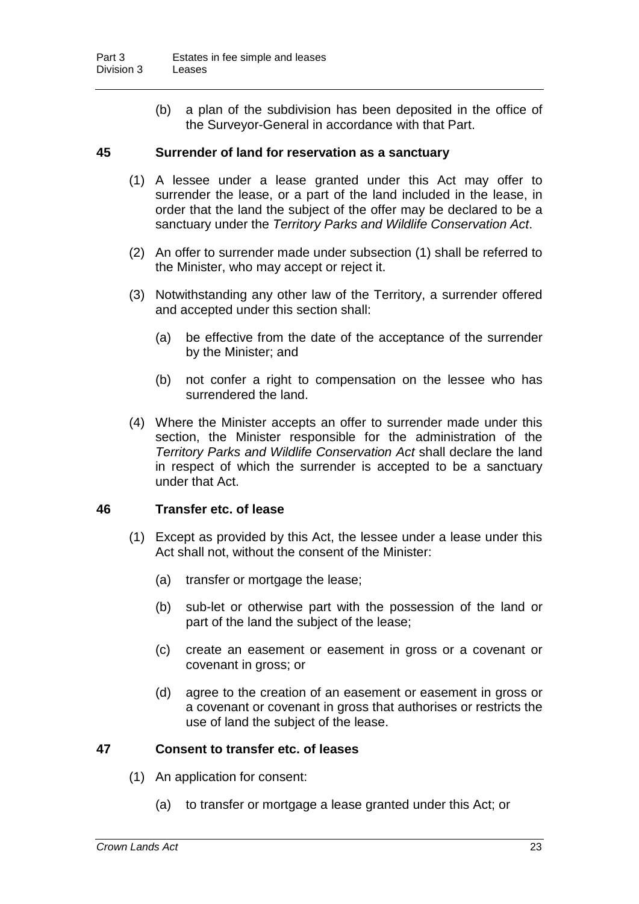(b) a plan of the subdivision has been deposited in the office of the Surveyor-General in accordance with that Part.

### 45 Surrender of land for reservation as a sanctuary

(1) A lessee under a lease granted under this Act may offer to surrender the lease, or a part of the land included in the lease, in order that the land the subject of the offer may be declared to be a sanctuary under the *Territory Parks and Wildlife Conservation Act*.

(2) An offer to surrender made under subsection (1) shall be referred to the Minister, who may accept or reject it.

(3) Notwithstanding any other law of the Territory, a surrender offered and accepted under this section shall:

(a) be effective from the date of the acceptance of the surrender by the Minister; and

(b) not confer a right to compensation on the lessee who has surrendered the land.

(4) Where the Minister accepts an offer to surrender made under this section, the Minister responsible for the administration of the *Territory Parks and Wildlife Conservation Act* shall declare the land in respect of which the surrender is accepted to be a sanctuary under that Act.

### 46 Transfer etc. of lease

(1) Except as provided by this Act, the lessee under a lease under this Act shall not, without the consent of the Minister:

(a) transfer or mortgage the lease;

(b) sub-let or otherwise part with the possession of the land or part of the land the subject of the lease;

(c) create an easement or easement in gross or a covenant or covenant in gross; or

(d) agree to the creation of an easement or easement in gross or a covenant or covenant in gross that authorises or restricts the use of land the subject of the lease.

### 47 Consent to transfer etc. of leases

(1) An application for consent:

(a) to transfer or mortgage a lease granted under this Act; or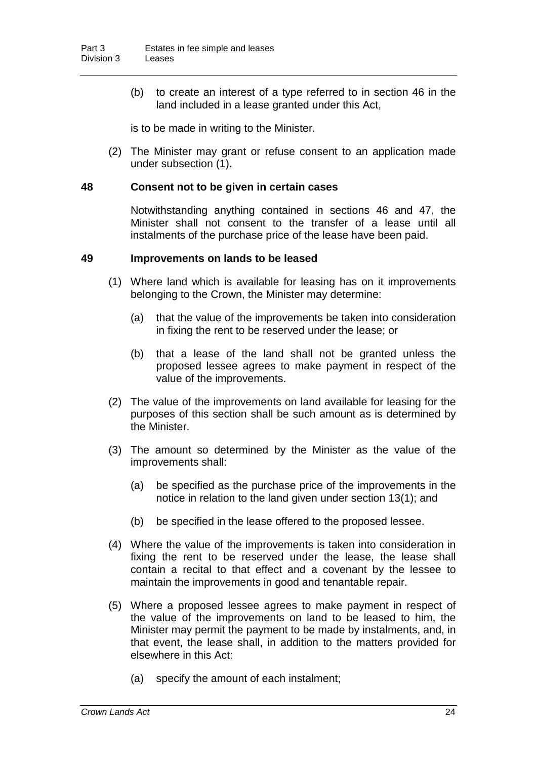(b) to create an interest of a type referred to in section 46 in the land included in a lease granted under this Act,

is to be made in writing to the Minister.

(2) The Minister may grant or refuse consent to an application made under subsection (1).

### 48 Consent not to be given in certain cases

Notwithstanding anything contained in sections 46 and 47, the Minister shall not consent to the transfer of a lease until all instalments of the purchase price of the lease have been paid.

### 49 Improvements on lands to be leased

(1) Where land which is available for leasing has on it improvements belonging to the Crown, the Minister may determine:

(a) that the value of the improvements be taken into consideration in fixing the rent to be reserved under the lease; or

(b) that a lease of the land shall not be granted unless the proposed lessee agrees to make payment in respect of the value of the improvements.

(2) The value of the improvements on land available for leasing for the purposes of this section shall be such amount as is determined by the Minister.

(3) The amount so determined by the Minister as the value of the improvements shall:

(a) be specified as the purchase price of the improvements in the notice in relation to the land given under section 13(1); and

(b) be specified in the lease offered to the proposed lessee.

(4) Where the value of the improvements is taken into consideration in fixing the rent to be reserved under the lease, the lease shall contain a recital to that effect and a covenant by the lessee to maintain the improvements in good and tenantable repair.

(5) Where a proposed lessee agrees to make payment in respect of the value of the improvements on land to be leased to him, the Minister may permit the payment to be made by instalments, and, in that event, the lease shall, in addition to the matters provided for elsewhere in this Act:

(a) specify the amount of each instalment;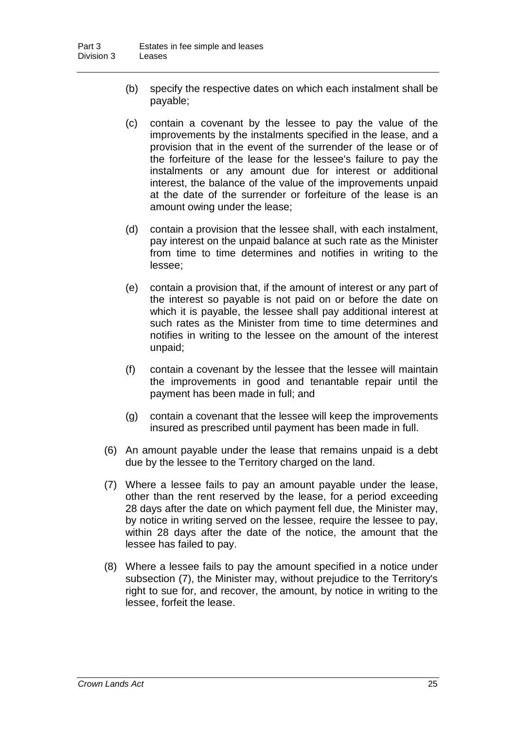(b) specify the respective dates on which each instalment shall be payable;

(c) contain a covenant by the lessee to pay the value of the improvements by the instalments specified in the lease, and a provision that in the event of the surrender of the lease or of the forfeiture of the lease for the lessee's failure to pay the instalments or any amount due for interest or additional interest, the balance of the value of the improvements unpaid at the date of the surrender or forfeiture of the lease is an amount owing under the lease;

(d) contain a provision that the lessee shall, with each instalment, pay interest on the unpaid balance at such rate as the Minister from time to time determines and notifies in writing to the lessee;

(e) contain a provision that, if the amount of interest or any part of the interest so payable is not paid on or before the date on which it is payable, the lessee shall pay additional interest at such rates as the Minister from time to time determines and notifies in writing to the lessee on the amount of the interest unpaid;

(f) contain a covenant by the lessee that the lessee will maintain the improvements in good and tenantable repair until the payment has been made in full; and

(g) contain a covenant that the lessee will keep the improvements insured as prescribed until payment has been made in full.

(6) An amount payable under the lease that remains unpaid is a debt due by the lessee to the Territory charged on the land.

(7) Where a lessee fails to pay an amount payable under the lease, other than the rent reserved by the lease, for a period exceeding 28 days after the date on which payment fell due, the Minister may, by notice in writing served on the lessee, require the lessee to pay, within 28 days after the date of the notice, the amount that the lessee has failed to pay.

(8) Where a lessee fails to pay the amount specified in a notice under subsection (7), the Minister may, without prejudice to the Territory's right to sue for, and recover, the amount, by notice in writing to the lessee, forfeit the lease.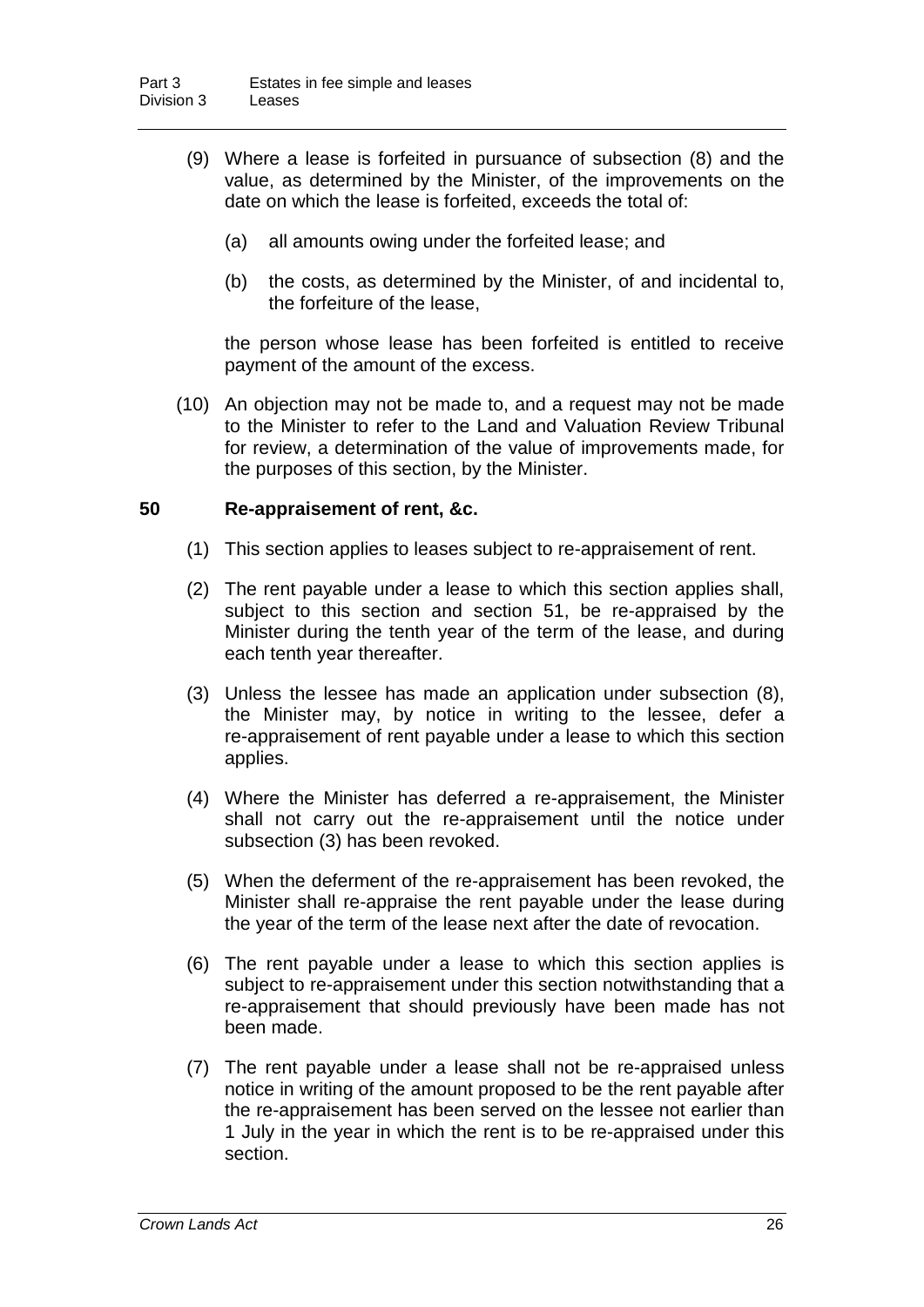(9) Where a lease is forfeited in pursuance of subsection (8) and the value, as determined by the Minister, of the improvements on the date on which the lease is forfeited, exceeds the total of:

(a) all amounts owing under the forfeited lease; and

(b) the costs, as determined by the Minister, of and incidental to, the forfeiture of the lease,

the person whose lease has been forfeited is entitled to receive payment of the amount of the excess.

(10) An objection may not be made to, and a request may not be made to the Minister to refer to the Land and Valuation Review Tribunal for review, a determination of the value of improvements made, for the purposes of this section, by the Minister.

### 50 Re-appraisement of rent, &c.

(1) This section applies to leases subject to re-appraisement of rent.

(2) The rent payable under a lease to which this section applies shall, subject to this section and section 51, be re-appraised by the Minister during the tenth year of the term of the lease, and during each tenth year thereafter.

(3) Unless the lessee has made an application under subsection (8), the Minister may, by notice in writing to the lessee, defer a re-appraisement of rent payable under a lease to which this section applies.

(4) Where the Minister has deferred a re-appraisement, the Minister shall not carry out the re-appraisement until the notice under subsection (3) has been revoked.

(5) When the deferment of the re-appraisement has been revoked, the Minister shall re-appraise the rent payable under the lease during the year of the term of the lease next after the date of revocation.

(6) The rent payable under a lease to which this section applies is subject to re-appraisement under this section notwithstanding that a re-appraisement that should previously have been made has not been made.

(7) The rent payable under a lease shall not be re-appraised unless notice in writing of the amount proposed to be the rent payable after the re-appraisement has been served on the lessee not earlier than 1 July in the year in which the rent is to be re-appraised under this section.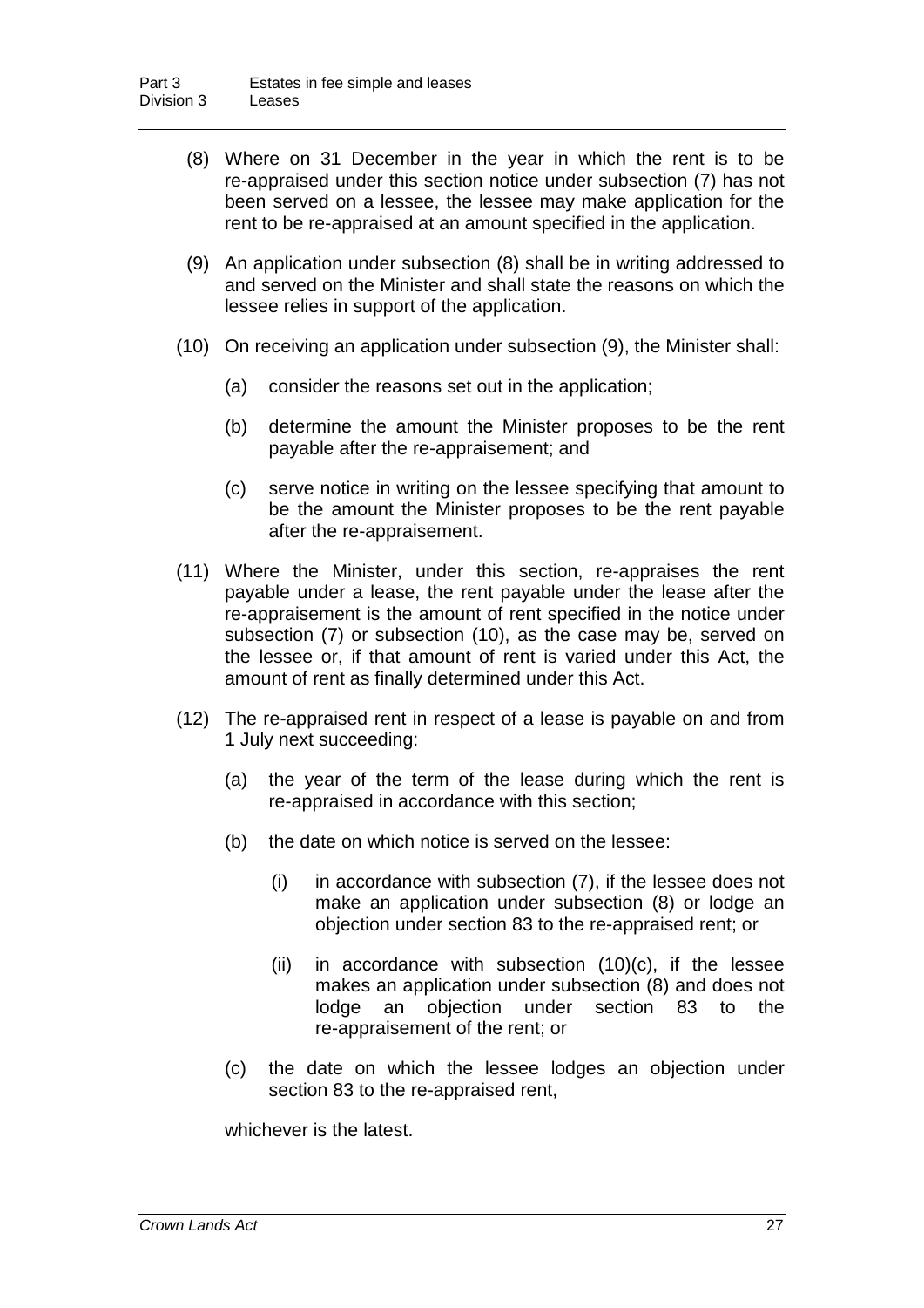(8) Where on 31 December in the year in which the rent is to be re-appraised under this section notice under subsection (7) has not been served on a lessee, the lessee may make application for the rent to be re-appraised at an amount specified in the application.

(9) An application under subsection (8) shall be in writing addressed to and served on the Minister and shall state the reasons on which the lessee relies in support of the application.

(10) On receiving an application under subsection (9), the Minister shall:

- (a) consider the reasons set out in the application;
- (b) determine the amount the Minister proposes to be the rent payable after the re-appraisement; and
- (c) serve notice in writing on the lessee specifying that amount to be the amount the Minister proposes to be the rent payable after the re-appraisement.

(11) Where the Minister, under this section, re-appraises the rent payable under a lease, the rent payable under the lease after the re-appraisement is the amount of rent specified in the notice under subsection (7) or subsection (10), as the case may be, served on the lessee or, if that amount of rent is varied under this Act, the amount of rent as finally determined under this Act.

(12) The re-appraised rent in respect of a lease is payable on and from 1 July next succeeding:

- (a) the year of the term of the lease during which the rent is re-appraised in accordance with this section;
- (b) the date on which notice is served on the lessee:
  - (i) in accordance with subsection (7), if the lessee does not make an application under subsection (8) or lodge an objection under section 83 to the re-appraised rent; or
  - (ii) in accordance with subsection (10)(c), if the lessee makes an application under subsection (8) and does not lodge an objection under section 83 to the re-appraisement of the rent; or
- (c) the date on which the lessee lodges an objection under section 83 to the re-appraised rent,

whichever is the latest.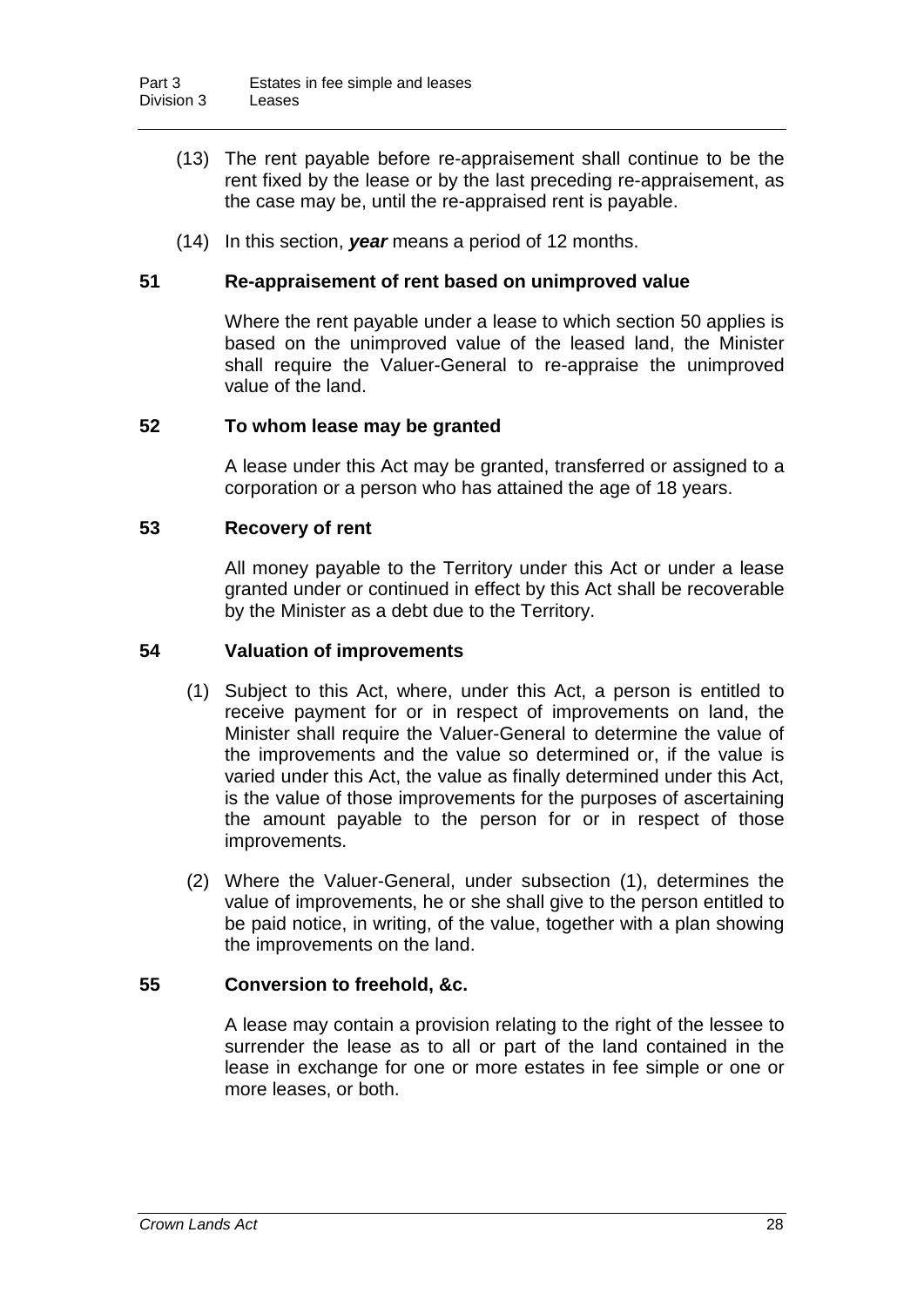(13) The rent payable before re-appraisement shall continue to be the rent fixed by the lease or by the last preceding re-appraisement, as the case may be, until the re-appraised rent is payable.

(14) In this section, ***year*** means a period of 12 months.

## 51 Re-appraisement of rent based on unimproved value

Where the rent payable under a lease to which section 50 applies is based on the unimproved value of the leased land, the Minister shall require the Valuer-General to re-appraise the unimproved value of the land.

## 52 To whom lease may be granted

A lease under this Act may be granted, transferred or assigned to a corporation or a person who has attained the age of 18 years.

## 53 Recovery of rent

All money payable to the Territory under this Act or under a lease granted under or continued in effect by this Act shall be recoverable by the Minister as a debt due to the Territory.

## 54 Valuation of improvements

(1) Subject to this Act, where, under this Act, a person is entitled to receive payment for or in respect of improvements on land, the Minister shall require the Valuer-General to determine the value of the improvements and the value so determined or, if the value is varied under this Act, the value as finally determined under this Act, is the value of those improvements for the purposes of ascertaining the amount payable to the person for or in respect of those improvements.

(2) Where the Valuer-General, under subsection (1), determines the value of improvements, he or she shall give to the person entitled to be paid notice, in writing, of the value, together with a plan showing the improvements on the land.

## 55 Conversion to freehold, &c.

A lease may contain a provision relating to the right of the lessee to surrender the lease as to all or part of the land contained in the lease in exchange for one or more estates in fee simple or one or more leases, or both.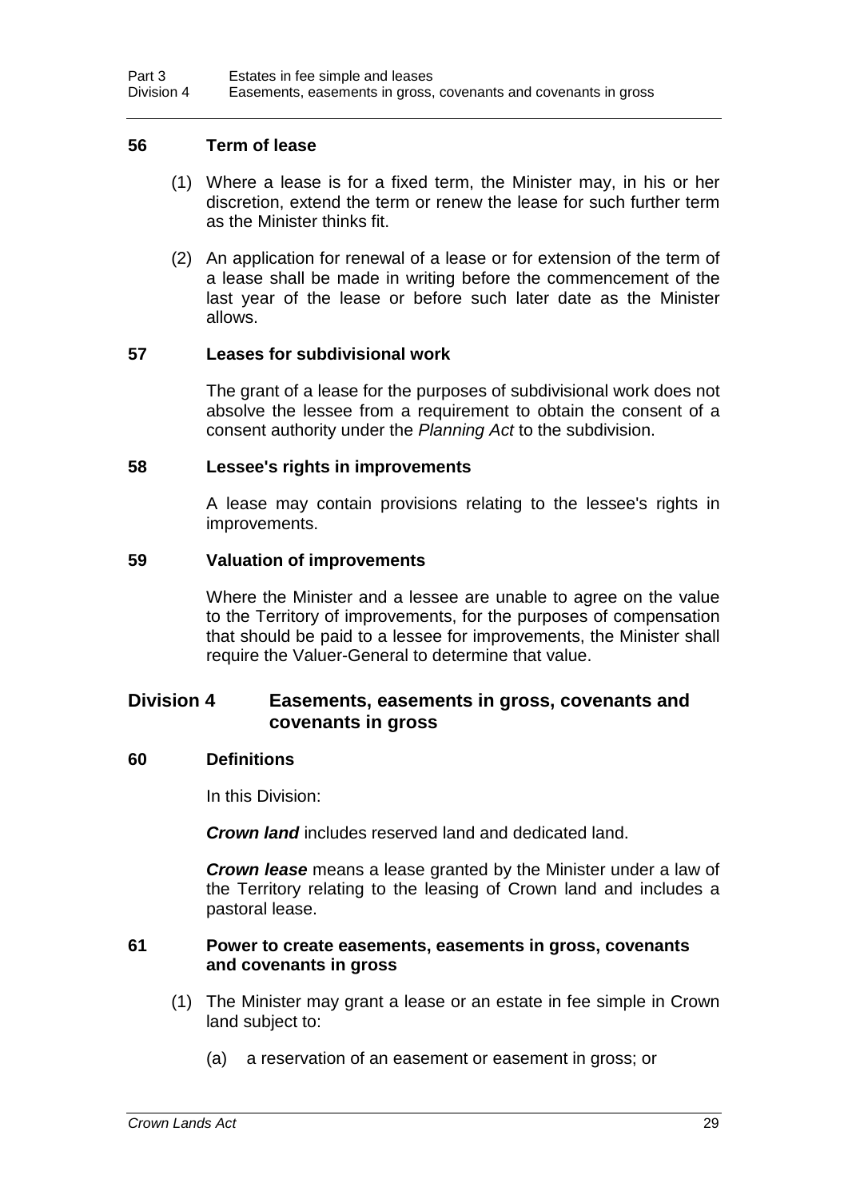### 56 Term of lease

(1) Where a lease is for a fixed term, the Minister may, in his or her discretion, extend the term or renew the lease for such further term as the Minister thinks fit.

(2) An application for renewal of a lease or for extension of the term of a lease shall be made in writing before the commencement of the last year of the lease or before such later date as the Minister allows.

### 57 Leases for subdivisional work

The grant of a lease for the purposes of subdivisional work does not absolve the lessee from a requirement to obtain the consent of a consent authority under the *Planning Act* to the subdivision.

### 58 Lessee's rights in improvements

A lease may contain provisions relating to the lessee's rights in improvements.

### 59 Valuation of improvements

Where the Minister and a lessee are unable to agree on the value to the Territory of improvements, for the purposes of compensation that should be paid to a lessee for improvements, the Minister shall require the Valuer-General to determine that value.

## Division 4 Easements, easements in gross, covenants and covenants in gross

### 60 Definitions

In this Division:

***Crown land*** includes reserved land and dedicated land.

***Crown lease*** means a lease granted by the Minister under a law of the Territory relating to the leasing of Crown land and includes a pastoral lease.

### 61 Power to create easements, easements in gross, covenants and covenants in gross

(1) The Minister may grant a lease or an estate in fee simple in Crown land subject to:

(a) a reservation of an easement or easement in gross; or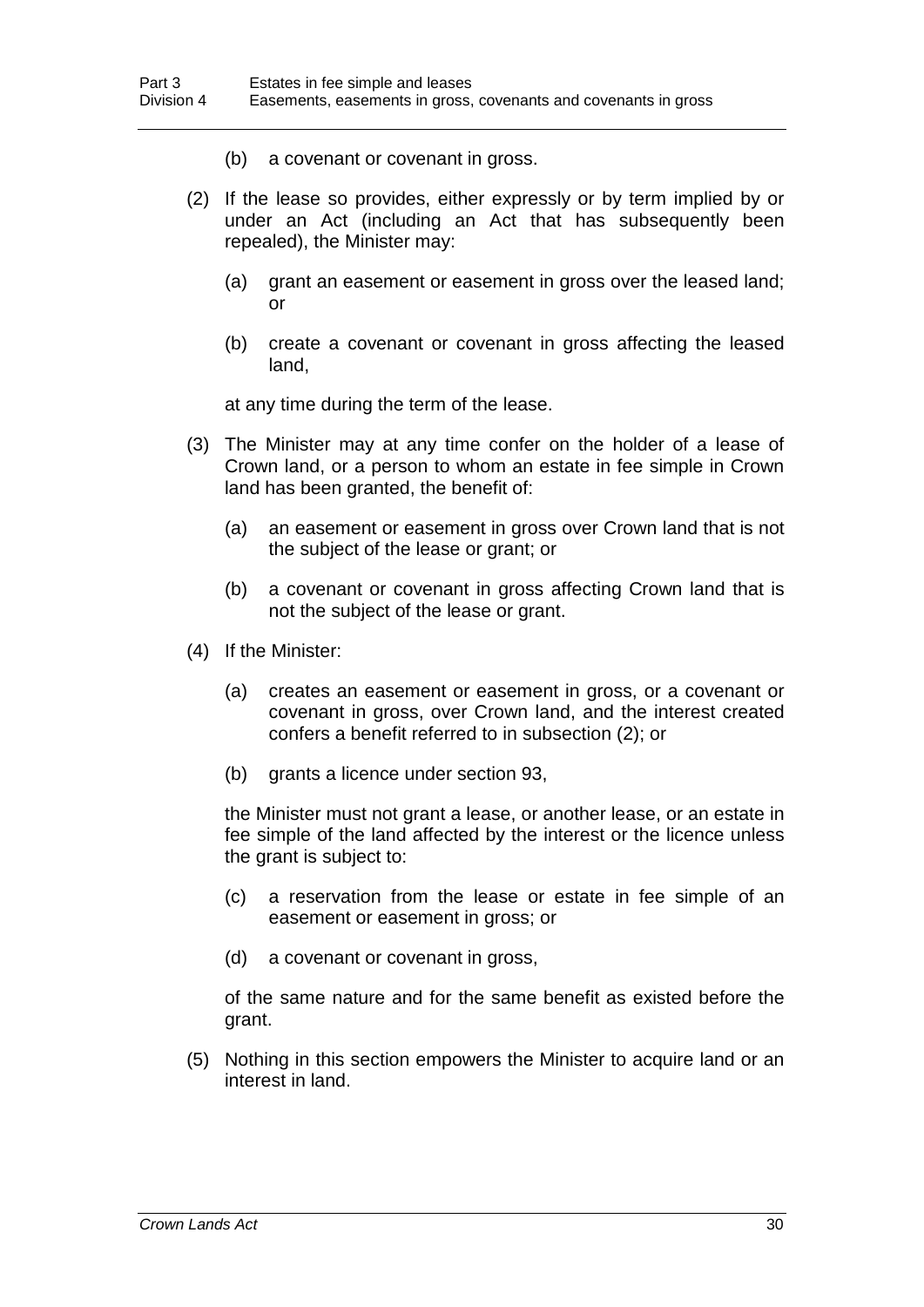(b) a covenant or covenant in gross.

(2) If the lease so provides, either expressly or by term implied by or under an Act (including an Act that has subsequently been repealed), the Minister may:

  (a) grant an easement or easement in gross over the leased land; or

  (b) create a covenant or covenant in gross affecting the leased land,

  at any time during the term of the lease.

(3) The Minister may at any time confer on the holder of a lease of Crown land, or a person to whom an estate in fee simple in Crown land has been granted, the benefit of:

  (a) an easement or easement in gross over Crown land that is not the subject of the lease or grant; or

  (b) a covenant or covenant in gross affecting Crown land that is not the subject of the lease or grant.

(4) If the Minister:

  (a) creates an easement or easement in gross, or a covenant or covenant in gross, over Crown land, and the interest created confers a benefit referred to in subsection (2); or

  (b) grants a licence under section 93,

  the Minister must not grant a lease, or another lease, or an estate in fee simple of the land affected by the interest or the licence unless the grant is subject to:

  (c) a reservation from the lease or estate in fee simple of an easement or easement in gross; or

  (d) a covenant or covenant in gross,

  of the same nature and for the same benefit as existed before the grant.

(5) Nothing in this section empowers the Minister to acquire land or an interest in land.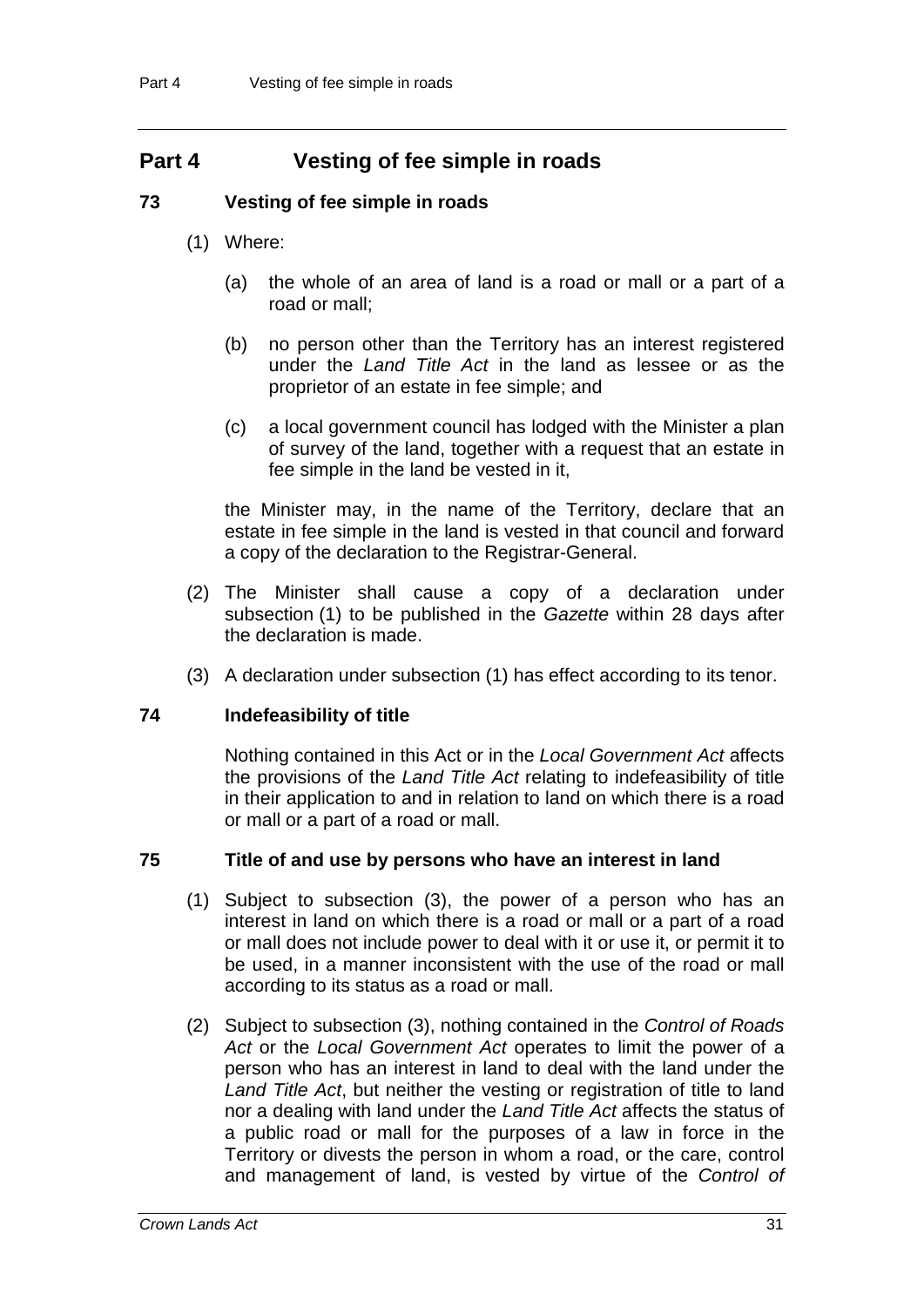## Part 4 Vesting of fee simple in roads

### 73 Vesting of fee simple in roads

(1) Where:

(a) the whole of an area of land is a road or mall or a part of a road or mall;

(b) no person other than the Territory has an interest registered under the *Land Title Act* in the land as lessee or as the proprietor of an estate in fee simple; and

(c) a local government council has lodged with the Minister a plan of survey of the land, together with a request that an estate in fee simple in the land be vested in it,

the Minister may, in the name of the Territory, declare that an estate in fee simple in the land is vested in that council and forward a copy of the declaration to the Registrar-General.

(2) The Minister shall cause a copy of a declaration under subsection (1) to be published in the *Gazette* within 28 days after the declaration is made.

(3) A declaration under subsection (1) has effect according to its tenor.

### 74 Indefeasibility of title

Nothing contained in this Act or in the *Local Government Act* affects the provisions of the *Land Title Act* relating to indefeasibility of title in their application to and in relation to land on which there is a road or mall or a part of a road or mall.

### 75 Title of and use by persons who have an interest in land

(1) Subject to subsection (3), the power of a person who has an interest in land on which there is a road or mall or a part of a road or mall does not include power to deal with it or use it, or permit it to be used, in a manner inconsistent with the use of the road or mall according to its status as a road or mall.

(2) Subject to subsection (3), nothing contained in the *Control of Roads Act* or the *Local Government Act* operates to limit the power of a person who has an interest in land to deal with the land under the *Land Title Act*, but neither the vesting or registration of title to land nor a dealing with land under the *Land Title Act* affects the status of a public road or mall for the purposes of a law in force in the Territory or divests the person in whom a road, or the care, control and management of land, is vested by virtue of the *Control of*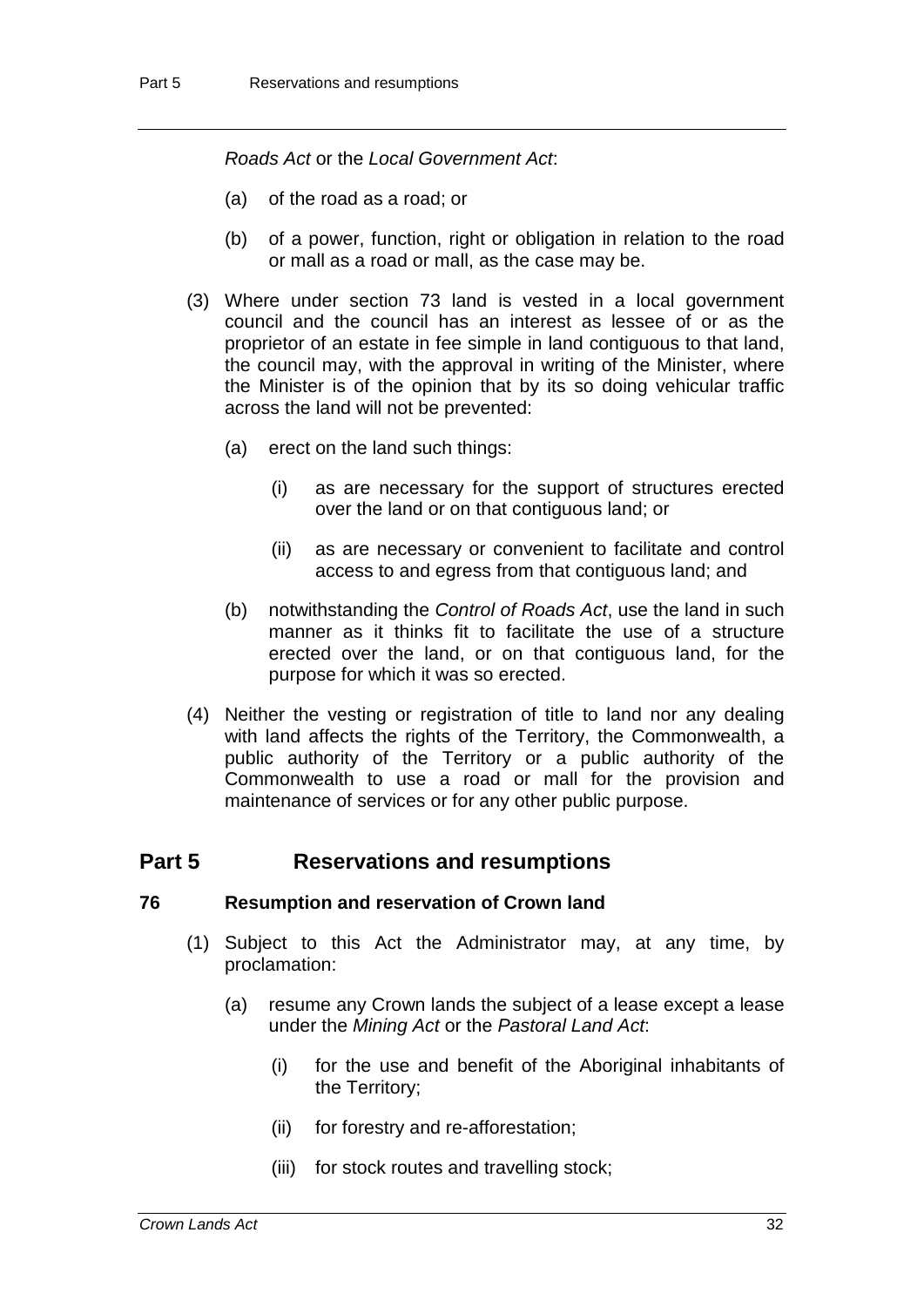*Roads Act* or the *Local Government Act*:

- (a) of the road as a road; or
- (b) of a power, function, right or obligation in relation to the road or mall as a road or mall, as the case may be.

(3) Where under section 73 land is vested in a local government council and the council has an interest as lessee of or as the proprietor of an estate in fee simple in land contiguous to that land, the council may, with the approval in writing of the Minister, where the Minister is of the opinion that by its so doing vehicular traffic across the land will not be prevented:

- (a) erect on the land such things:
  - (i) as are necessary for the support of structures erected over the land or on that contiguous land; or
  - (ii) as are necessary or convenient to facilitate and control access to and egress from that contiguous land; and
- (b) notwithstanding the *Control of Roads Act*, use the land in such manner as it thinks fit to facilitate the use of a structure erected over the land, or on that contiguous land, for the purpose for which it was so erected.

(4) Neither the vesting or registration of title to land nor any dealing with land affects the rights of the Territory, the Commonwealth, a public authority of the Territory or a public authority of the Commonwealth to use a road or mall for the provision and maintenance of services or for any other public purpose.

## Part 5 Reservations and resumptions

### 76 Resumption and reservation of Crown land

(1) Subject to this Act the Administrator may, at any time, by proclamation:

- (a) resume any Crown lands the subject of a lease except a lease under the *Mining Act* or the *Pastoral Land Act*:
  - (i) for the use and benefit of the Aboriginal inhabitants of the Territory;
  - (ii) for forestry and re-afforestation;
  - (iii) for stock routes and travelling stock;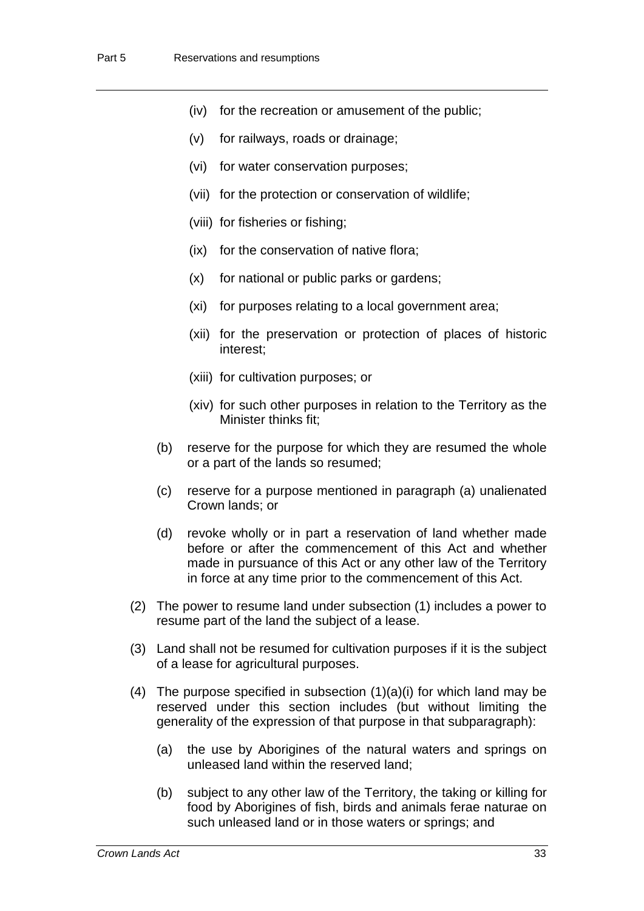- (iv) for the recreation or amusement of the public;
- (v) for railways, roads or drainage;
- (vi) for water conservation purposes;
- (vii) for the protection or conservation of wildlife;
- (viii) for fisheries or fishing;
- (ix) for the conservation of native flora;
- (x) for national or public parks or gardens;
- (xi) for purposes relating to a local government area;
- (xii) for the preservation or protection of places of historic interest;
- (xiii) for cultivation purposes; or
- (xiv) for such other purposes in relation to the Territory as the Minister thinks fit;

(b) reserve for the purpose for which they are resumed the whole or a part of the lands so resumed;

(c) reserve for a purpose mentioned in paragraph (a) unalienated Crown lands; or

(d) revoke wholly or in part a reservation of land whether made before or after the commencement of this Act and whether made in pursuance of this Act or any other law of the Territory in force at any time prior to the commencement of this Act.

(2) The power to resume land under subsection (1) includes a power to resume part of the land the subject of a lease.

(3) Land shall not be resumed for cultivation purposes if it is the subject of a lease for agricultural purposes.

(4) The purpose specified in subsection (1)(a)(i) for which land may be reserved under this section includes (but without limiting the generality of the expression of that purpose in that subparagraph):

(a) the use by Aborigines of the natural waters and springs on unleased land within the reserved land;

(b) subject to any other law of the Territory, the taking or killing for food by Aborigines of fish, birds and animals ferae naturae on such unleased land or in those waters or springs; and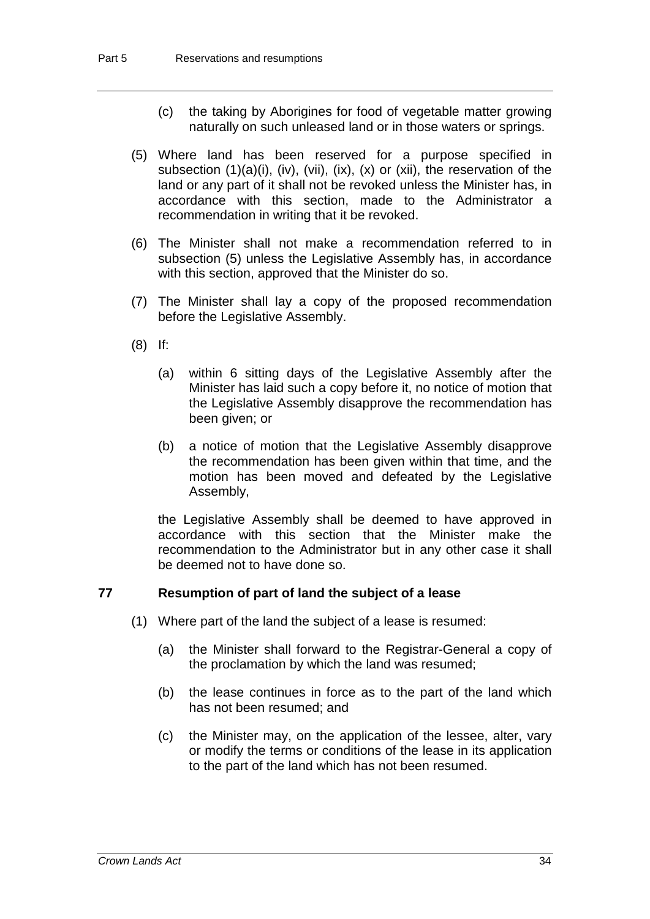(c) the taking by Aborigines for food of vegetable matter growing naturally on such unleased land or in those waters or springs.

(5) Where land has been reserved for a purpose specified in subsection (1)(a)(i), (iv), (vii), (ix), (x) or (xii), the reservation of the land or any part of it shall not be revoked unless the Minister has, in accordance with this section, made to the Administrator a recommendation in writing that it be revoked.

(6) The Minister shall not make a recommendation referred to in subsection (5) unless the Legislative Assembly has, in accordance with this section, approved that the Minister do so.

(7) The Minister shall lay a copy of the proposed recommendation before the Legislative Assembly.

(8) If:

(a) within 6 sitting days of the Legislative Assembly after the Minister has laid such a copy before it, no notice of motion that the Legislative Assembly disapprove the recommendation has been given; or

(b) a notice of motion that the Legislative Assembly disapprove the recommendation has been given within that time, and the motion has been moved and defeated by the Legislative Assembly,

the Legislative Assembly shall be deemed to have approved in accordance with this section that the Minister make the recommendation to the Administrator but in any other case it shall be deemed not to have done so.

## 77 Resumption of part of land the subject of a lease

(1) Where part of the land the subject of a lease is resumed:

(a) the Minister shall forward to the Registrar-General a copy of the proclamation by which the land was resumed;

(b) the lease continues in force as to the part of the land which has not been resumed; and

(c) the Minister may, on the application of the lessee, alter, vary or modify the terms or conditions of the lease in its application to the part of the land which has not been resumed.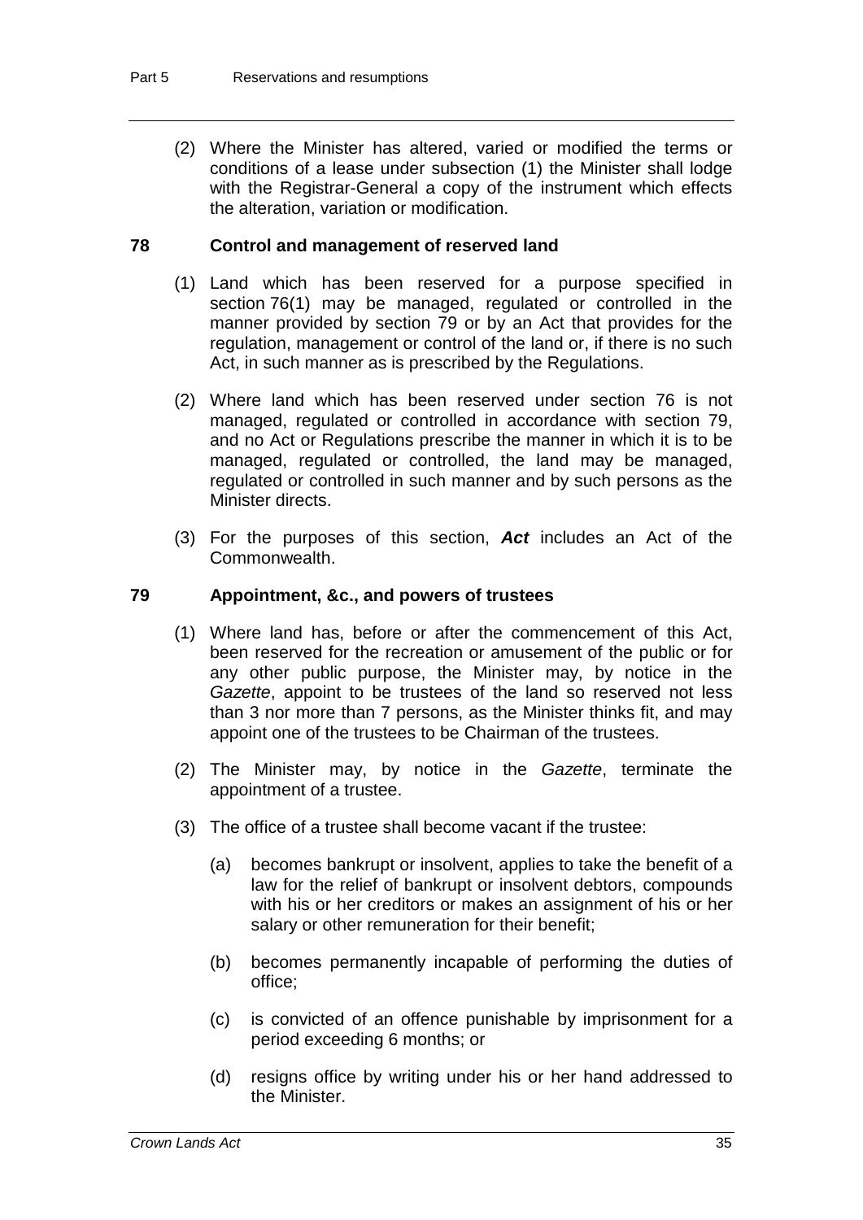(2) Where the Minister has altered, varied or modified the terms or conditions of a lease under subsection (1) the Minister shall lodge with the Registrar-General a copy of the instrument which effects the alteration, variation or modification.

## 78 Control and management of reserved land

(1) Land which has been reserved for a purpose specified in section 76(1) may be managed, regulated or controlled in the manner provided by section 79 or by an Act that provides for the regulation, management or control of the land or, if there is no such Act, in such manner as is prescribed by the Regulations.

(2) Where land which has been reserved under section 76 is not managed, regulated or controlled in accordance with section 79, and no Act or Regulations prescribe the manner in which it is to be managed, regulated or controlled, the land may be managed, regulated or controlled in such manner and by such persons as the Minister directs.

(3) For the purposes of this section, ***Act*** includes an Act of the Commonwealth.

## 79 Appointment, &c., and powers of trustees

(1) Where land has, before or after the commencement of this Act, been reserved for the recreation or amusement of the public or for any other public purpose, the Minister may, by notice in the *Gazette*, appoint to be trustees of the land so reserved not less than 3 nor more than 7 persons, as the Minister thinks fit, and may appoint one of the trustees to be Chairman of the trustees.

(2) The Minister may, by notice in the *Gazette*, terminate the appointment of a trustee.

(3) The office of a trustee shall become vacant if the trustee:

(a) becomes bankrupt or insolvent, applies to take the benefit of a law for the relief of bankrupt or insolvent debtors, compounds with his or her creditors or makes an assignment of his or her salary or other remuneration for their benefit;

(b) becomes permanently incapable of performing the duties of office;

(c) is convicted of an offence punishable by imprisonment for a period exceeding 6 months; or

(d) resigns office by writing under his or her hand addressed to the Minister.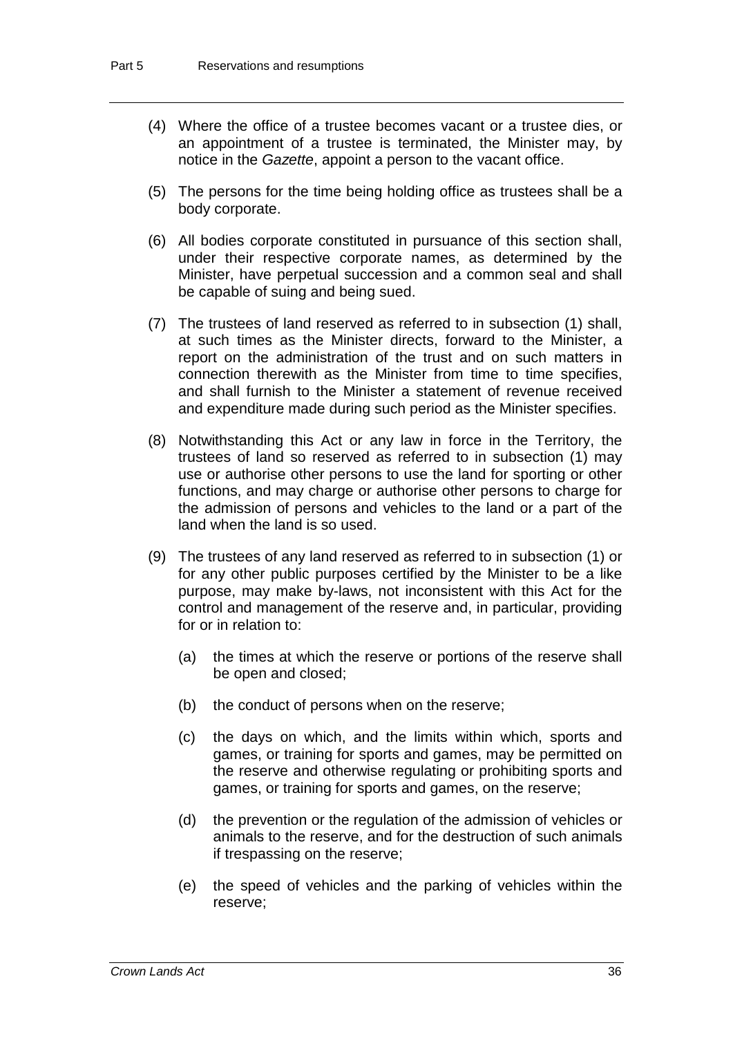(4) Where the office of a trustee becomes vacant or a trustee dies, or an appointment of a trustee is terminated, the Minister may, by notice in the *Gazette*, appoint a person to the vacant office.

(5) The persons for the time being holding office as trustees shall be a body corporate.

(6) All bodies corporate constituted in pursuance of this section shall, under their respective corporate names, as determined by the Minister, have perpetual succession and a common seal and shall be capable of suing and being sued.

(7) The trustees of land reserved as referred to in subsection (1) shall, at such times as the Minister directs, forward to the Minister, a report on the administration of the trust and on such matters in connection therewith as the Minister from time to time specifies, and shall furnish to the Minister a statement of revenue received and expenditure made during such period as the Minister specifies.

(8) Notwithstanding this Act or any law in force in the Territory, the trustees of land so reserved as referred to in subsection (1) may use or authorise other persons to use the land for sporting or other functions, and may charge or authorise other persons to charge for the admission of persons and vehicles to the land or a part of the land when the land is so used.

(9) The trustees of any land reserved as referred to in subsection (1) or for any other public purposes certified by the Minister to be a like purpose, may make by-laws, not inconsistent with this Act for the control and management of the reserve and, in particular, providing for or in relation to:

- (a) the times at which the reserve or portions of the reserve shall be open and closed;
- (b) the conduct of persons when on the reserve;
- (c) the days on which, and the limits within which, sports and games, or training for sports and games, may be permitted on the reserve and otherwise regulating or prohibiting sports and games, or training for sports and games, on the reserve;
- (d) the prevention or the regulation of the admission of vehicles or animals to the reserve, and for the destruction of such animals if trespassing on the reserve;
- (e) the speed of vehicles and the parking of vehicles within the reserve;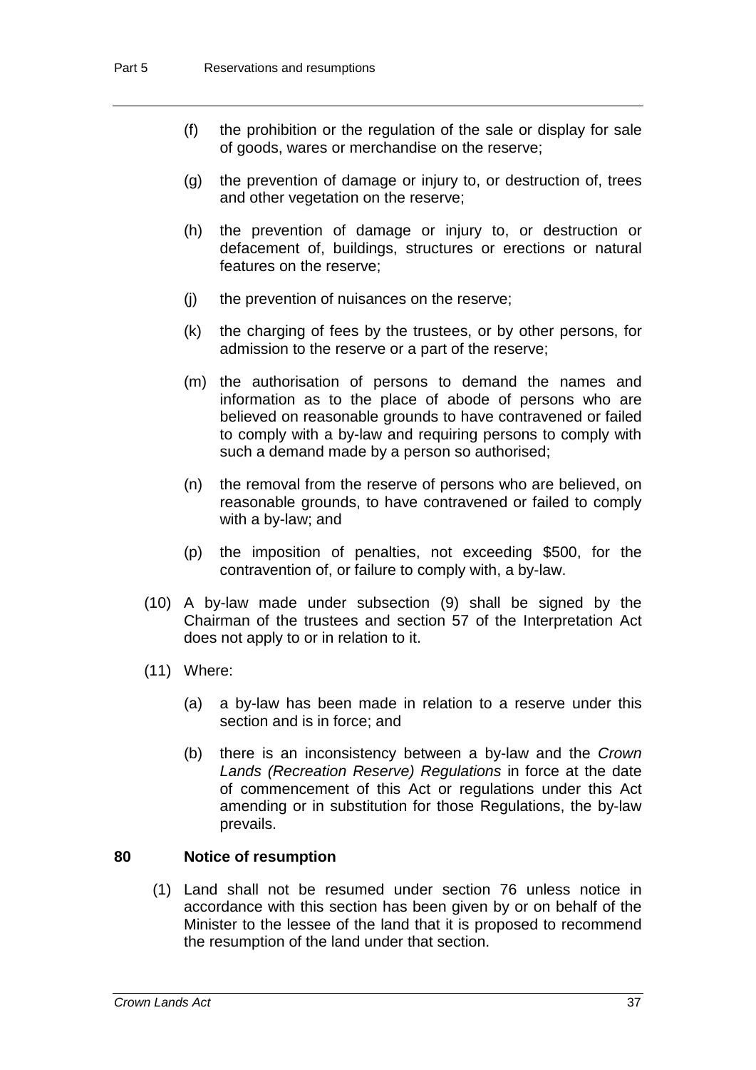(f) the prohibition or the regulation of the sale or display for sale of goods, wares or merchandise on the reserve;

(g) the prevention of damage or injury to, or destruction of, trees and other vegetation on the reserve;

(h) the prevention of damage or injury to, or destruction or defacement of, buildings, structures or erections or natural features on the reserve;

(j) the prevention of nuisances on the reserve;

(k) the charging of fees by the trustees, or by other persons, for admission to the reserve or a part of the reserve;

(m) the authorisation of persons to demand the names and information as to the place of abode of persons who are believed on reasonable grounds to have contravened or failed to comply with a by-law and requiring persons to comply with such a demand made by a person so authorised;

(n) the removal from the reserve of persons who are believed, on reasonable grounds, to have contravened or failed to comply with a by-law; and

(p) the imposition of penalties, not exceeding $500, for the contravention of, or failure to comply with, a by-law.

(10) A by-law made under subsection (9) shall be signed by the Chairman of the trustees and section 57 of the Interpretation Act does not apply to or in relation to it.

(11) Where:

(a) a by-law has been made in relation to a reserve under this section and is in force; and

(b) there is an inconsistency between a by-law and the *Crown Lands (Recreation Reserve) Regulations* in force at the date of commencement of this Act or regulations under this Act amending or in substitution for those Regulations, the by-law prevails.

### 80 Notice of resumption

(1) Land shall not be resumed under section 76 unless notice in accordance with this section has been given by or on behalf of the Minister to the lessee of the land that it is proposed to recommend the resumption of the land under that section.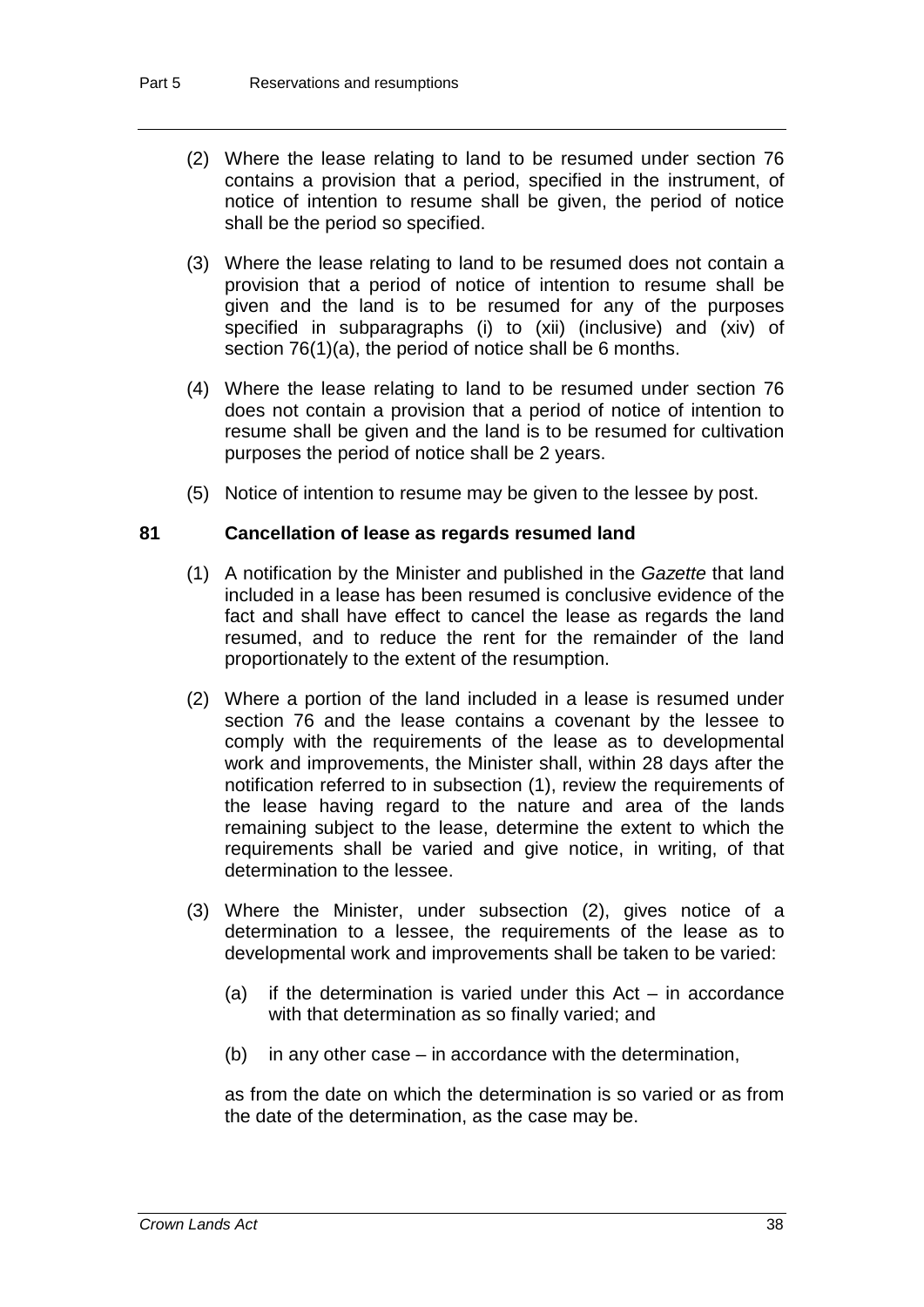(2) Where the lease relating to land to be resumed under section 76 contains a provision that a period, specified in the instrument, of notice of intention to resume shall be given, the period of notice shall be the period so specified.

(3) Where the lease relating to land to be resumed does not contain a provision that a period of notice of intention to resume shall be given and the land is to be resumed for any of the purposes specified in subparagraphs (i) to (xii) (inclusive) and (xiv) of section 76(1)(a), the period of notice shall be 6 months.

(4) Where the lease relating to land to be resumed under section 76 does not contain a provision that a period of notice of intention to resume shall be given and the land is to be resumed for cultivation purposes the period of notice shall be 2 years.

(5) Notice of intention to resume may be given to the lessee by post.

### 81 Cancellation of lease as regards resumed land

(1) A notification by the Minister and published in the *Gazette* that land included in a lease has been resumed is conclusive evidence of the fact and shall have effect to cancel the lease as regards the land resumed, and to reduce the rent for the remainder of the land proportionately to the extent of the resumption.

(2) Where a portion of the land included in a lease is resumed under section 76 and the lease contains a covenant by the lessee to comply with the requirements of the lease as to developmental work and improvements, the Minister shall, within 28 days after the notification referred to in subsection (1), review the requirements of the lease having regard to the nature and area of the lands remaining subject to the lease, determine the extent to which the requirements shall be varied and give notice, in writing, of that determination to the lessee.

(3) Where the Minister, under subsection (2), gives notice of a determination to a lessee, the requirements of the lease as to developmental work and improvements shall be taken to be varied:

- (a) if the determination is varied under this Act – in accordance with that determination as so finally varied; and
- (b) in any other case – in accordance with the determination,

as from the date on which the determination is so varied or as from the date of the determination, as the case may be.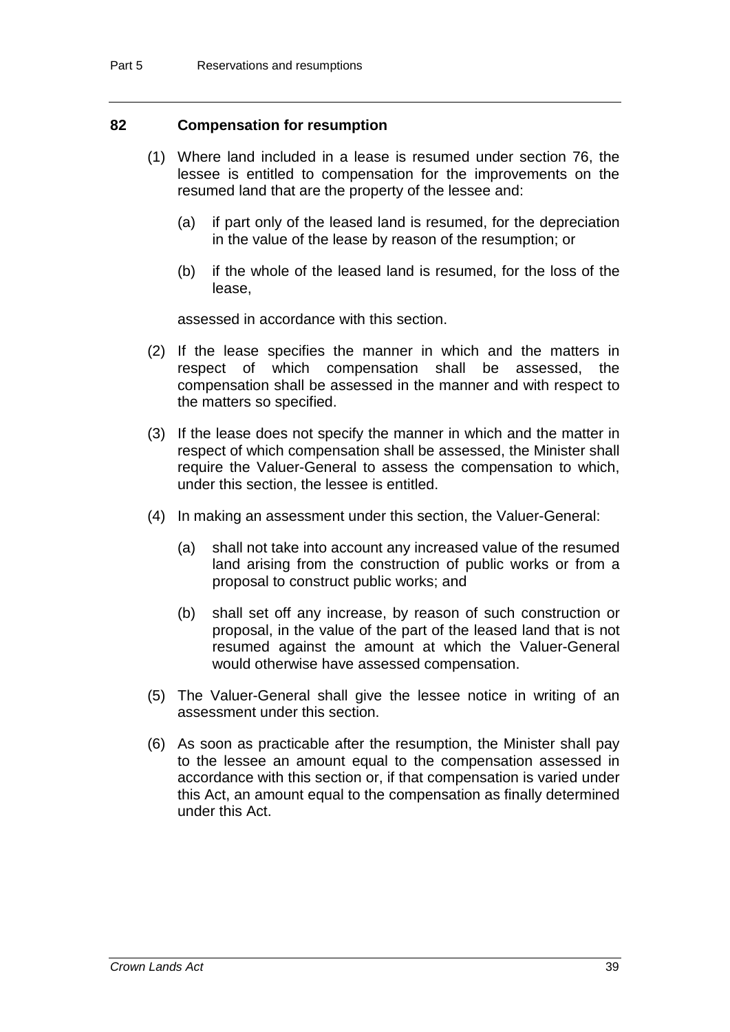## 82 Compensation for resumption

(1) Where land included in a lease is resumed under section 76, the lessee is entitled to compensation for the improvements on the resumed land that are the property of the lessee and:

(a) if part only of the leased land is resumed, for the depreciation in the value of the lease by reason of the resumption; or

(b) if the whole of the leased land is resumed, for the loss of the lease,

assessed in accordance with this section.

(2) If the lease specifies the manner in which and the matters in respect of which compensation shall be assessed, the compensation shall be assessed in the manner and with respect to the matters so specified.

(3) If the lease does not specify the manner in which and the matter in respect of which compensation shall be assessed, the Minister shall require the Valuer-General to assess the compensation to which, under this section, the lessee is entitled.

(4) In making an assessment under this section, the Valuer-General:

(a) shall not take into account any increased value of the resumed land arising from the construction of public works or from a proposal to construct public works; and

(b) shall set off any increase, by reason of such construction or proposal, in the value of the part of the leased land that is not resumed against the amount at which the Valuer-General would otherwise have assessed compensation.

(5) The Valuer-General shall give the lessee notice in writing of an assessment under this section.

(6) As soon as practicable after the resumption, the Minister shall pay to the lessee an amount equal to the compensation assessed in accordance with this section or, if that compensation is varied under this Act, an amount equal to the compensation as finally determined under this Act.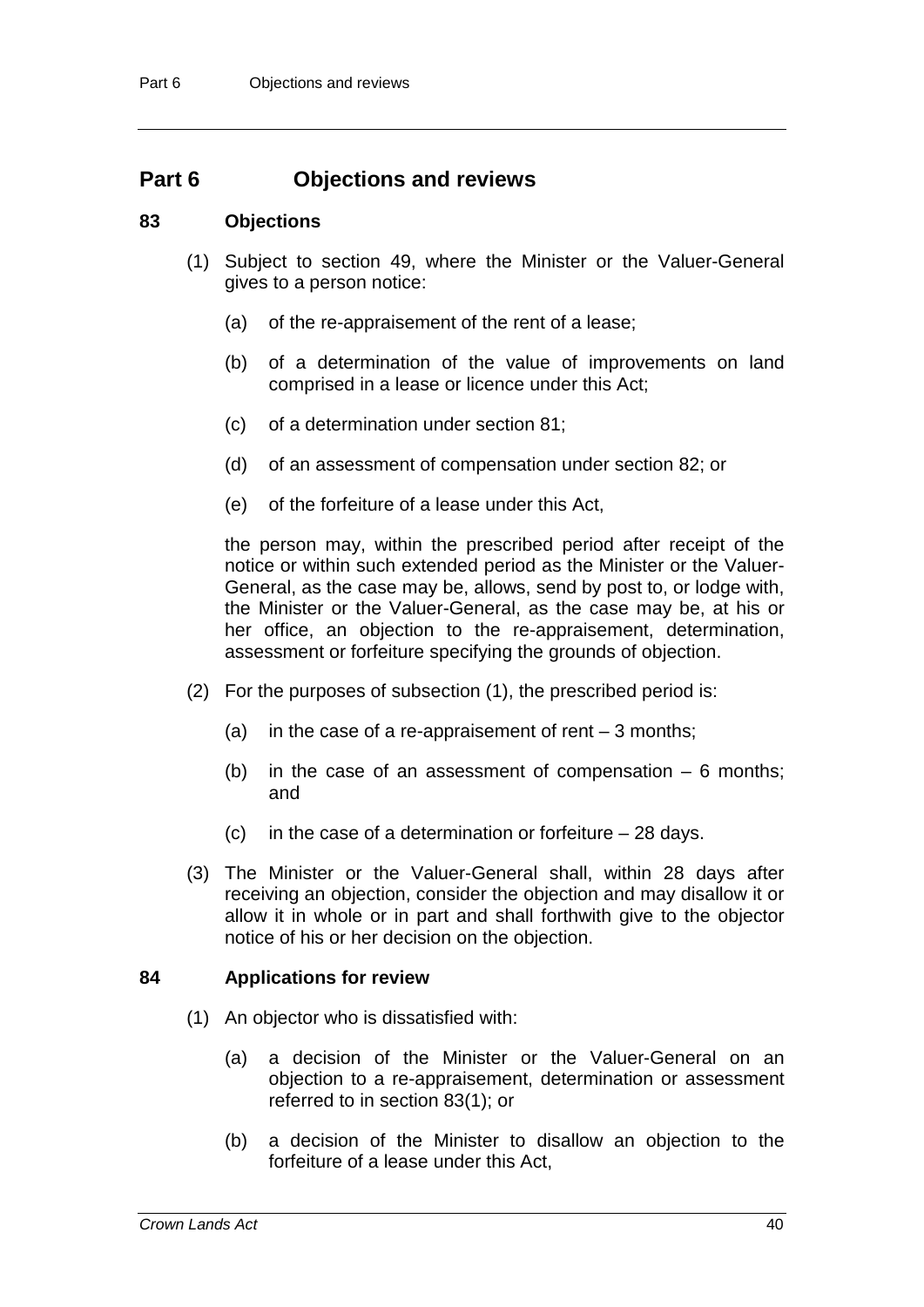# Part 6 Objections and reviews

## 83 Objections

(1) Subject to section 49, where the Minister or the Valuer-General gives to a person notice:

(a) of the re-appraisement of the rent of a lease;

(b) of a determination of the value of improvements on land comprised in a lease or licence under this Act;

(c) of a determination under section 81;

(d) of an assessment of compensation under section 82; or

(e) of the forfeiture of a lease under this Act,

the person may, within the prescribed period after receipt of the notice or within such extended period as the Minister or the Valuer-General, as the case may be, allows, send by post to, or lodge with, the Minister or the Valuer-General, as the case may be, at his or her office, an objection to the re-appraisement, determination, assessment or forfeiture specifying the grounds of objection.

(2) For the purposes of subsection (1), the prescribed period is:

(a) in the case of a re-appraisement of rent – 3 months;

(b) in the case of an assessment of compensation – 6 months; and

(c) in the case of a determination or forfeiture – 28 days.

(3) The Minister or the Valuer-General shall, within 28 days after receiving an objection, consider the objection and may disallow it or allow it in whole or in part and shall forthwith give to the objector notice of his or her decision on the objection.

## 84 Applications for review

(1) An objector who is dissatisfied with:

(a) a decision of the Minister or the Valuer-General on an objection to a re-appraisement, determination or assessment referred to in section 83(1); or

(b) a decision of the Minister to disallow an objection to the forfeiture of a lease under this Act,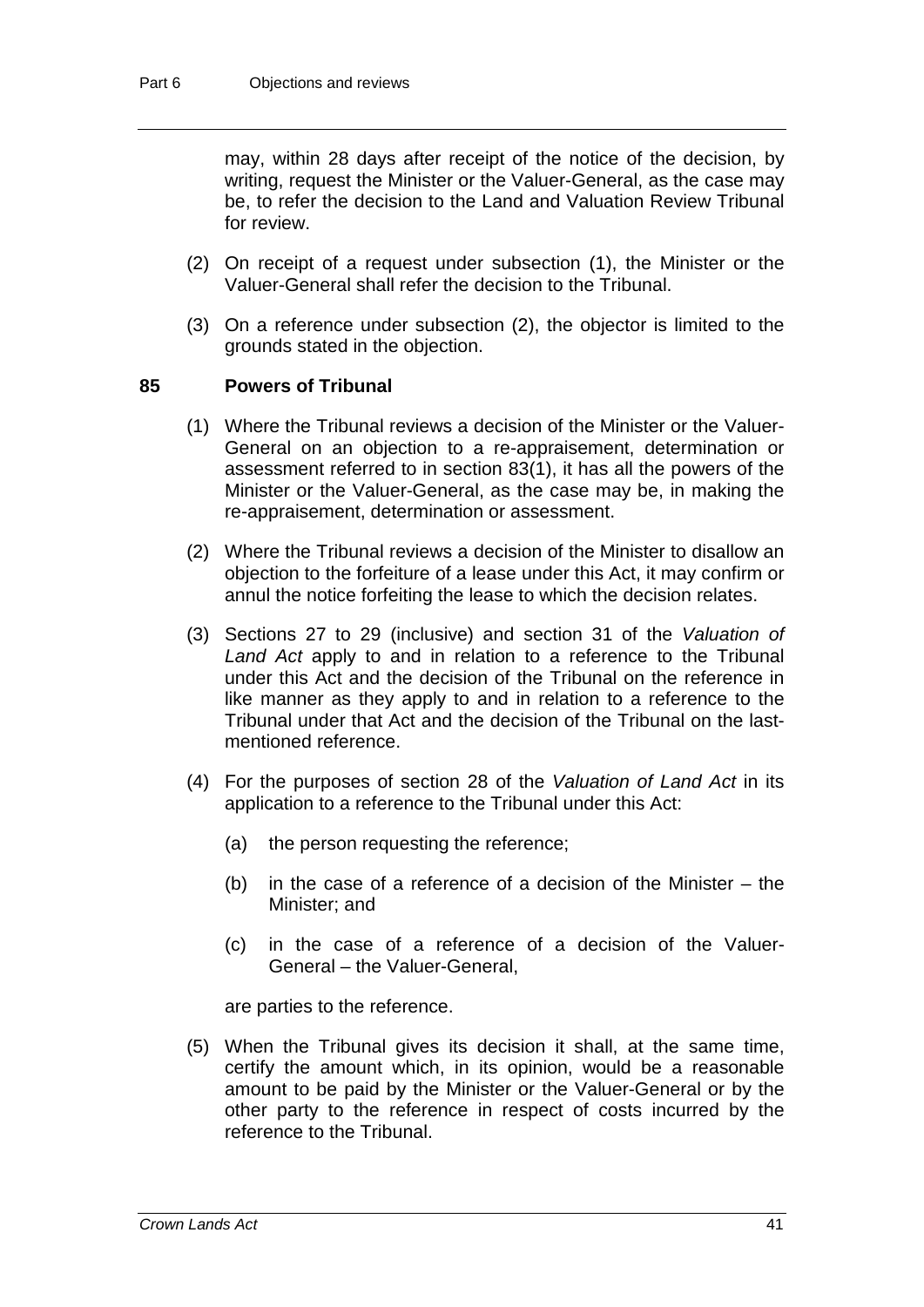may, within 28 days after receipt of the notice of the decision, by writing, request the Minister or the Valuer-General, as the case may be, to refer the decision to the Land and Valuation Review Tribunal for review.

(2) On receipt of a request under subsection (1), the Minister or the Valuer-General shall refer the decision to the Tribunal.

(3) On a reference under subsection (2), the objector is limited to the grounds stated in the objection.

## 85 Powers of Tribunal

(1) Where the Tribunal reviews a decision of the Minister or the Valuer-General on an objection to a re-appraisement, determination or assessment referred to in section 83(1), it has all the powers of the Minister or the Valuer-General, as the case may be, in making the re-appraisement, determination or assessment.

(2) Where the Tribunal reviews a decision of the Minister to disallow an objection to the forfeiture of a lease under this Act, it may confirm or annul the notice forfeiting the lease to which the decision relates.

(3) Sections 27 to 29 (inclusive) and section 31 of the *Valuation of Land Act* apply to and in relation to a reference to the Tribunal under this Act and the decision of the Tribunal on the reference in like manner as they apply to and in relation to a reference to the Tribunal under that Act and the decision of the Tribunal on the last-mentioned reference.

(4) For the purposes of section 28 of the *Valuation of Land Act* in its application to a reference to the Tribunal under this Act:

(a) the person requesting the reference;

(b) in the case of a reference of a decision of the Minister – the Minister; and

(c) in the case of a reference of a decision of the Valuer-General – the Valuer-General,

are parties to the reference.

(5) When the Tribunal gives its decision it shall, at the same time, certify the amount which, in its opinion, would be a reasonable amount to be paid by the Minister or the Valuer-General or by the other party to the reference in respect of costs incurred by the reference to the Tribunal.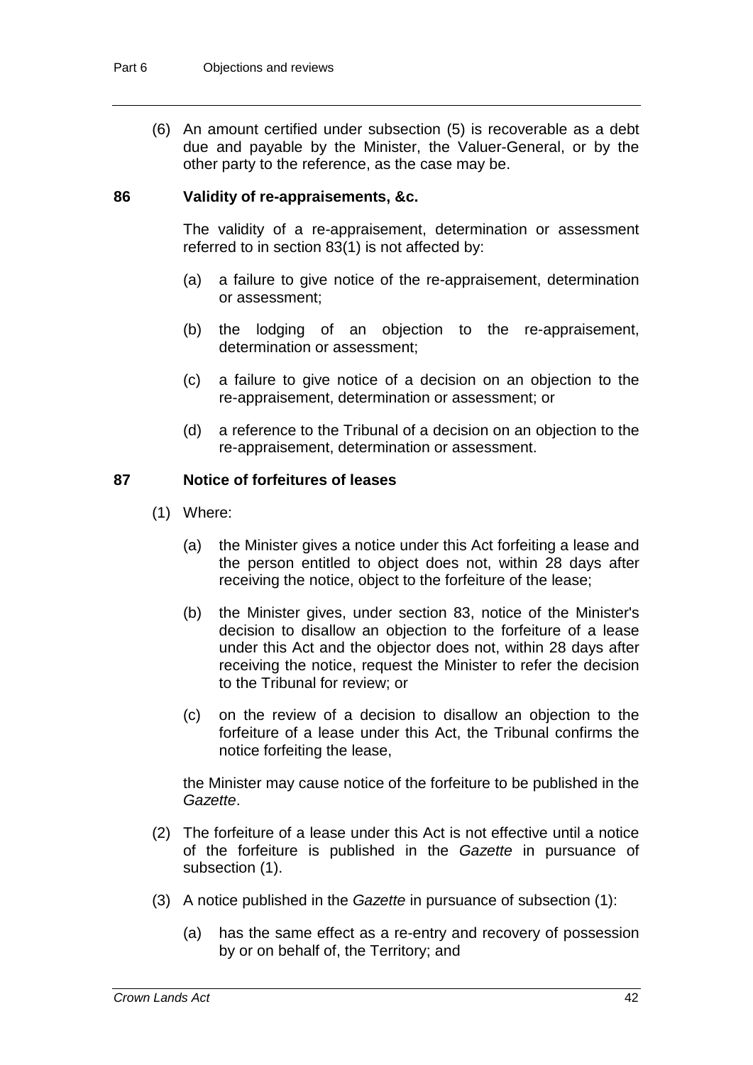(6) An amount certified under subsection (5) is recoverable as a debt due and payable by the Minister, the Valuer-General, or by the other party to the reference, as the case may be.

### 86 Validity of re-appraisements, &c.

The validity of a re-appraisement, determination or assessment referred to in section 83(1) is not affected by:

(a) a failure to give notice of the re-appraisement, determination or assessment;

(b) the lodging of an objection to the re-appraisement, determination or assessment;

(c) a failure to give notice of a decision on an objection to the re-appraisement, determination or assessment; or

(d) a reference to the Tribunal of a decision on an objection to the re-appraisement, determination or assessment.

### 87 Notice of forfeitures of leases

(1) Where:

(a) the Minister gives a notice under this Act forfeiting a lease and the person entitled to object does not, within 28 days after receiving the notice, object to the forfeiture of the lease;

(b) the Minister gives, under section 83, notice of the Minister's decision to disallow an objection to the forfeiture of a lease under this Act and the objector does not, within 28 days after receiving the notice, request the Minister to refer the decision to the Tribunal for review; or

(c) on the review of a decision to disallow an objection to the forfeiture of a lease under this Act, the Tribunal confirms the notice forfeiting the lease,

the Minister may cause notice of the forfeiture to be published in the *Gazette*.

(2) The forfeiture of a lease under this Act is not effective until a notice of the forfeiture is published in the *Gazette* in pursuance of subsection (1).

(3) A notice published in the *Gazette* in pursuance of subsection (1):

(a) has the same effect as a re-entry and recovery of possession by or on behalf of, the Territory; and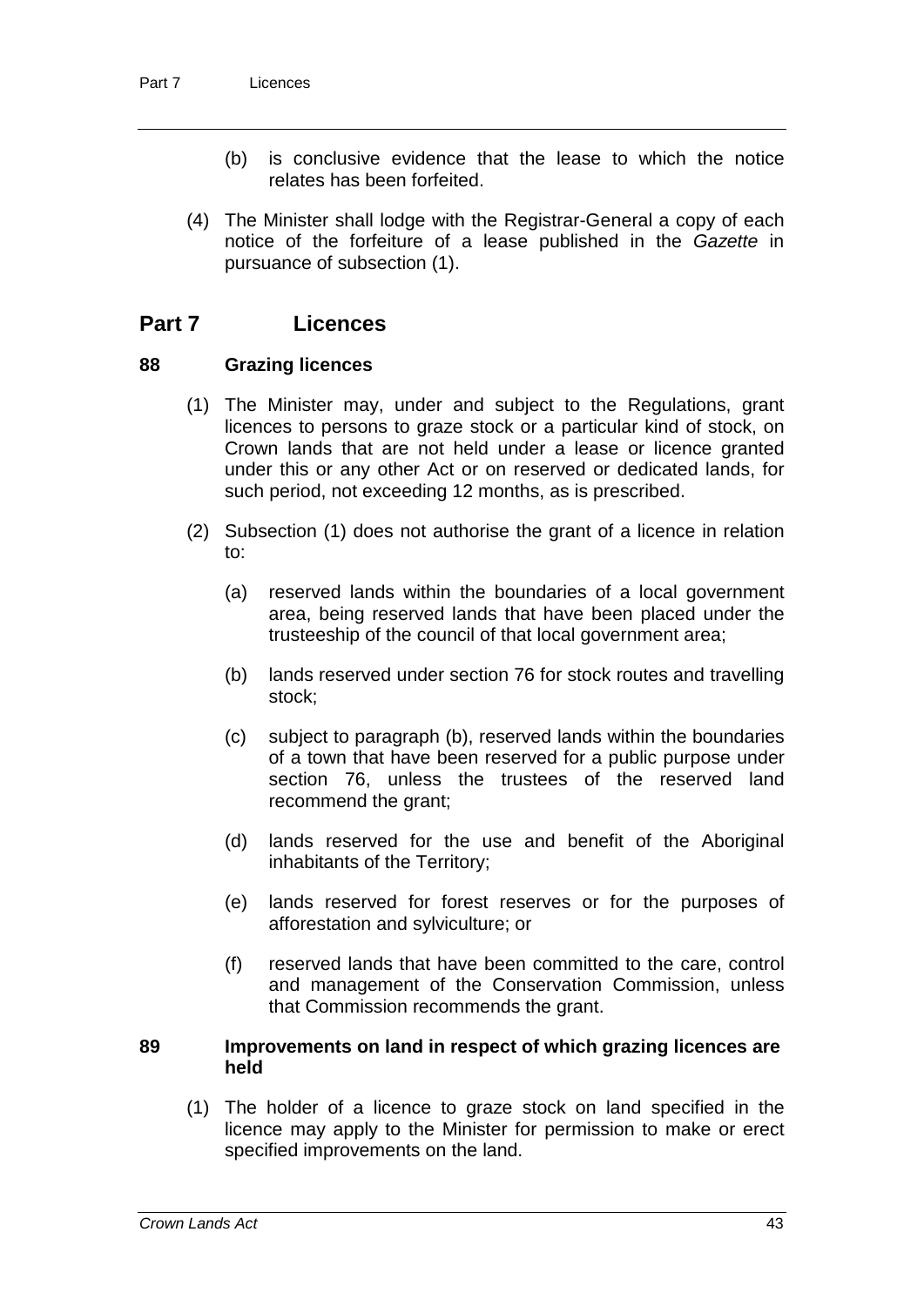(b) is conclusive evidence that the lease to which the notice relates has been forfeited.

(4) The Minister shall lodge with the Registrar-General a copy of each notice of the forfeiture of a lease published in the *Gazette* in pursuance of subsection (1).

# Part 7 Licences

### 88 Grazing licences

(1) The Minister may, under and subject to the Regulations, grant licences to persons to graze stock or a particular kind of stock, on Crown lands that are not held under a lease or licence granted under this or any other Act or on reserved or dedicated lands, for such period, not exceeding 12 months, as is prescribed.

(2) Subsection (1) does not authorise the grant of a licence in relation to:

(a) reserved lands within the boundaries of a local government area, being reserved lands that have been placed under the trusteeship of the council of that local government area;

(b) lands reserved under section 76 for stock routes and travelling stock;

(c) subject to paragraph (b), reserved lands within the boundaries of a town that have been reserved for a public purpose under section 76, unless the trustees of the reserved land recommend the grant;

(d) lands reserved for the use and benefit of the Aboriginal inhabitants of the Territory;

(e) lands reserved for forest reserves or for the purposes of afforestation and sylviculture; or

(f) reserved lands that have been committed to the care, control and management of the Conservation Commission, unless that Commission recommends the grant.

### 89 Improvements on land in respect of which grazing licences are held

(1) The holder of a licence to graze stock on land specified in the licence may apply to the Minister for permission to make or erect specified improvements on the land.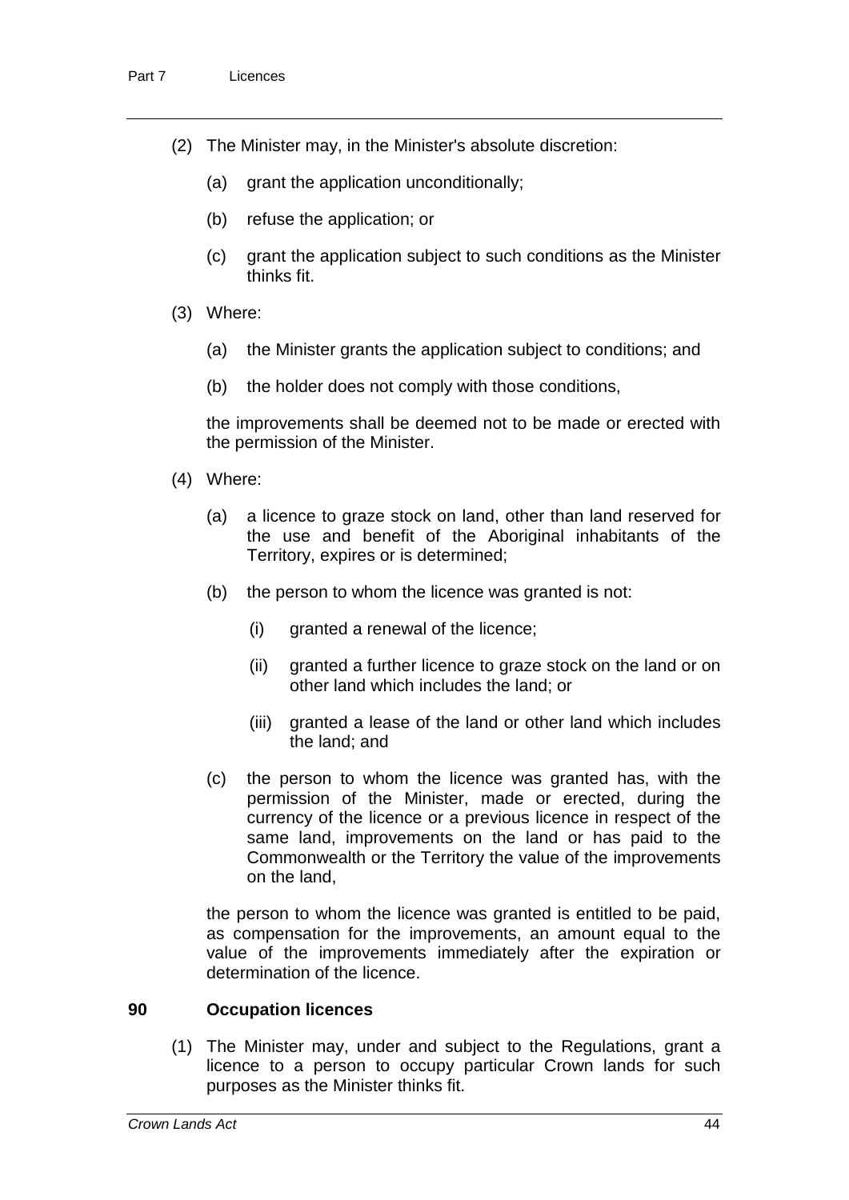(2) The Minister may, in the Minister's absolute discretion:

(a) grant the application unconditionally;

(b) refuse the application; or

(c) grant the application subject to such conditions as the Minister thinks fit.

(3) Where:

(a) the Minister grants the application subject to conditions; and

(b) the holder does not comply with those conditions,

the improvements shall be deemed not to be made or erected with the permission of the Minister.

(4) Where:

(a) a licence to graze stock on land, other than land reserved for the use and benefit of the Aboriginal inhabitants of the Territory, expires or is determined;

(b) the person to whom the licence was granted is not:

(i) granted a renewal of the licence;

(ii) granted a further licence to graze stock on the land or on other land which includes the land; or

(iii) granted a lease of the land or other land which includes the land; and

(c) the person to whom the licence was granted has, with the permission of the Minister, made or erected, during the currency of the licence or a previous licence in respect of the same land, improvements on the land or has paid to the Commonwealth or the Territory the value of the improvements on the land,

the person to whom the licence was granted is entitled to be paid, as compensation for the improvements, an amount equal to the value of the improvements immediately after the expiration or determination of the licence.

## 90 Occupation licences

(1) The Minister may, under and subject to the Regulations, grant a licence to a person to occupy particular Crown lands for such purposes as the Minister thinks fit.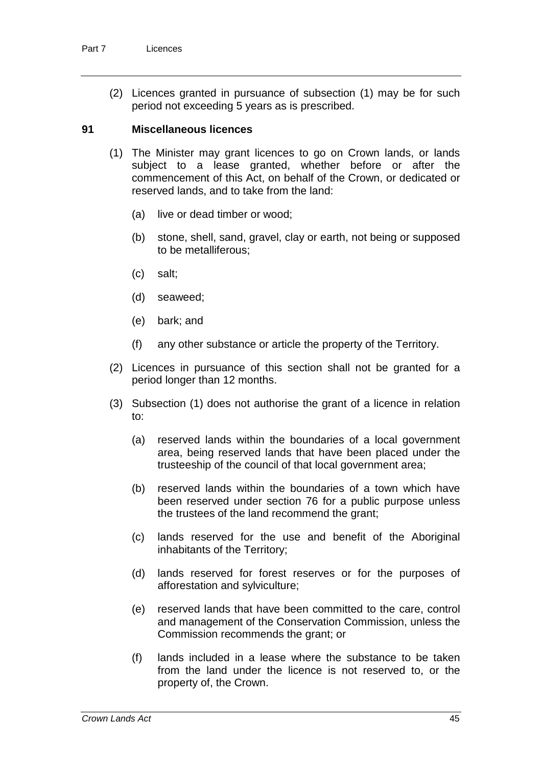(2) Licences granted in pursuance of subsection (1) may be for such period not exceeding 5 years as is prescribed.

**91 Miscellaneous licences**

(1) The Minister may grant licences to go on Crown lands, or lands subject to a lease granted, whether before or after the commencement of this Act, on behalf of the Crown, or dedicated or reserved lands, and to take from the land:

(a) live or dead timber or wood;

(b) stone, shell, sand, gravel, clay or earth, not being or supposed to be metalliferous;

(c) salt;

(d) seaweed;

(e) bark; and

(f) any other substance or article the property of the Territory.

(2) Licences in pursuance of this section shall not be granted for a period longer than 12 months.

(3) Subsection (1) does not authorise the grant of a licence in relation to:

(a) reserved lands within the boundaries of a local government area, being reserved lands that have been placed under the trusteeship of the council of that local government area;

(b) reserved lands within the boundaries of a town which have been reserved under section 76 for a public purpose unless the trustees of the land recommend the grant;

(c) lands reserved for the use and benefit of the Aboriginal inhabitants of the Territory;

(d) lands reserved for forest reserves or for the purposes of afforestation and sylviculture;

(e) reserved lands that have been committed to the care, control and management of the Conservation Commission, unless the Commission recommends the grant; or

(f) lands included in a lease where the substance to be taken from the land under the licence is not reserved to, or the property of, the Crown.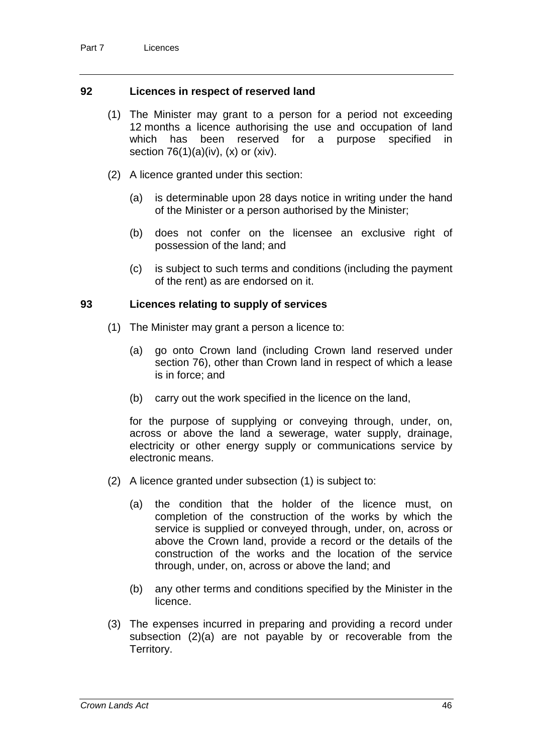### 92 Licences in respect of reserved land

(1) The Minister may grant to a person for a period not exceeding 12 months a licence authorising the use and occupation of land which has been reserved for a purpose specified in section 76(1)(a)(iv), (x) or (xiv).

(2) A licence granted under this section:

(a) is determinable upon 28 days notice in writing under the hand of the Minister or a person authorised by the Minister;

(b) does not confer on the licensee an exclusive right of possession of the land; and

(c) is subject to such terms and conditions (including the payment of the rent) as are endorsed on it.

### 93 Licences relating to supply of services

(1) The Minister may grant a person a licence to:

(a) go onto Crown land (including Crown land reserved under section 76), other than Crown land in respect of which a lease is in force; and

(b) carry out the work specified in the licence on the land,

for the purpose of supplying or conveying through, under, on, across or above the land a sewerage, water supply, drainage, electricity or other energy supply or communications service by electronic means.

(2) A licence granted under subsection (1) is subject to:

(a) the condition that the holder of the licence must, on completion of the construction of the works by which the service is supplied or conveyed through, under, on, across or above the Crown land, provide a record or the details of the construction of the works and the location of the service through, under, on, across or above the land; and

(b) any other terms and conditions specified by the Minister in the licence.

(3) The expenses incurred in preparing and providing a record under subsection (2)(a) are not payable by or recoverable from the Territory.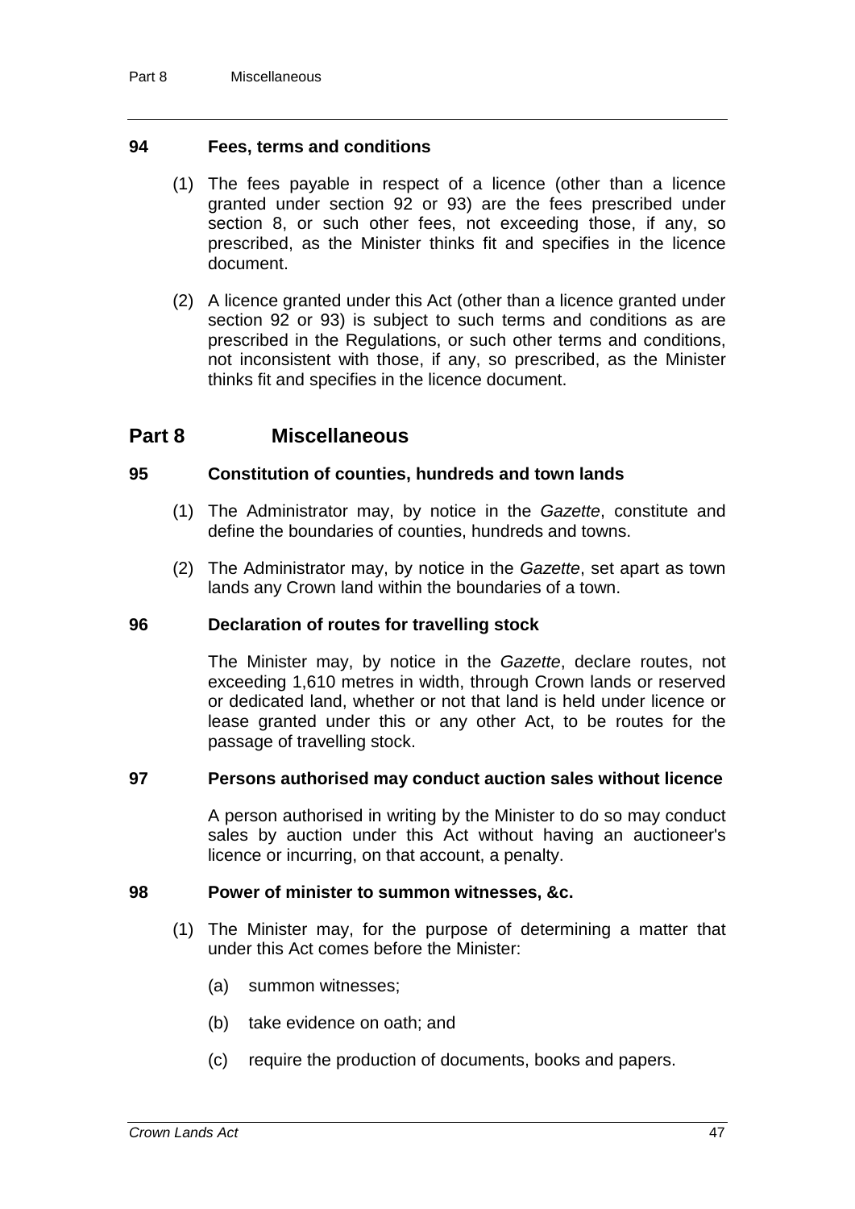### 94 Fees, terms and conditions

(1) The fees payable in respect of a licence (other than a licence granted under section 92 or 93) are the fees prescribed under section 8, or such other fees, not exceeding those, if any, so prescribed, as the Minister thinks fit and specifies in the licence document.

(2) A licence granted under this Act (other than a licence granted under section 92 or 93) is subject to such terms and conditions as are prescribed in the Regulations, or such other terms and conditions, not inconsistent with those, if any, so prescribed, as the Minister thinks fit and specifies in the licence document.

## Part 8 Miscellaneous

### 95 Constitution of counties, hundreds and town lands

(1) The Administrator may, by notice in the *Gazette*, constitute and define the boundaries of counties, hundreds and towns.

(2) The Administrator may, by notice in the *Gazette*, set apart as town lands any Crown land within the boundaries of a town.

### 96 Declaration of routes for travelling stock

The Minister may, by notice in the *Gazette*, declare routes, not exceeding 1,610 metres in width, through Crown lands or reserved or dedicated land, whether or not that land is held under licence or lease granted under this or any other Act, to be routes for the passage of travelling stock.

### 97 Persons authorised may conduct auction sales without licence

A person authorised in writing by the Minister to do so may conduct sales by auction under this Act without having an auctioneer's licence or incurring, on that account, a penalty.

### 98 Power of minister to summon witnesses, &c.

(1) The Minister may, for the purpose of determining a matter that under this Act comes before the Minister:

(a) summon witnesses;

(b) take evidence on oath; and

(c) require the production of documents, books and papers.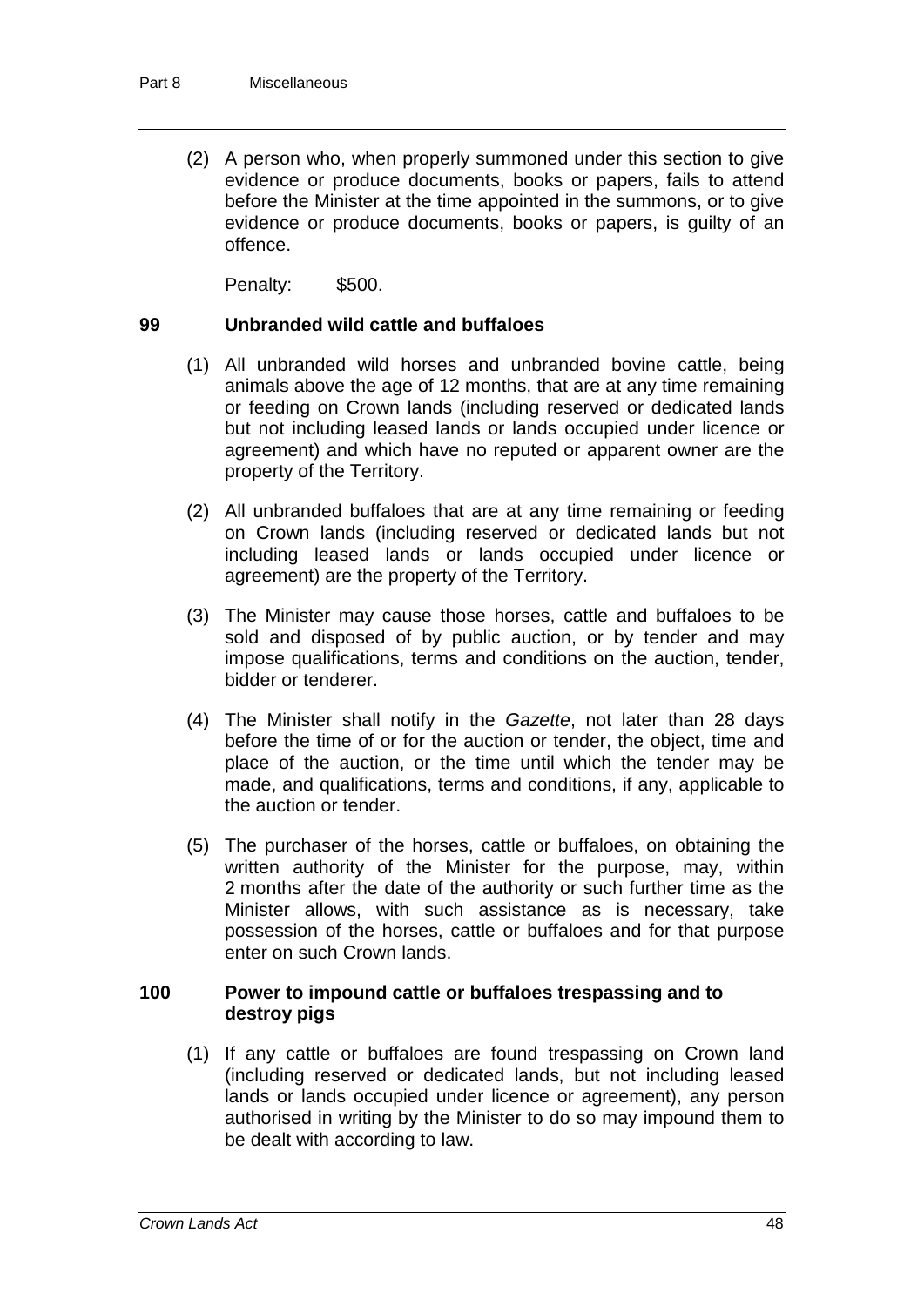(2) A person who, when properly summoned under this section to give evidence or produce documents, books or papers, fails to attend before the Minister at the time appointed in the summons, or to give evidence or produce documents, books or papers, is guilty of an offence.

Penalty: $500.

### 99 Unbranded wild cattle and buffaloes

(1) All unbranded wild horses and unbranded bovine cattle, being animals above the age of 12 months, that are at any time remaining or feeding on Crown lands (including reserved or dedicated lands but not including leased lands or lands occupied under licence or agreement) and which have no reputed or apparent owner are the property of the Territory.

(2) All unbranded buffaloes that are at any time remaining or feeding on Crown lands (including reserved or dedicated lands but not including leased lands or lands occupied under licence or agreement) are the property of the Territory.

(3) The Minister may cause those horses, cattle and buffaloes to be sold and disposed of by public auction, or by tender and may impose qualifications, terms and conditions on the auction, tender, bidder or tenderer.

(4) The Minister shall notify in the *Gazette*, not later than 28 days before the time of or for the auction or tender, the object, time and place of the auction, or the time until which the tender may be made, and qualifications, terms and conditions, if any, applicable to the auction or tender.

(5) The purchaser of the horses, cattle or buffaloes, on obtaining the written authority of the Minister for the purpose, may, within 2 months after the date of the authority or such further time as the Minister allows, with such assistance as is necessary, take possession of the horses, cattle or buffaloes and for that purpose enter on such Crown lands.

### 100 Power to impound cattle or buffaloes trespassing and to destroy pigs

(1) If any cattle or buffaloes are found trespassing on Crown land (including reserved or dedicated lands, but not including leased lands or lands occupied under licence or agreement), any person authorised in writing by the Minister to do so may impound them to be dealt with according to law.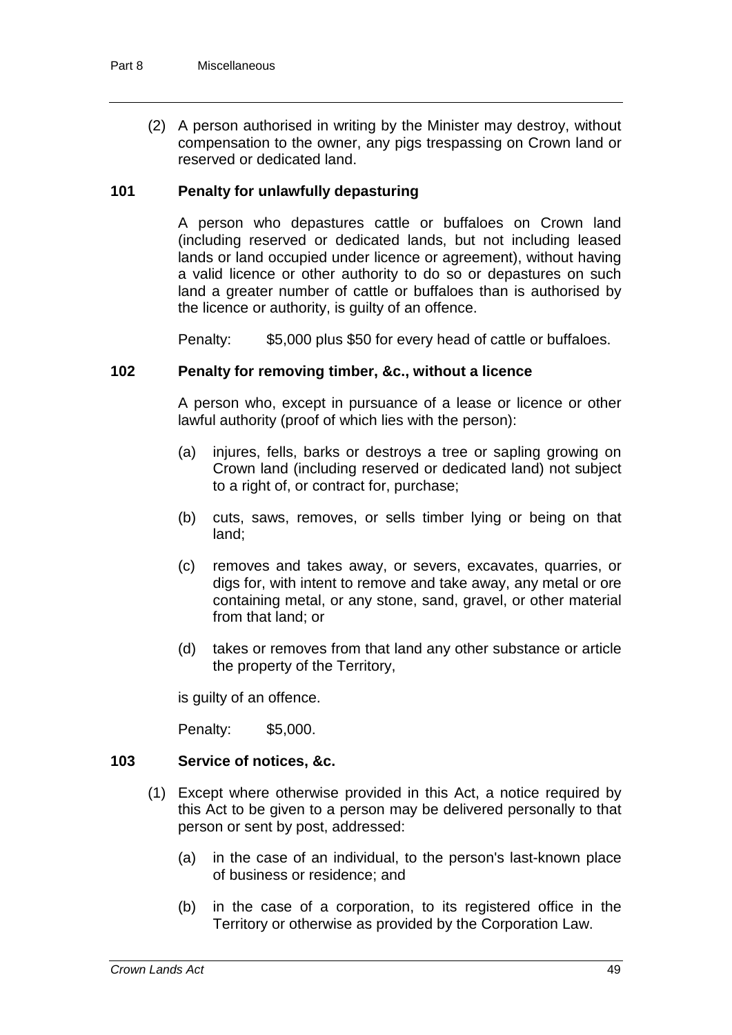(2) A person authorised in writing by the Minister may destroy, without compensation to the owner, any pigs trespassing on Crown land or reserved or dedicated land.

### 101 Penalty for unlawfully depasturing

A person who depastures cattle or buffaloes on Crown land (including reserved or dedicated lands, but not including leased lands or land occupied under licence or agreement), without having a valid licence or other authority to do so or depastures on such land a greater number of cattle or buffaloes than is authorised by the licence or authority, is guilty of an offence.

Penalty: $5,000 plus $50 for every head of cattle or buffaloes.

### 102 Penalty for removing timber, &c., without a licence

A person who, except in pursuance of a lease or licence or other lawful authority (proof of which lies with the person):

(a) injures, fells, barks or destroys a tree or sapling growing on Crown land (including reserved or dedicated land) not subject to a right of, or contract for, purchase;

(b) cuts, saws, removes, or sells timber lying or being on that land;

(c) removes and takes away, or severs, excavates, quarries, or digs for, with intent to remove and take away, any metal or ore containing metal, or any stone, sand, gravel, or other material from that land; or

(d) takes or removes from that land any other substance or article the property of the Territory,

is guilty of an offence.

Penalty: $5,000.

### 103 Service of notices, &c.

(1) Except where otherwise provided in this Act, a notice required by this Act to be given to a person may be delivered personally to that person or sent by post, addressed:

(a) in the case of an individual, to the person's last-known place of business or residence; and

(b) in the case of a corporation, to its registered office in the Territory or otherwise as provided by the Corporation Law.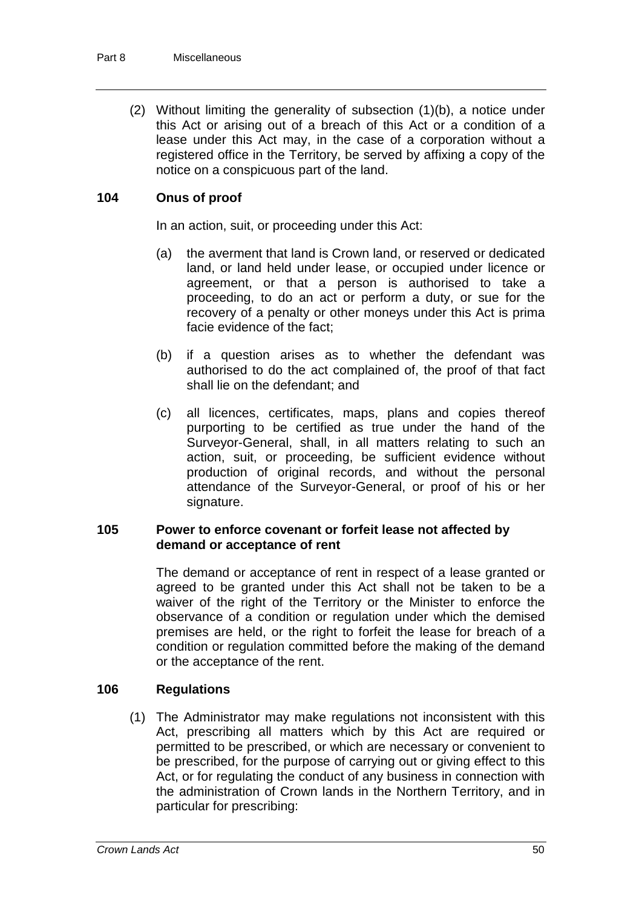(2) Without limiting the generality of subsection (1)(b), a notice under this Act or arising out of a breach of this Act or a condition of a lease under this Act may, in the case of a corporation without a registered office in the Territory, be served by affixing a copy of the notice on a conspicuous part of the land.

### 104 Onus of proof

In an action, suit, or proceeding under this Act:

(a) the averment that land is Crown land, or reserved or dedicated land, or land held under lease, or occupied under licence or agreement, or that a person is authorised to take a proceeding, to do an act or perform a duty, or sue for the recovery of a penalty or other moneys under this Act is prima facie evidence of the fact;

(b) if a question arises as to whether the defendant was authorised to do the act complained of, the proof of that fact shall lie on the defendant; and

(c) all licences, certificates, maps, plans and copies thereof purporting to be certified as true under the hand of the Surveyor-General, shall, in all matters relating to such an action, suit, or proceeding, be sufficient evidence without production of original records, and without the personal attendance of the Surveyor-General, or proof of his or her signature.

### 105 Power to enforce covenant or forfeit lease not affected by demand or acceptance of rent

The demand or acceptance of rent in respect of a lease granted or agreed to be granted under this Act shall not be taken to be a waiver of the right of the Territory or the Minister to enforce the observance of a condition or regulation under which the demised premises are held, or the right to forfeit the lease for breach of a condition or regulation committed before the making of the demand or the acceptance of the rent.

### 106 Regulations

(1) The Administrator may make regulations not inconsistent with this Act, prescribing all matters which by this Act are required or permitted to be prescribed, or which are necessary or convenient to be prescribed, for the purpose of carrying out or giving effect to this Act, or for regulating the conduct of any business in connection with the administration of Crown lands in the Northern Territory, and in particular for prescribing: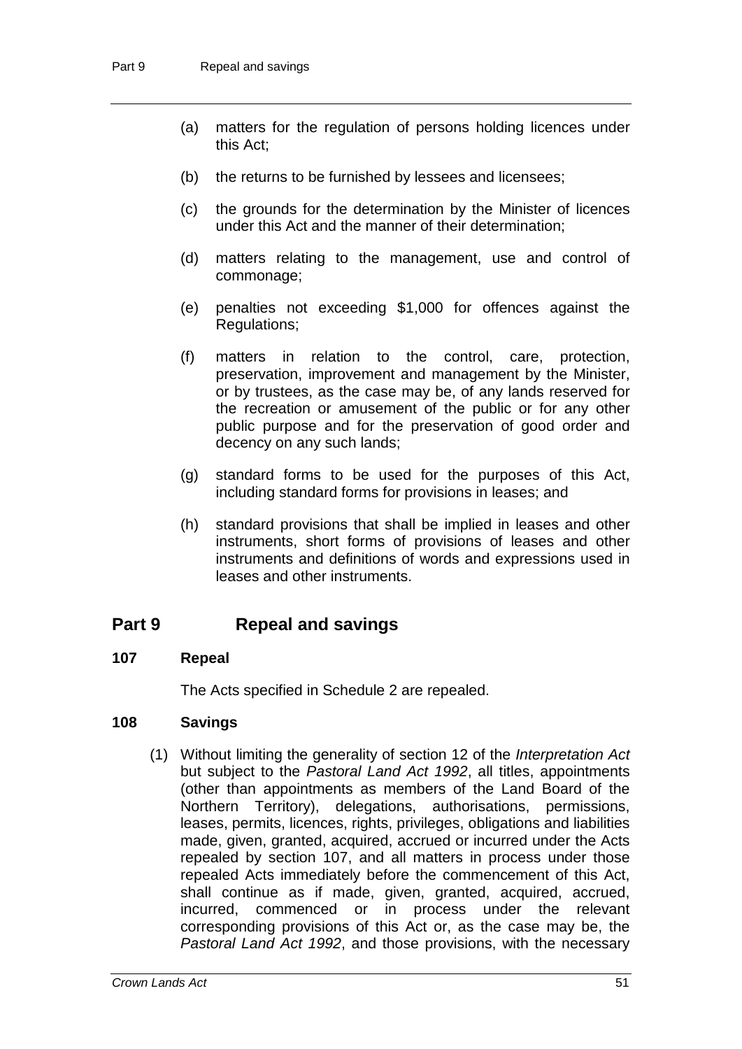(a) matters for the regulation of persons holding licences under this Act;

(b) the returns to be furnished by lessees and licensees;

(c) the grounds for the determination by the Minister of licences under this Act and the manner of their determination;

(d) matters relating to the management, use and control of commonage;

(e) penalties not exceeding $1,000 for offences against the Regulations;

(f) matters in relation to the control, care, protection, preservation, improvement and management by the Minister, or by trustees, as the case may be, of any lands reserved for the recreation or amusement of the public or for any other public purpose and for the preservation of good order and decency on any such lands;

(g) standard forms to be used for the purposes of this Act, including standard forms for provisions in leases; and

(h) standard provisions that shall be implied in leases and other instruments, short forms of provisions of leases and other instruments and definitions of words and expressions used in leases and other instruments.

## Part 9 Repeal and savings

### 107 Repeal

The Acts specified in Schedule 2 are repealed.

### 108 Savings

(1) Without limiting the generality of section 12 of the *Interpretation Act* but subject to the *Pastoral Land Act 1992*, all titles, appointments (other than appointments as members of the Land Board of the Northern Territory), delegations, authorisations, permissions, leases, permits, licences, rights, privileges, obligations and liabilities made, given, granted, acquired, accrued or incurred under the Acts repealed by section 107, and all matters in process under those repealed Acts immediately before the commencement of this Act, shall continue as if made, given, granted, acquired, accrued, incurred, commenced or in process under the relevant corresponding provisions of this Act or, as the case may be, the *Pastoral Land Act 1992*, and those provisions, with the necessary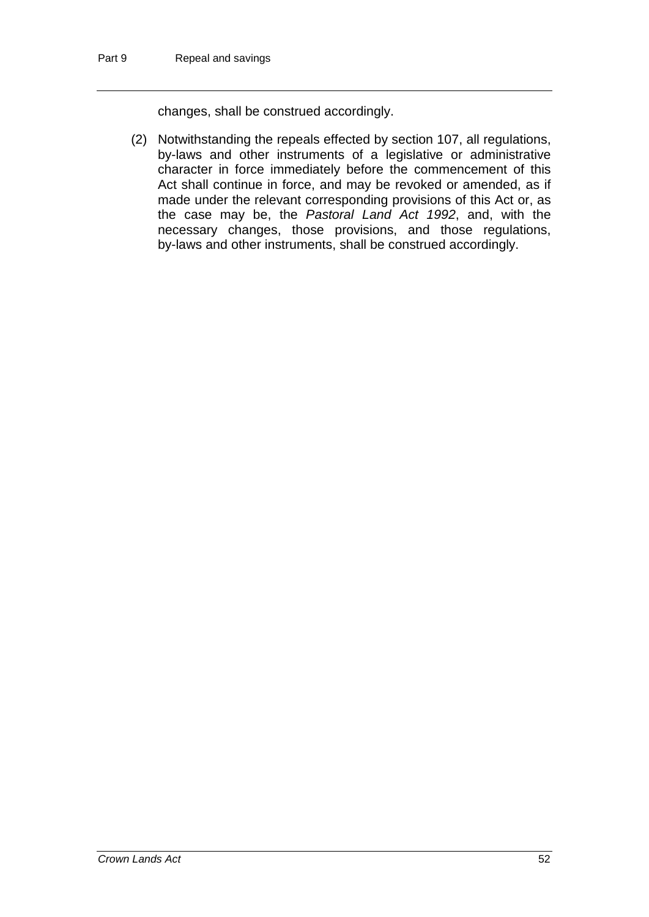changes, shall be construed accordingly.

(2) Notwithstanding the repeals effected by section 107, all regulations, by-laws and other instruments of a legislative or administrative character in force immediately before the commencement of this Act shall continue in force, and may be revoked or amended, as if made under the relevant corresponding provisions of this Act or, as the case may be, the *Pastoral Land Act 1992*, and, with the necessary changes, those provisions, and those regulations, by-laws and other instruments, shall be construed accordingly.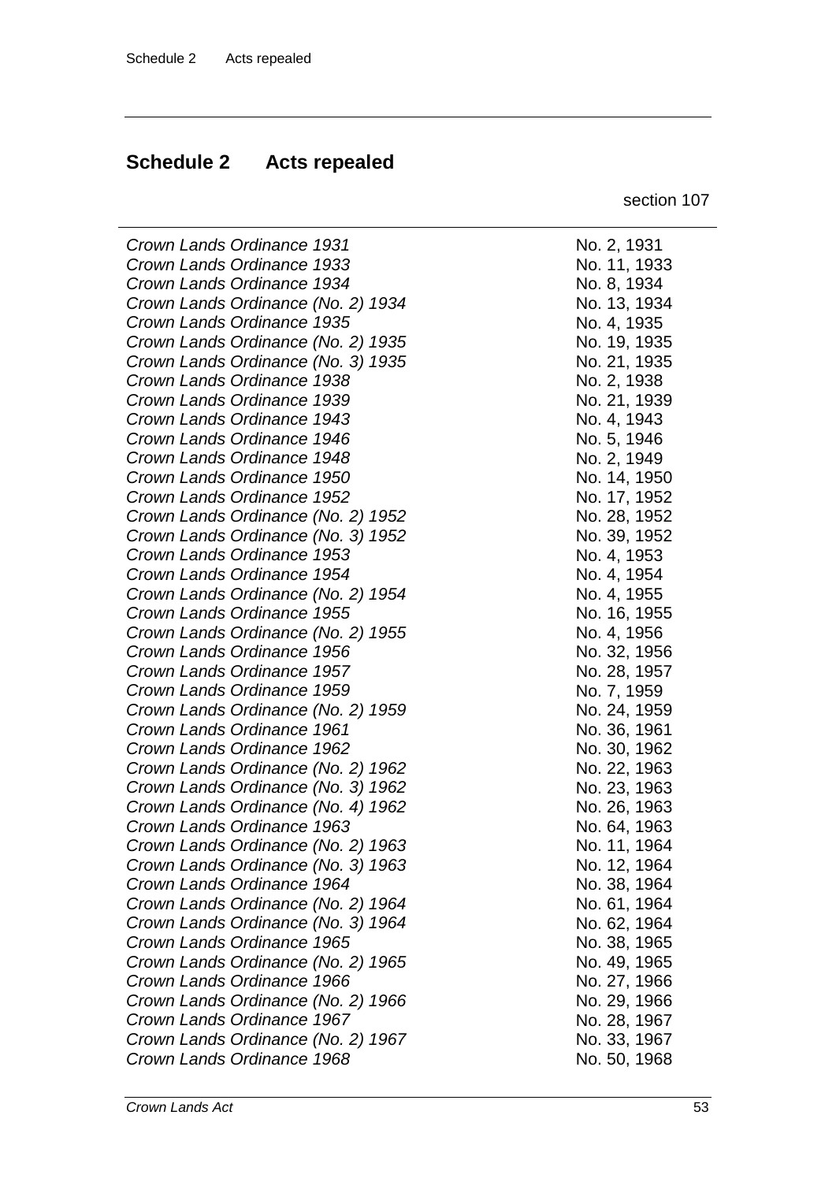## Schedule 2 Acts repealed

section 107

| | |
|---|---|
| *Crown Lands Ordinance 1931* | No. 2, 1931 |
| *Crown Lands Ordinance 1933* | No. 11, 1933 |
| *Crown Lands Ordinance 1934* | No. 8, 1934 |
| *Crown Lands Ordinance (No. 2) 1934* | No. 13, 1934 |
| *Crown Lands Ordinance 1935* | No. 4, 1935 |
| *Crown Lands Ordinance (No. 2) 1935* | No. 19, 1935 |
| *Crown Lands Ordinance (No. 3) 1935* | No. 21, 1935 |
| *Crown Lands Ordinance 1938* | No. 2, 1938 |
| *Crown Lands Ordinance 1939* | No. 21, 1939 |
| *Crown Lands Ordinance 1943* | No. 4, 1943 |
| *Crown Lands Ordinance 1946* | No. 5, 1946 |
| *Crown Lands Ordinance 1948* | No. 2, 1949 |
| *Crown Lands Ordinance 1950* | No. 14, 1950 |
| *Crown Lands Ordinance 1952* | No. 17, 1952 |
| *Crown Lands Ordinance (No. 2) 1952* | No. 28, 1952 |
| *Crown Lands Ordinance (No. 3) 1952* | No. 39, 1952 |
| *Crown Lands Ordinance 1953* | No. 4, 1953 |
| *Crown Lands Ordinance 1954* | No. 4, 1954 |
| *Crown Lands Ordinance (No. 2) 1954* | No. 4, 1955 |
| *Crown Lands Ordinance 1955* | No. 16, 1955 |
| *Crown Lands Ordinance (No. 2) 1955* | No. 4, 1956 |
| *Crown Lands Ordinance 1956* | No. 32, 1956 |
| *Crown Lands Ordinance 1957* | No. 28, 1957 |
| *Crown Lands Ordinance 1959* | No. 7, 1959 |
| *Crown Lands Ordinance (No. 2) 1959* | No. 24, 1959 |
| *Crown Lands Ordinance 1961* | No. 36, 1961 |
| *Crown Lands Ordinance 1962* | No. 30, 1962 |
| *Crown Lands Ordinance (No. 2) 1962* | No. 22, 1963 |
| *Crown Lands Ordinance (No. 3) 1962* | No. 23, 1963 |
| *Crown Lands Ordinance (No. 4) 1962* | No. 26, 1963 |
| *Crown Lands Ordinance 1963* | No. 64, 1963 |
| *Crown Lands Ordinance (No. 2) 1963* | No. 11, 1964 |
| *Crown Lands Ordinance (No. 3) 1963* | No. 12, 1964 |
| *Crown Lands Ordinance 1964* | No. 38, 1964 |
| *Crown Lands Ordinance (No. 2) 1964* | No. 61, 1964 |
| *Crown Lands Ordinance (No. 3) 1964* | No. 62, 1964 |
| *Crown Lands Ordinance 1965* | No. 38, 1965 |
| *Crown Lands Ordinance (No. 2) 1965* | No. 49, 1965 |
| *Crown Lands Ordinance 1966* | No. 27, 1966 |
| *Crown Lands Ordinance (No. 2) 1966* | No. 29, 1966 |
| *Crown Lands Ordinance 1967* | No. 28, 1967 |
| *Crown Lands Ordinance (No. 2) 1967* | No. 33, 1967 |
| *Crown Lands Ordinance 1968* | No. 50, 1968 |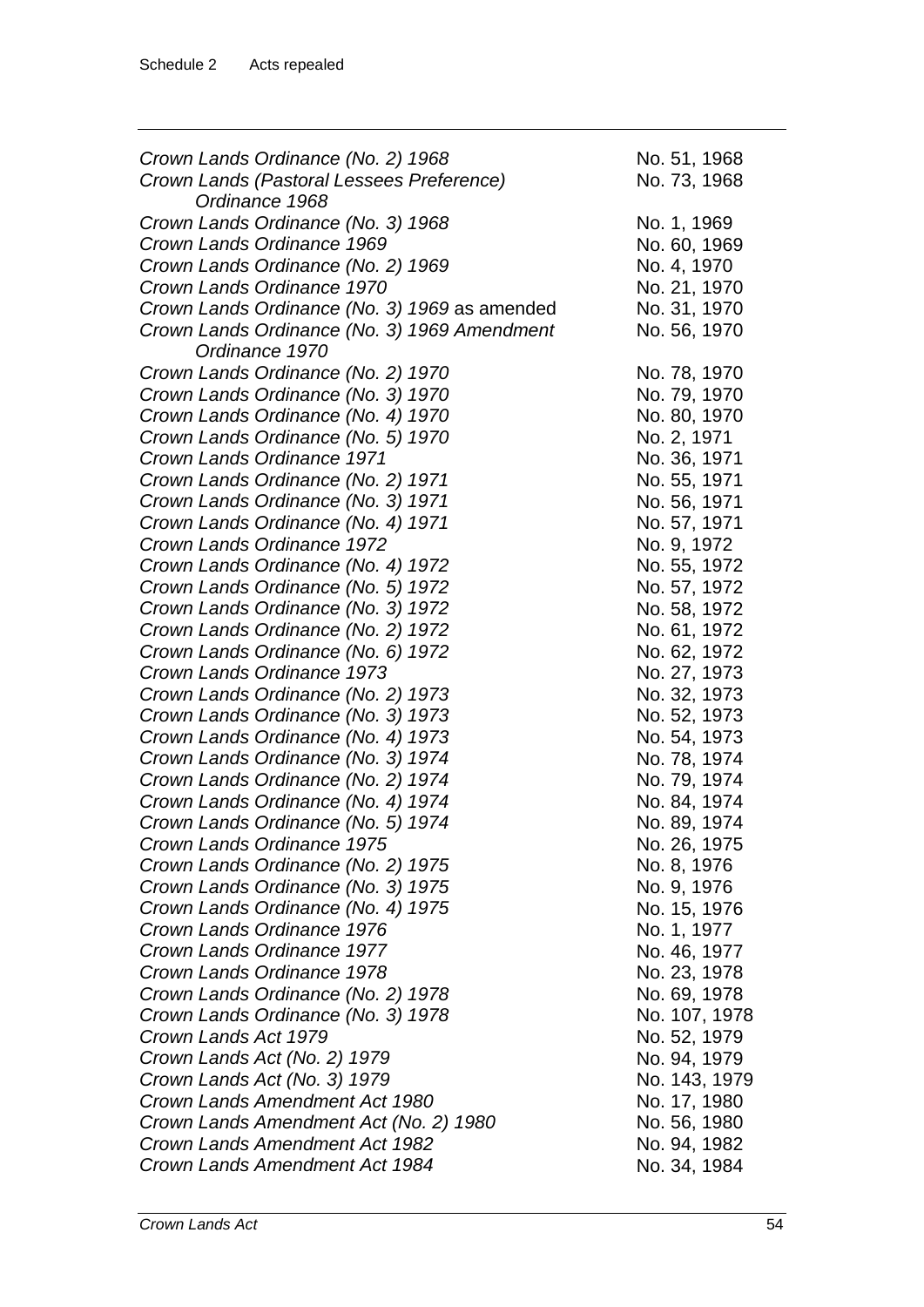| | |
|---|---|
| *Crown Lands Ordinance (No. 2) 1968* | No. 51, 1968 |
| *Crown Lands (Pastoral Lessees Preference) Ordinance 1968* | No. 73, 1968 |
| *Crown Lands Ordinance (No. 3) 1968* | No. 1, 1969 |
| *Crown Lands Ordinance 1969* | No. 60, 1969 |
| *Crown Lands Ordinance (No. 2) 1969* | No. 4, 1970 |
| *Crown Lands Ordinance 1970* | No. 21, 1970 |
| *Crown Lands Ordinance (No. 3) 1969* as amended | No. 31, 1970 |
| *Crown Lands Ordinance (No. 3) 1969 Amendment Ordinance 1970* | No. 56, 1970 |
| *Crown Lands Ordinance (No. 2) 1970* | No. 78, 1970 |
| *Crown Lands Ordinance (No. 3) 1970* | No. 79, 1970 |
| *Crown Lands Ordinance (No. 4) 1970* | No. 80, 1970 |
| *Crown Lands Ordinance (No. 5) 1970* | No. 2, 1971 |
| *Crown Lands Ordinance 1971* | No. 36, 1971 |
| *Crown Lands Ordinance (No. 2) 1971* | No. 55, 1971 |
| *Crown Lands Ordinance (No. 3) 1971* | No. 56, 1971 |
| *Crown Lands Ordinance (No. 4) 1971* | No. 57, 1971 |
| *Crown Lands Ordinance 1972* | No. 9, 1972 |
| *Crown Lands Ordinance (No. 4) 1972* | No. 55, 1972 |
| *Crown Lands Ordinance (No. 5) 1972* | No. 57, 1972 |
| *Crown Lands Ordinance (No. 3) 1972* | No. 58, 1972 |
| *Crown Lands Ordinance (No. 2) 1972* | No. 61, 1972 |
| *Crown Lands Ordinance (No. 6) 1972* | No. 62, 1972 |
| *Crown Lands Ordinance 1973* | No. 27, 1973 |
| *Crown Lands Ordinance (No. 2) 1973* | No. 32, 1973 |
| *Crown Lands Ordinance (No. 3) 1973* | No. 52, 1973 |
| *Crown Lands Ordinance (No. 4) 1973* | No. 54, 1973 |
| *Crown Lands Ordinance (No. 3) 1974* | No. 78, 1974 |
| *Crown Lands Ordinance (No. 2) 1974* | No. 79, 1974 |
| *Crown Lands Ordinance (No. 4) 1974* | No. 84, 1974 |
| *Crown Lands Ordinance (No. 5) 1974* | No. 89, 1974 |
| *Crown Lands Ordinance 1975* | No. 26, 1975 |
| *Crown Lands Ordinance (No. 2) 1975* | No. 8, 1976 |
| *Crown Lands Ordinance (No. 3) 1975* | No. 9, 1976 |
| *Crown Lands Ordinance (No. 4) 1975* | No. 15, 1976 |
| *Crown Lands Ordinance 1976* | No. 1, 1977 |
| *Crown Lands Ordinance 1977* | No. 46, 1977 |
| *Crown Lands Ordinance 1978* | No. 23, 1978 |
| *Crown Lands Ordinance (No. 2) 1978* | No. 69, 1978 |
| *Crown Lands Ordinance (No. 3) 1978* | No. 107, 1978 |
| *Crown Lands Act 1979* | No. 52, 1979 |
| *Crown Lands Act (No. 2) 1979* | No. 94, 1979 |
| *Crown Lands Act (No. 3) 1979* | No. 143, 1979 |
| *Crown Lands Amendment Act 1980* | No. 17, 1980 |
| *Crown Lands Amendment Act (No. 2) 1980* | No. 56, 1980 |
| *Crown Lands Amendment Act 1982* | No. 94, 1982 |
| *Crown Lands Amendment Act 1984* | No. 34, 1984 |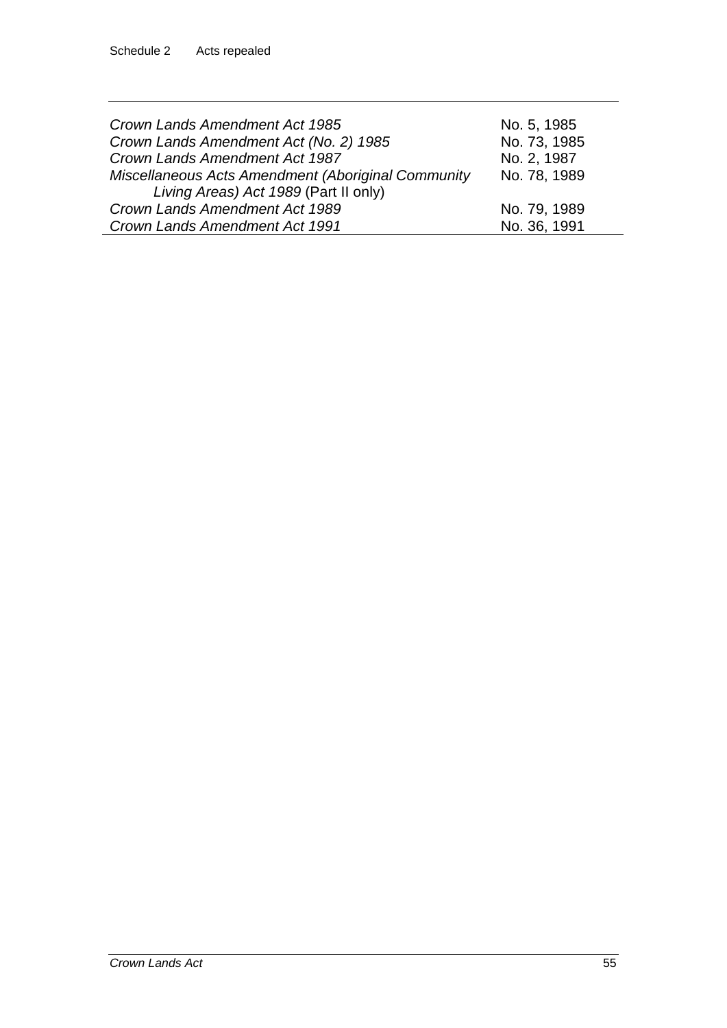| | |
|---|---|
| *Crown Lands Amendment Act 1985* | No. 5, 1985 |
| *Crown Lands Amendment Act (No. 2) 1985* | No. 73, 1985 |
| *Crown Lands Amendment Act 1987* | No. 2, 1987 |
| *Miscellaneous Acts Amendment (Aboriginal Community Living Areas) Act 1989* (Part II only) | No. 78, 1989 |
| *Crown Lands Amendment Act 1989* | No. 79, 1989 |
| *Crown Lands Amendment Act 1991* | No. 36, 1991 |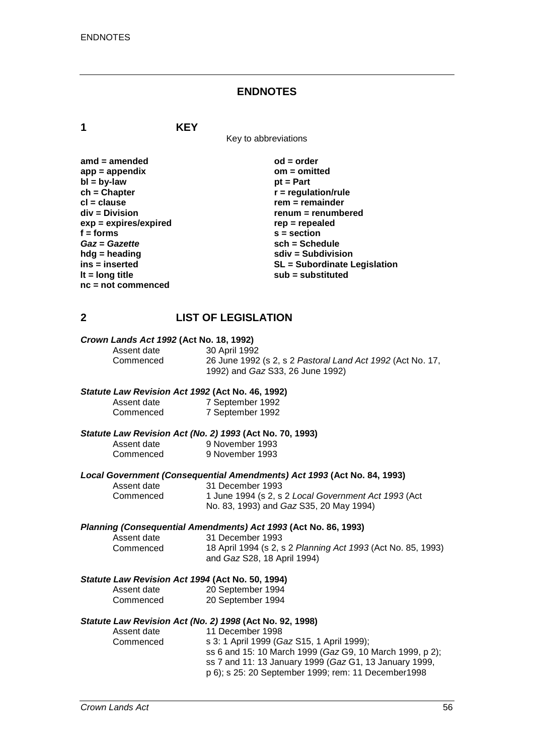# ENDNOTES

## 1 KEY

Key to abbreviations

| | |
|---|---|
| **amd = amended** | **od = order** |
| **app = appendix** | **om = omitted** |
| **bl = by-law** | **pt = Part** |
| **ch = Chapter** | **r = regulation/rule** |
| **cl = clause** | **rem = remainder** |
| **div = Division** | **renum = renumbered** |
| **exp = expires/expired** | **rep = repealed** |
| **f = forms** | **s = section** |
| ***Gaz* = *Gazette*** | **sch = Schedule** |
| **hdg = heading** | **sdiv = Subdivision** |
| **ins = inserted** | **SL = Subordinate Legislation** |
| **lt = long title** | **sub = substituted** |
| **nc = not commenced** | |

## 2 LIST OF LEGISLATION

***Crown Lands Act 1992* (Act No. 18, 1992)**

| | |
|---|---|
| Assent date | 30 April 1992 |
| Commenced | 26 June 1992 (s 2, s 2 *Pastoral Land Act 1992* (Act No. 17, 1992) and *Gaz* S33, 26 June 1992) |

***Statute Law Revision Act 1992* (Act No. 46, 1992)**

| | |
|---|---|
| Assent date | 7 September 1992 |
| Commenced | 7 September 1992 |

***Statute Law Revision Act (No. 2) 1993* (Act No. 70, 1993)**

| | |
|---|---|
| Assent date | 9 November 1993 |
| Commenced | 9 November 1993 |

***Local Government (Consequential Amendments) Act 1993* (Act No. 84, 1993)**

| | |
|---|---|
| Assent date | 31 December 1993 |
| Commenced | 1 June 1994 (s 2, s 2 *Local Government Act 1993* (Act No. 83, 1993) and *Gaz* S35, 20 May 1994) |

***Planning (Consequential Amendments) Act 1993* (Act No. 86, 1993)**

| | |
|---|---|
| Assent date | 31 December 1993 |
| Commenced | 18 April 1994 (s 2, s 2 *Planning Act 1993* (Act No. 85, 1993) and *Gaz* S28, 18 April 1994) |

***Statute Law Revision Act 1994* (Act No. 50, 1994)**

| | |
|---|---|
| Assent date | 20 September 1994 |
| Commenced | 20 September 1994 |

***Statute Law Revision Act (No. 2) 1998* (Act No. 92, 1998)**

| | |
|---|---|
| Assent date | 11 December 1998 |
| Commenced | s 3: 1 April 1999 (*Gaz* S15, 1 April 1999); ss 6 and 15: 10 March 1999 (*Gaz* G9, 10 March 1999, p 2); ss 7 and 11: 13 January 1999 (*Gaz* G1, 13 January 1999, p 6); s 25: 20 September 1999; rem: 11 December1998 |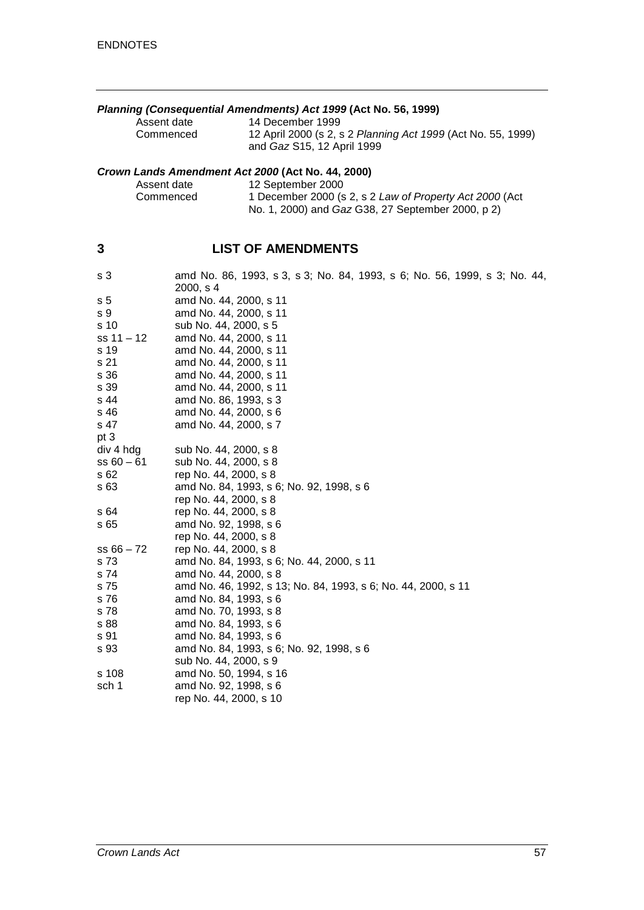***Planning (Consequential Amendments) Act 1999* (Act No. 56, 1999)**

| | |
|---|---|
| Assent date | 14 December 1999 |
| Commenced | 12 April 2000 (s 2, s 2 *Planning Act 1999* (Act No. 55, 1999) and *Gaz* S15, 12 April 1999 |

***Crown Lands Amendment Act 2000* (Act No. 44, 2000)**

| | |
|---|---|
| Assent date | 12 September 2000 |
| Commenced | 1 December 2000 (s 2, s 2 *Law of Property Act 2000* (Act No. 1, 2000) and *Gaz* G38, 27 September 2000, p 2) |

## 3 LIST OF AMENDMENTS

| | |
|---|---|
| s 3 | amd No. 86, 1993, s 3, s 3; No. 84, 1993, s 6; No. 56, 1999, s 3; No. 44, 2000, s 4 |
| s 5 | amd No. 44, 2000, s 11 |
| s 9 | amd No. 44, 2000, s 11 |
| s 10 | sub No. 44, 2000, s 5 |
| ss 11 – 12 | amd No. 44, 2000, s 11 |
| s 19 | amd No. 44, 2000, s 11 |
| s 21 | amd No. 44, 2000, s 11 |
| s 36 | amd No. 44, 2000, s 11 |
| s 39 | amd No. 44, 2000, s 11 |
| s 44 | amd No. 86, 1993, s 3 |
| s 46 | amd No. 44, 2000, s 6 |
| s 47 | amd No. 44, 2000, s 7 |
| pt 3 | |
| div 4 hdg | sub No. 44, 2000, s 8 |
| ss 60 – 61 | sub No. 44, 2000, s 8 |
| s 62 | rep No. 44, 2000, s 8 |
| s 63 | amd No. 84, 1993, s 6; No. 92, 1998, s 6 |
| | rep No. 44, 2000, s 8 |
| s 64 | rep No. 44, 2000, s 8 |
| s 65 | amd No. 92, 1998, s 6 |
| | rep No. 44, 2000, s 8 |
| ss 66 – 72 | rep No. 44, 2000, s 8 |
| s 73 | amd No. 84, 1993, s 6; No. 44, 2000, s 11 |
| s 74 | amd No. 44, 2000, s 8 |
| s 75 | amd No. 46, 1992, s 13; No. 84, 1993, s 6; No. 44, 2000, s 11 |
| s 76 | amd No. 84, 1993, s 6 |
| s 78 | amd No. 70, 1993, s 8 |
| s 88 | amd No. 84, 1993, s 6 |
| s 91 | amd No. 84, 1993, s 6 |
| s 93 | amd No. 84, 1993, s 6; No. 92, 1998, s 6 |
| | sub No. 44, 2000, s 9 |
| s 108 | amd No. 50, 1994, s 16 |
| sch 1 | amd No. 92, 1998, s 6 |
| | rep No. 44, 2000, s 10 |